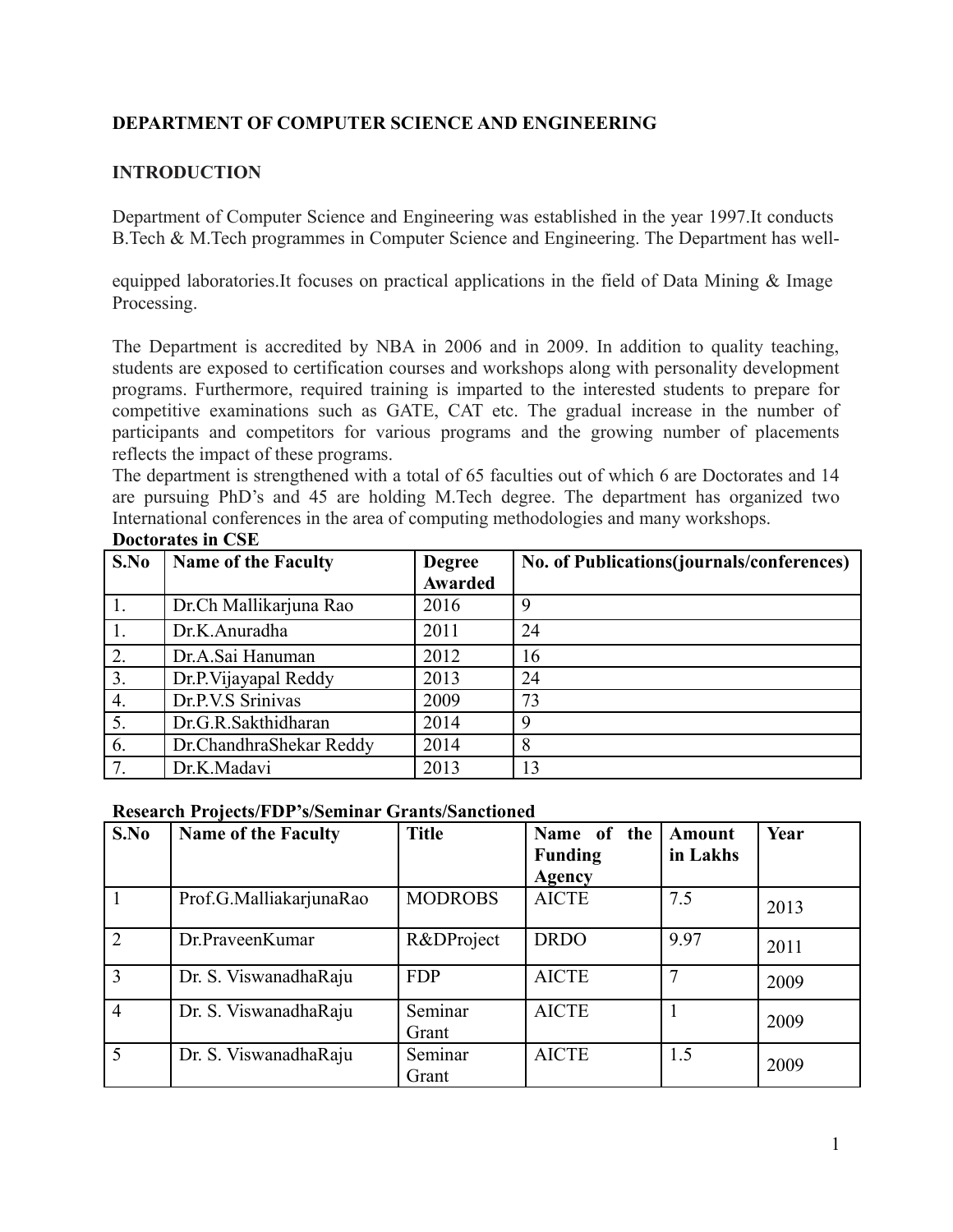## DEPARTMENT OF COMPUTER SCIENCE AND ENGINEERING

### INTRODUCTION

Department of Computer Science and Engineering was established in the year 1997.It conducts B.Tech & M.Tech programmes in Computer Science and Engineering. The Department has well-equipped laboratories.It focuses on practical applications in the field of Data Mining & Image Processing.

The Department is accredited by NBA in 2006 and in 2009. In addition to quality teaching, students are exposed to certification courses and workshops along with personality development programs. Furthermore, required training is imparted to the interested students to prepare for competitive examinations such as GATE, CAT etc. The gradual increase in the number of participants and competitors for various programs and the growing number of placements reflects the impact of these programs.

The department is strengthened with a total of 65 faculties out of which 6 are Doctorates and 14 are pursuing PhD's and 45 are holding M.Tech degree. The department has organized two International conferences in the area of computing methodologies and many workshops.

**Doctorates in CSE**

| S.No | Name of the Faculty | Degree Awarded | No. of Publications(journals/conferences) |
|---|---|---|---|
| 1. | Dr.Ch Mallikarjuna Rao | 2016 | 9 |
| 1. | Dr.K.Anuradha | 2011 | 24 |
| 2. | Dr.A.Sai Hanuman | 2012 | 16 |
| 3. | Dr.P.Vijayapal Reddy | 2013 | 24 |
| 4. | Dr.P.V.S Srinivas | 2009 | 73 |
| 5. | Dr.G.R.Sakthidharan | 2014 | 9 |
| 6. | Dr.ChandhraShekar Reddy | 2014 | 8 |
| 7. | Dr.K.Madavi | 2013 | 13 |

**Research Projects/FDP's/Seminar Grants/Sanctioned**

| S.No | Name of the Faculty | Title | Name of the Funding Agency | Amount in Lakhs | Year |
|---|---|---|---|---|---|
| 1 | Prof.G.MalliakarjunaRao | MODROBS | AICTE | 7.5 | 2013 |
| 2 | Dr.PraveenKumar | R&DProject | DRDO | 9.97 | 2011 |
| 3 | Dr. S. ViswanadhaRaju | FDP | AICTE | 7 | 2009 |
| 4 | Dr. S. ViswanadhaRaju | Seminar Grant | AICTE | 1 | 2009 |
| 5 | Dr. S. ViswanadhaRaju | Seminar Grant | AICTE | 1.5 | 2009 |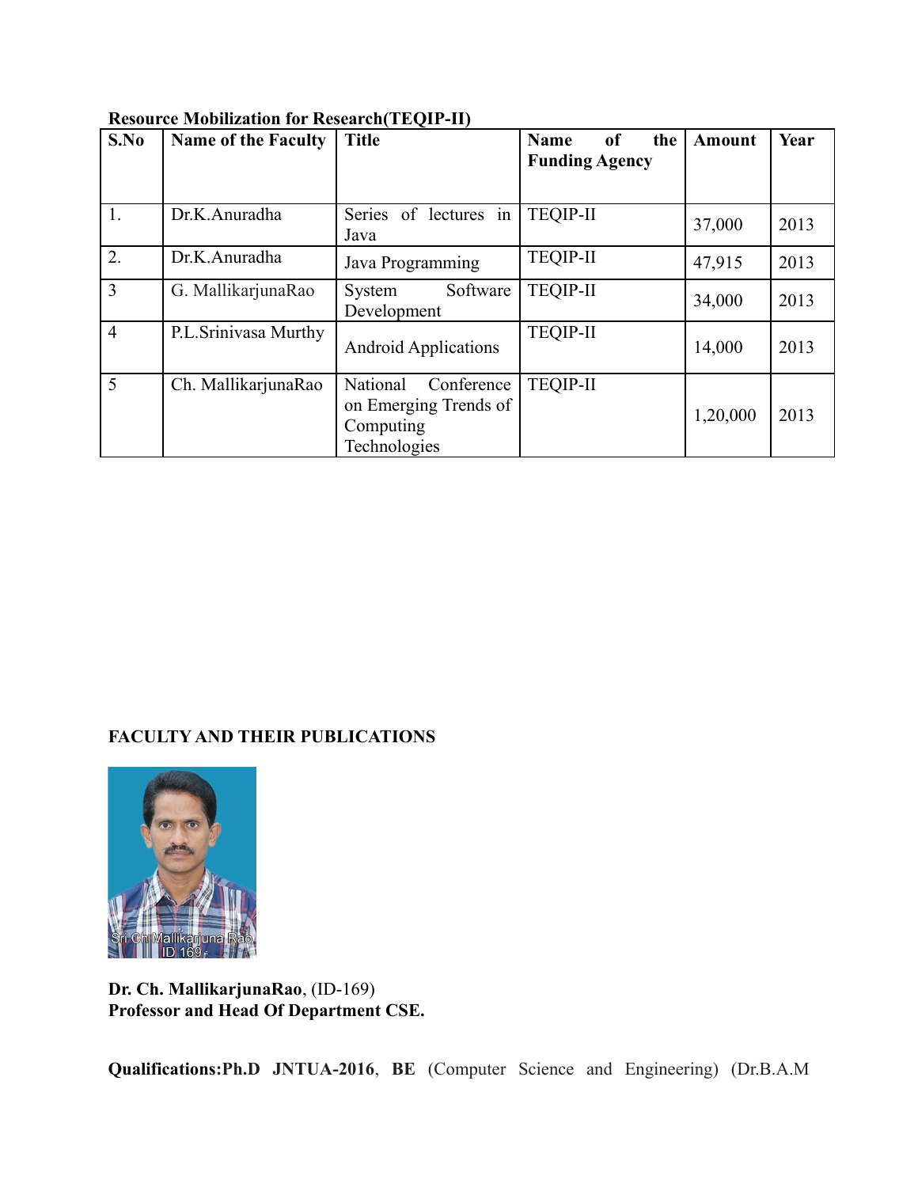**Resource Mobilization for Research(TEQIP-II)**

| S.No | Name of the Faculty | Title | Name of the Funding Agency | Amount | Year |
|---|---|---|---|---|---|
| 1. | Dr.K.Anuradha | Series of lectures in Java | TEQIP-II | 37,000 | 2013 |
| 2. | Dr.K.Anuradha | Java Programming | TEQIP-II | 47,915 | 2013 |
| 3 | G. MallikarjunaRao | System Software Development | TEQIP-II | 34,000 | 2013 |
| 4 | P.L.Srinivasa Murthy | Android Applications | TEQIP-II | 14,000 | 2013 |
| 5 | Ch. MallikarjunaRao | National Conference on Emerging Trends of Computing Technologies | TEQIP-II | 1,20,000 | 2013 |

**FACULTY AND THEIR PUBLICATIONS**

**Dr. Ch. MallikarjunaRao**, (ID-169)
**Professor and Head Of Department CSE.**

**Qualifications:Ph.D JNTUA-2016**, **BE** (Computer Science and Engineering) (Dr.B.A.M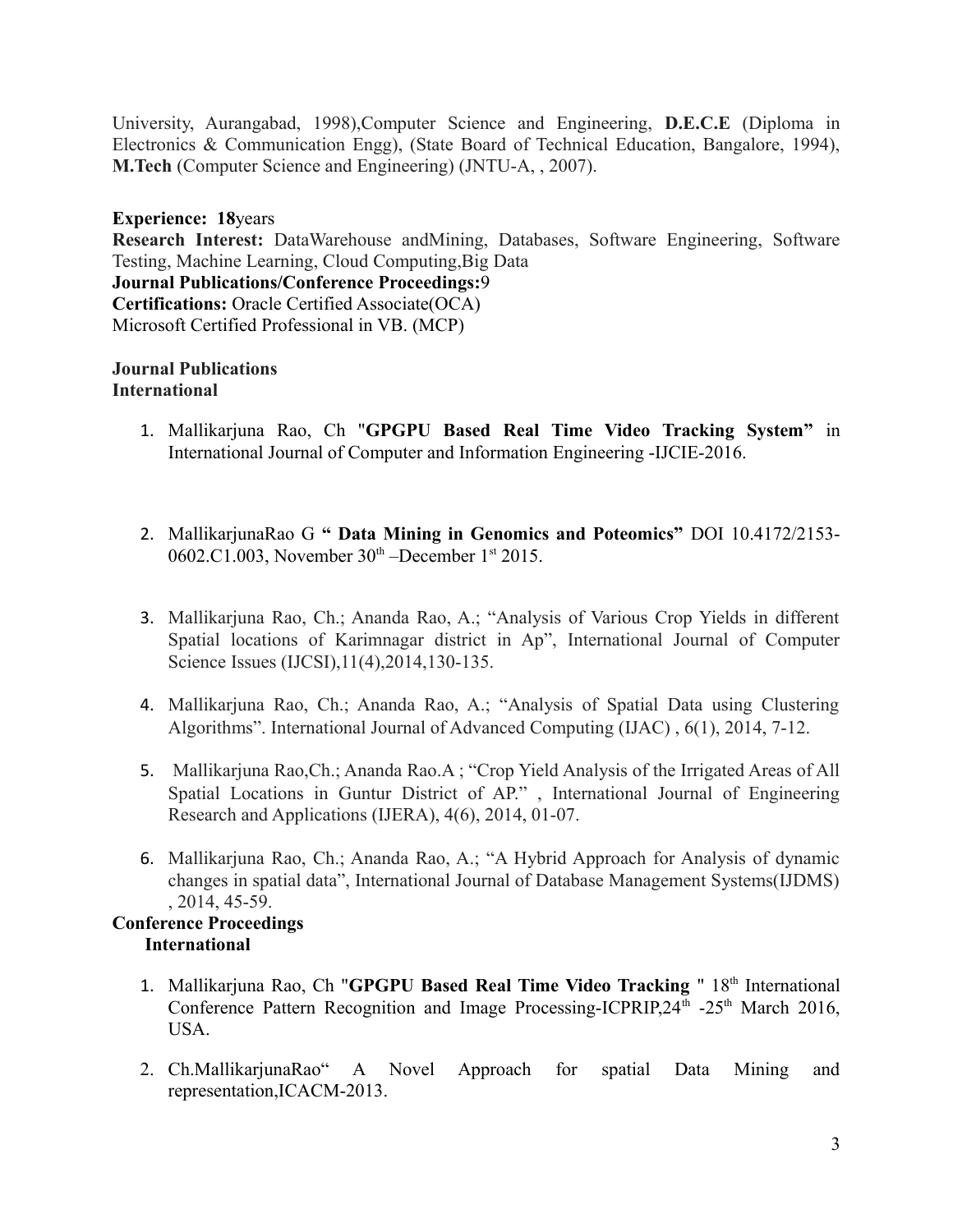University, Aurangabad, 1998),Computer Science and Engineering, **D.E.C.E** (Diploma in Electronics & Communication Engg), (State Board of Technical Education, Bangalore, 1994), **M.Tech** (Computer Science and Engineering) (JNTU-A, , 2007).

**Experience: 18**years
**Research Interest:** DataWarehouse andMining, Databases, Software Engineering, Software Testing, Machine Learning, Cloud Computing,Big Data
**Journal Publications/Conference Proceedings:**9
**Certifications:** Oracle Certified Associate(OCA)
Microsoft Certified Professional in VB. (MCP)

**Journal Publications**
**International**

1. Mallikarjuna Rao, Ch "**GPGPU Based Real Time Video Tracking System"** in International Journal of Computer and Information Engineering -IJCIE-2016.

2. MallikarjunaRao G **" Data Mining in Genomics and Poteomics"** DOI 10.4172/2153-0602.C1.003, November 30th –December 1st 2015.

3. Mallikarjuna Rao, Ch.; Ananda Rao, A.; "Analysis of Various Crop Yields in different Spatial locations of Karimnagar district in Ap", International Journal of Computer Science Issues (IJCSI),11(4),2014,130-135.

4. Mallikarjuna Rao, Ch.; Ananda Rao, A.; "Analysis of Spatial Data using Clustering Algorithms". International Journal of Advanced Computing (IJAC) , 6(1), 2014, 7-12.

5. Mallikarjuna Rao,Ch.; Ananda Rao.A ; "Crop Yield Analysis of the Irrigated Areas of All Spatial Locations in Guntur District of AP." , International Journal of Engineering Research and Applications (IJERA), 4(6), 2014, 01-07.

6. Mallikarjuna Rao, Ch.; Ananda Rao, A.; "A Hybrid Approach for Analysis of dynamic changes in spatial data", International Journal of Database Management Systems(IJDMS) , 2014, 45-59.

**Conference Proceedings**
**International**

1. Mallikarjuna Rao, Ch "**GPGPU Based Real Time Video Tracking** " 18th International Conference Pattern Recognition and Image Processing-ICPRIP,24th -25th March 2016, USA.

2. Ch.MallikarjunaRao" A Novel Approach for spatial Data Mining and representation,ICACM-2013.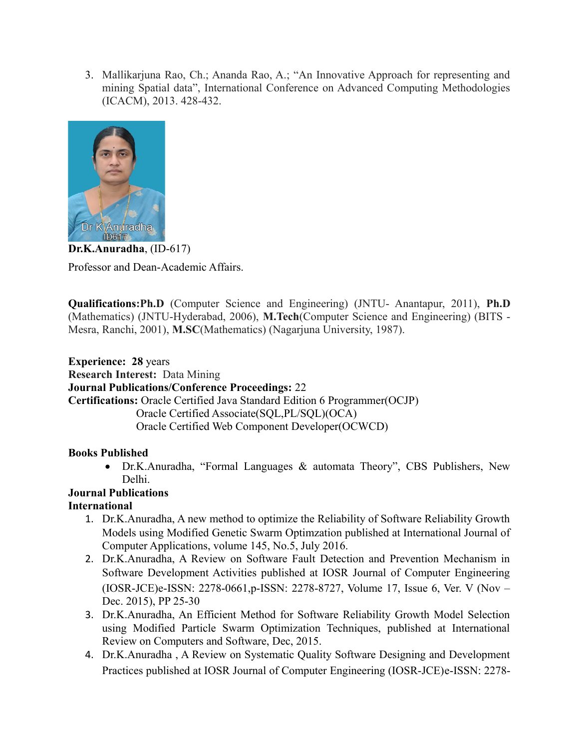3. Mallikarjuna Rao, Ch.; Ananda Rao, A.; "An Innovative Approach for representing and mining Spatial data", International Conference on Advanced Computing Methodologies (ICACM), 2013. 428-432.

**Dr.K.Anuradha**, (ID-617)

Professor and Dean-Academic Affairs.

**Qualifications:Ph.D** (Computer Science and Engineering) (JNTU- Anantapur, 2011), **Ph.D** (Mathematics) (JNTU-Hyderabad, 2006), **M.Tech**(Computer Science and Engineering) (BITS - Mesra, Ranchi, 2001), **M.SC**(Mathematics) (Nagarjuna University, 1987).

**Experience: 28** years
**Research Interest:** Data Mining
**Journal Publications/Conference Proceedings:** 22
**Certifications:** Oracle Certified Java Standard Edition 6 Programmer(OCJP)
Oracle Certified Associate(SQL,PL/SQL)(OCA)
Oracle Certified Web Component Developer(OCWCD)

**Books Published**

- Dr.K.Anuradha, "Formal Languages & automata Theory", CBS Publishers, New Delhi.

**Journal Publications**

**International**

1. Dr.K.Anuradha, A new method to optimize the Reliability of Software Reliability Growth Models using Modified Genetic Swarm Optimzation published at International Journal of Computer Applications, volume 145, No.5, July 2016.
2. Dr.K.Anuradha, A Review on Software Fault Detection and Prevention Mechanism in Software Development Activities published at IOSR Journal of Computer Engineering (IOSR-JCE)e-ISSN: 2278-0661,p-ISSN: 2278-8727, Volume 17, Issue 6, Ver. V (Nov – Dec. 2015), PP 25-30
3. Dr.K.Anuradha, An Efficient Method for Software Reliability Growth Model Selection using Modified Particle Swarm Optimization Techniques, published at International Review on Computers and Software, Dec, 2015.
4. Dr.K.Anuradha , A Review on Systematic Quality Software Designing and Development Practices published at IOSR Journal of Computer Engineering (IOSR-JCE)e-ISSN: 2278-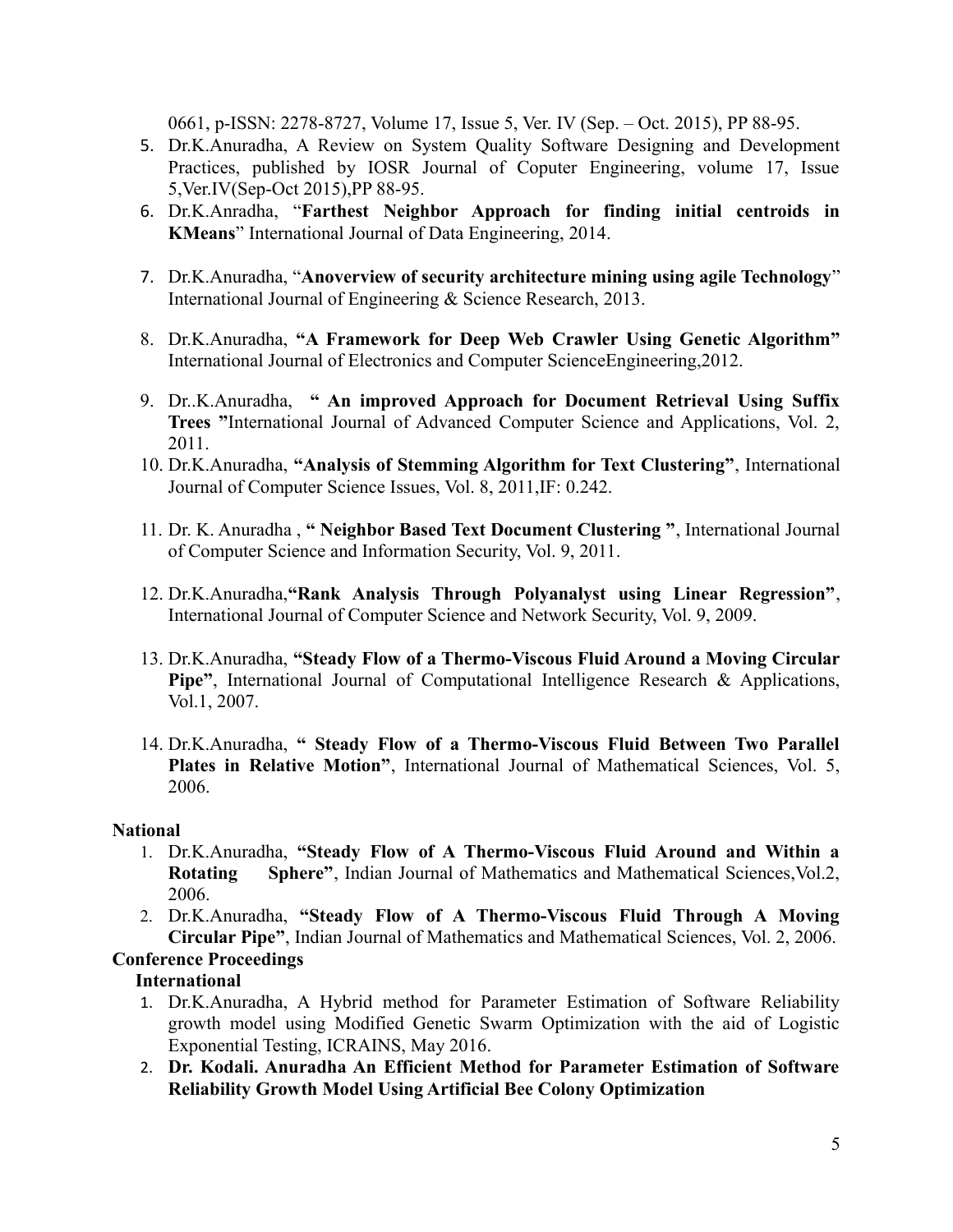0661, p-ISSN: 2278-8727, Volume 17, Issue 5, Ver. IV (Sep. – Oct. 2015), PP 88-95.

5. Dr.K.Anuradha, A Review on System Quality Software Designing and Development Practices, published by IOSR Journal of Coputer Engineering, volume 17, Issue 5,Ver.IV(Sep-Oct 2015),PP 88-95.
6. Dr.K.Anradha, "**Farthest Neighbor Approach for finding initial centroids in KMeans**" International Journal of Data Engineering, 2014.
7. Dr.K.Anuradha, "**Anoverview of security architecture mining using agile Technology**" International Journal of Engineering & Science Research, 2013.
8. Dr.K.Anuradha, **"A Framework for Deep Web Crawler Using Genetic Algorithm"** International Journal of Electronics and Computer ScienceEngineering,2012.
9. Dr..K.Anuradha, **" An improved Approach for Document Retrieval Using Suffix Trees "**International Journal of Advanced Computer Science and Applications, Vol. 2, 2011.
10. Dr.K.Anuradha, **"Analysis of Stemming Algorithm for Text Clustering"**, International Journal of Computer Science Issues, Vol. 8, 2011,IF: 0.242.
11. Dr. K. Anuradha , **" Neighbor Based Text Document Clustering "**, International Journal of Computer Science and Information Security, Vol. 9, 2011.
12. Dr.K.Anuradha,**"Rank Analysis Through Polyanalyst using Linear Regression"**, International Journal of Computer Science and Network Security, Vol. 9, 2009.
13. Dr.K.Anuradha, **"Steady Flow of a Thermo-Viscous Fluid Around a Moving Circular Pipe"**, International Journal of Computational Intelligence Research & Applications, Vol.1, 2007.
14. Dr.K.Anuradha, **" Steady Flow of a Thermo-Viscous Fluid Between Two Parallel Plates in Relative Motion"**, International Journal of Mathematical Sciences, Vol. 5, 2006.

**National**

1. Dr.K.Anuradha, **"Steady Flow of A Thermo-Viscous Fluid Around and Within a Rotating Sphere"**, Indian Journal of Mathematics and Mathematical Sciences,Vol.2, 2006.
2. Dr.K.Anuradha, **"Steady Flow of A Thermo-Viscous Fluid Through A Moving Circular Pipe"**, Indian Journal of Mathematics and Mathematical Sciences, Vol. 2, 2006.

**Conference Proceedings**

**International**

1. Dr.K.Anuradha, A Hybrid method for Parameter Estimation of Software Reliability growth model using Modified Genetic Swarm Optimization with the aid of Logistic Exponential Testing, ICRAINS, May 2016.
2. **Dr. Kodali. Anuradha An Efficient Method for Parameter Estimation of Software Reliability Growth Model Using Artificial Bee Colony Optimization**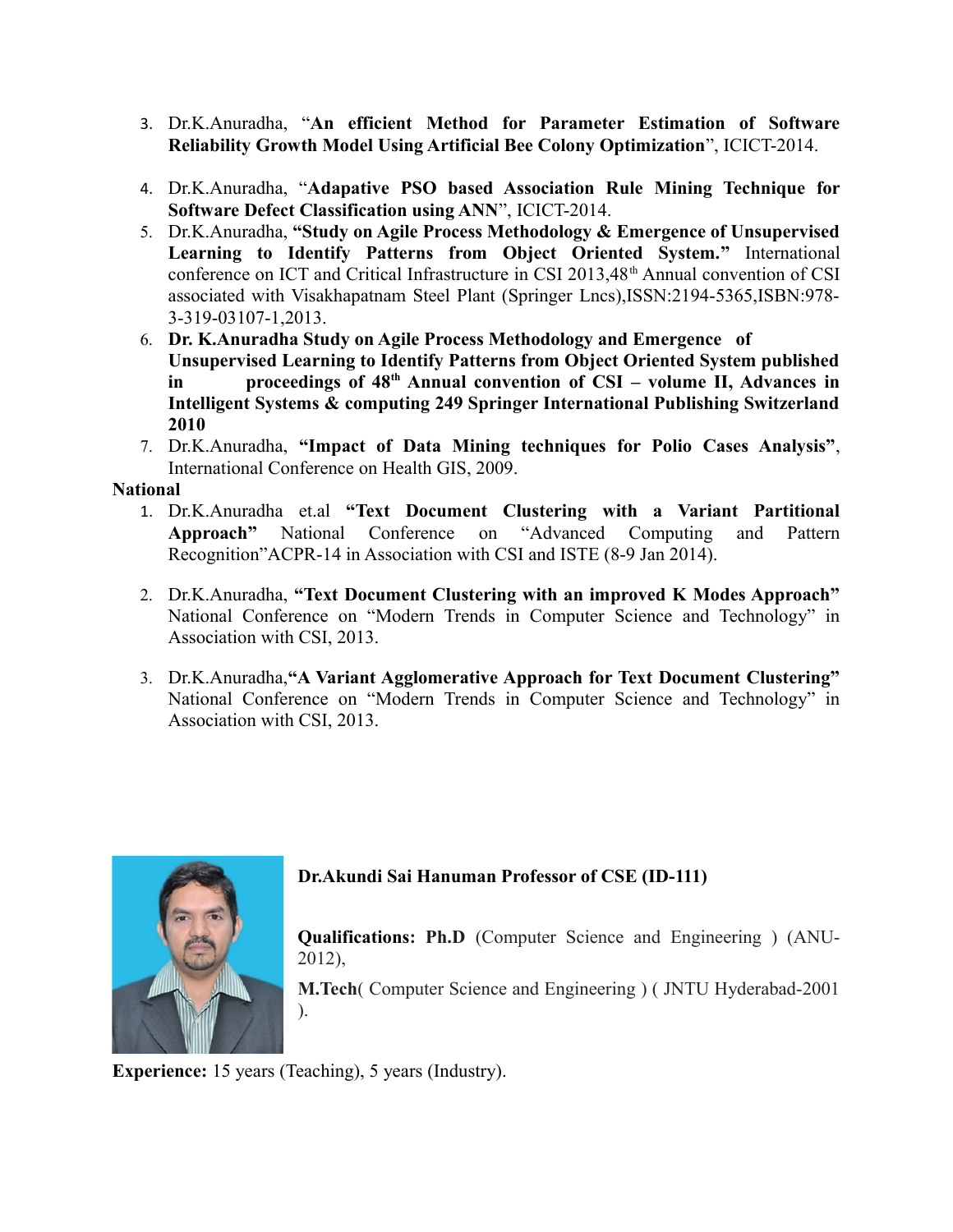3. Dr.K.Anuradha, "**An efficient Method for Parameter Estimation of Software Reliability Growth Model Using Artificial Bee Colony Optimization**", ICICT-2014.

4. Dr.K.Anuradha, "**Adapative PSO based Association Rule Mining Technique for Software Defect Classification using ANN**", ICICT-2014.
5. Dr.K.Anuradha, **"Study on Agile Process Methodology & Emergence of Unsupervised Learning to Identify Patterns from Object Oriented System."** International conference on ICT and Critical Infrastructure in CSI 2013,48th Annual convention of CSI associated with Visakhapatnam Steel Plant (Springer Lncs),ISSN:2194-5365,ISBN:978-3-319-03107-1,2013.
6. **Dr. K.Anuradha Study on Agile Process Methodology and Emergence of Unsupervised Learning to Identify Patterns from Object Oriented System published in proceedings of 48th Annual convention of CSI – volume II, Advances in Intelligent Systems & computing 249 Springer International Publishing Switzerland 2010**
7. Dr.K.Anuradha, **"Impact of Data Mining techniques for Polio Cases Analysis"**, International Conference on Health GIS, 2009.

**National**

1. Dr.K.Anuradha et.al **"Text Document Clustering with a Variant Partitional Approach"** National Conference on "Advanced Computing and Pattern Recognition"ACPR-14 in Association with CSI and ISTE (8-9 Jan 2014).

2. Dr.K.Anuradha, **"Text Document Clustering with an improved K Modes Approach"** National Conference on "Modern Trends in Computer Science and Technology" in Association with CSI, 2013.

3. Dr.K.Anuradha,**"A Variant Agglomerative Approach for Text Document Clustering"** National Conference on "Modern Trends in Computer Science and Technology" in Association with CSI, 2013.

**Dr.Akundi Sai Hanuman Professor of CSE (ID-111)**

**Qualifications: Ph.D** (Computer Science and Engineering ) (ANU-2012),

**M.Tech**( Computer Science and Engineering ) ( JNTU Hyderabad-2001 ).

**Experience:** 15 years (Teaching), 5 years (Industry).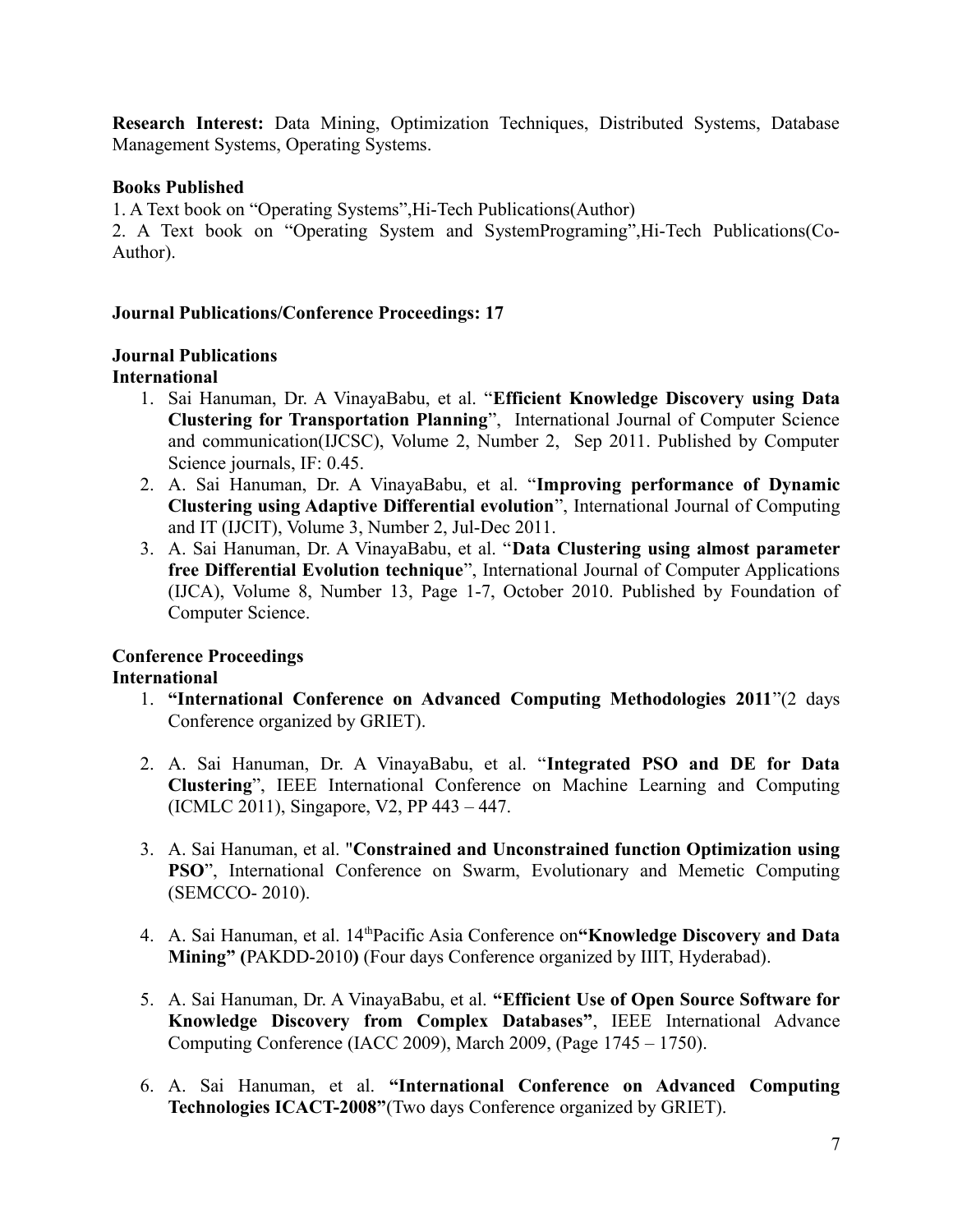**Research Interest:** Data Mining, Optimization Techniques, Distributed Systems, Database Management Systems, Operating Systems.

**Books Published**

1. A Text book on "Operating Systems",Hi-Tech Publications(Author)
2. A Text book on "Operating System and SystemPrograming",Hi-Tech Publications(Co-Author).

**Journal Publications/Conference Proceedings: 17**

**Journal Publications**

**International**

1. Sai Hanuman, Dr. A VinayaBabu, et al. "**Efficient Knowledge Discovery using Data Clustering for Transportation Planning**", International Journal of Computer Science and communication(IJCSC), Volume 2, Number 2, Sep 2011. Published by Computer Science journals, IF: 0.45.
2. A. Sai Hanuman, Dr. A VinayaBabu, et al. "**Improving performance of Dynamic Clustering using Adaptive Differential evolution**", International Journal of Computing and IT (IJCIT), Volume 3, Number 2, Jul-Dec 2011.
3. A. Sai Hanuman, Dr. A VinayaBabu, et al. "**Data Clustering using almost parameter free Differential Evolution technique**", International Journal of Computer Applications (IJCA), Volume 8, Number 13, Page 1-7, October 2010. Published by Foundation of Computer Science.

**Conference Proceedings**

**International**

1. **"International Conference on Advanced Computing Methodologies 2011**"(2 days Conference organized by GRIET).
2. A. Sai Hanuman, Dr. A VinayaBabu, et al. "**Integrated PSO and DE for Data Clustering**", IEEE International Conference on Machine Learning and Computing (ICMLC 2011), Singapore, V2, PP 443 – 447.
3. A. Sai Hanuman, et al. "**Constrained and Unconstrained function Optimization using PSO**", International Conference on Swarm, Evolutionary and Memetic Computing (SEMCCO- 2010).
4. A. Sai Hanuman, et al. 14th Pacific Asia Conference on **"Knowledge Discovery and Data Mining" (**PAKDD-2010**)** (Four days Conference organized by IIIT, Hyderabad).
5. A. Sai Hanuman, Dr. A VinayaBabu, et al. **"Efficient Use of Open Source Software for Knowledge Discovery from Complex Databases"**, IEEE International Advance Computing Conference (IACC 2009), March 2009, (Page 1745 – 1750).
6. A. Sai Hanuman, et al. **"International Conference on Advanced Computing Technologies ICACT-2008"**(Two days Conference organized by GRIET).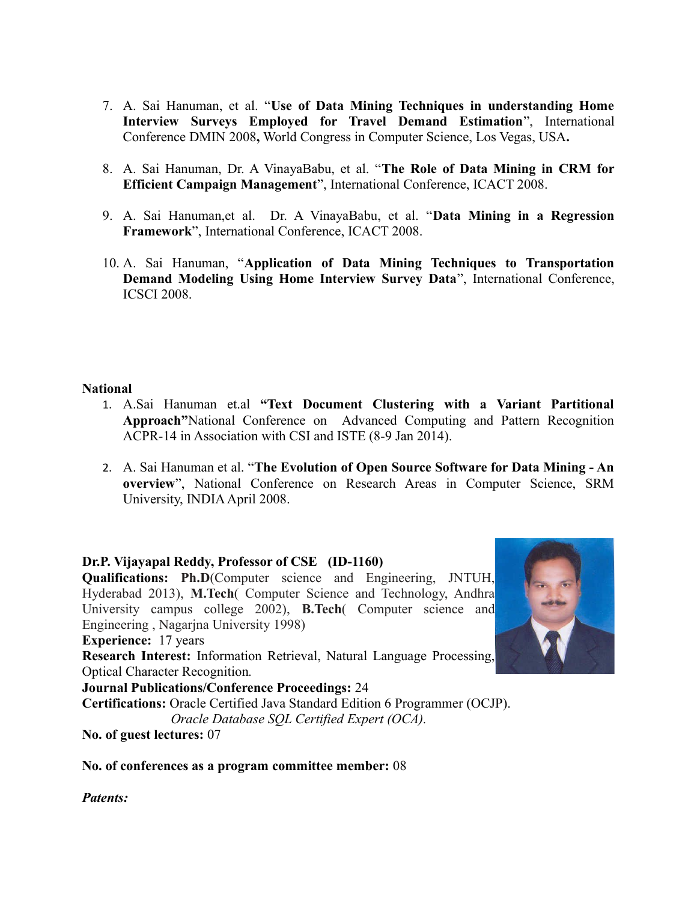7. A. Sai Hanuman, et al. "**Use of Data Mining Techniques in understanding Home Interview Surveys Employed for Travel Demand Estimation**", International Conference DMIN 2008**,** World Congress in Computer Science, Los Vegas, USA**.**

8. A. Sai Hanuman, Dr. A VinayaBabu, et al. "**The Role of Data Mining in CRM for Efficient Campaign Management**", International Conference, ICACT 2008.

9. A. Sai Hanuman,et al. Dr. A VinayaBabu, et al. "**Data Mining in a Regression Framework**", International Conference, ICACT 2008.

10. A. Sai Hanuman, "**Application of Data Mining Techniques to Transportation Demand Modeling Using Home Interview Survey Data**", International Conference, ICSCI 2008.

**National**

1. A.Sai Hanuman et.al **"Text Document Clustering with a Variant Partitional Approach"**National Conference on Advanced Computing and Pattern Recognition ACPR-14 in Association with CSI and ISTE (8-9 Jan 2014).

2. A. Sai Hanuman et al. "**The Evolution of Open Source Software for Data Mining - An overview**", National Conference on Research Areas in Computer Science, SRM University, INDIA April 2008.

**Dr.P. Vijayapal Reddy, Professor of CSE (ID-1160)**
**Qualifications: Ph.D**(Computer science and Engineering, JNTUH, Hyderabad 2013), **M.Tech**( Computer Science and Technology, Andhra University campus college 2002), **B.Tech**( Computer science and Engineering , Nagarjna University 1998)
**Experience:** 17 years
**Research Interest:** Information Retrieval, Natural Language Processing, Optical Character Recognition.
**Journal Publications/Conference Proceedings:** 24
**Certifications:** Oracle Certified Java Standard Edition 6 Programmer (OCJP).
*Oracle Database SQL Certified Expert (OCA).*
**No. of guest lectures:** 07

**No. of conferences as a program committee member:** 08

***Patents:***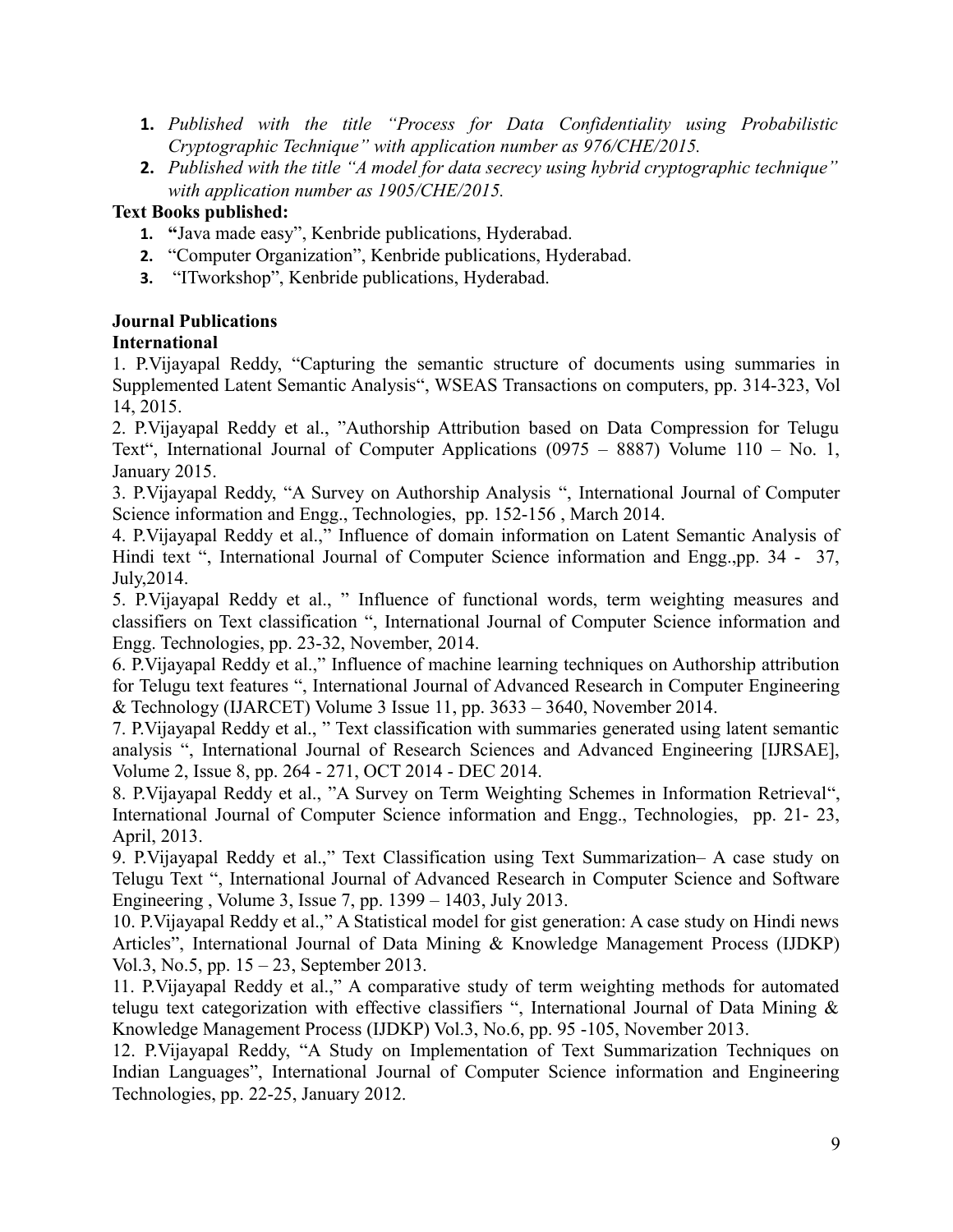1. *Published with the title "Process for Data Confidentiality using Probabilistic Cryptographic Technique" with application number as 976/CHE/2015.*
2. *Published with the title "A model for data secrecy using hybrid cryptographic technique" with application number as 1905/CHE/2015.*

**Text Books published:**

1. **"**Java made easy", Kenbride publications, Hyderabad.
2. "Computer Organization", Kenbride publications, Hyderabad.
3. "ITworkshop", Kenbride publications, Hyderabad.

**Journal Publications**

**International**

1. P.Vijayapal Reddy, "Capturing the semantic structure of documents using summaries in Supplemented Latent Semantic Analysis", WSEAS Transactions on computers, pp. 314-323, Vol 14, 2015.
2. P.Vijayapal Reddy et al., "Authorship Attribution based on Data Compression for Telugu Text", International Journal of Computer Applications (0975 – 8887) Volume 110 – No. 1, January 2015.
3. P.Vijayapal Reddy, "A Survey on Authorship Analysis ", International Journal of Computer Science information and Engg., Technologies, pp. 152-156 , March 2014.
4. P.Vijayapal Reddy et al.," Influence of domain information on Latent Semantic Analysis of Hindi text ", International Journal of Computer Science information and Engg.,pp. 34 - 37, July,2014.
5. P.Vijayapal Reddy et al., " Influence of functional words, term weighting measures and classifiers on Text classification ", International Journal of Computer Science information and Engg. Technologies, pp. 23-32, November, 2014.
6. P.Vijayapal Reddy et al.," Influence of machine learning techniques on Authorship attribution for Telugu text features ", International Journal of Advanced Research in Computer Engineering & Technology (IJARCET) Volume 3 Issue 11, pp. 3633 – 3640, November 2014.
7. P.Vijayapal Reddy et al., " Text classification with summaries generated using latent semantic analysis ", International Journal of Research Sciences and Advanced Engineering [IJRSAE], Volume 2, Issue 8, pp. 264 - 271, OCT 2014 - DEC 2014.
8. P.Vijayapal Reddy et al., "A Survey on Term Weighting Schemes in Information Retrieval", International Journal of Computer Science information and Engg., Technologies, pp. 21- 23, April, 2013.
9. P.Vijayapal Reddy et al.," Text Classification using Text Summarization– A case study on Telugu Text ", International Journal of Advanced Research in Computer Science and Software Engineering , Volume 3, Issue 7, pp. 1399 – 1403, July 2013.
10. P.Vijayapal Reddy et al.," A Statistical model for gist generation: A case study on Hindi news Articles", International Journal of Data Mining & Knowledge Management Process (IJDKP) Vol.3, No.5, pp. 15 – 23, September 2013.
11. P.Vijayapal Reddy et al.," A comparative study of term weighting methods for automated telugu text categorization with effective classifiers ", International Journal of Data Mining & Knowledge Management Process (IJDKP) Vol.3, No.6, pp. 95 -105, November 2013.
12. P.Vijayapal Reddy, "A Study on Implementation of Text Summarization Techniques on Indian Languages", International Journal of Computer Science information and Engineering Technologies, pp. 22-25, January 2012.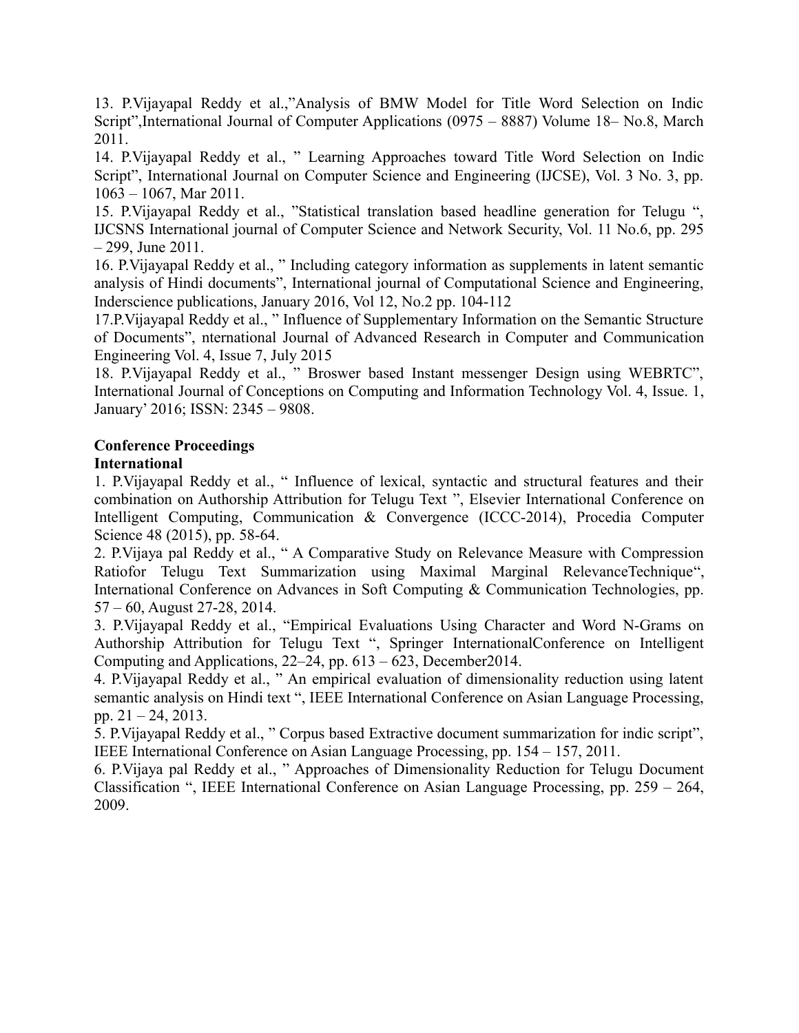13. P.Vijayapal Reddy et al.,"Analysis of BMW Model for Title Word Selection on Indic Script",International Journal of Computer Applications (0975 – 8887) Volume 18– No.8, March 2011.

14. P.Vijayapal Reddy et al., " Learning Approaches toward Title Word Selection on Indic Script", International Journal on Computer Science and Engineering (IJCSE), Vol. 3 No. 3, pp. 1063 – 1067, Mar 2011.

15. P.Vijayapal Reddy et al., "Statistical translation based headline generation for Telugu ", IJCSNS International journal of Computer Science and Network Security, Vol. 11 No.6, pp. 295 – 299, June 2011.

16. P.Vijayapal Reddy et al., " Including category information as supplements in latent semantic analysis of Hindi documents", International journal of Computational Science and Engineering, Inderscience publications, January 2016, Vol 12, No.2 pp. 104-112

17.P.Vijayapal Reddy et al., " Influence of Supplementary Information on the Semantic Structure of Documents", nternational Journal of Advanced Research in Computer and Communication Engineering Vol. 4, Issue 7, July 2015

18. P.Vijayapal Reddy et al., " Broswer based Instant messenger Design using WEBRTC", International Journal of Conceptions on Computing and Information Technology Vol. 4, Issue. 1, January' 2016; ISSN: 2345 – 9808.

**Conference Proceedings**

**International**

1. P.Vijayapal Reddy et al., " Influence of lexical, syntactic and structural features and their combination on Authorship Attribution for Telugu Text ", Elsevier International Conference on Intelligent Computing, Communication & Convergence (ICCC-2014), Procedia Computer Science 48 (2015), pp. 58-64.

2. P.Vijaya pal Reddy et al., " A Comparative Study on Relevance Measure with Compression Ratiofor Telugu Text Summarization using Maximal Marginal RelevanceTechnique", International Conference on Advances in Soft Computing & Communication Technologies, pp. 57 – 60, August 27-28, 2014.

3. P.Vijayapal Reddy et al., "Empirical Evaluations Using Character and Word N-Grams on Authorship Attribution for Telugu Text ", Springer InternationalConference on Intelligent Computing and Applications, 22–24, pp. 613 – 623, December2014.

4. P.Vijayapal Reddy et al., " An empirical evaluation of dimensionality reduction using latent semantic analysis on Hindi text ", IEEE International Conference on Asian Language Processing, pp. 21 – 24, 2013.

5. P.Vijayapal Reddy et al., " Corpus based Extractive document summarization for indic script", IEEE International Conference on Asian Language Processing, pp. 154 – 157, 2011.

6. P.Vijaya pal Reddy et al., " Approaches of Dimensionality Reduction for Telugu Document Classification ", IEEE International Conference on Asian Language Processing, pp. 259 – 264, 2009.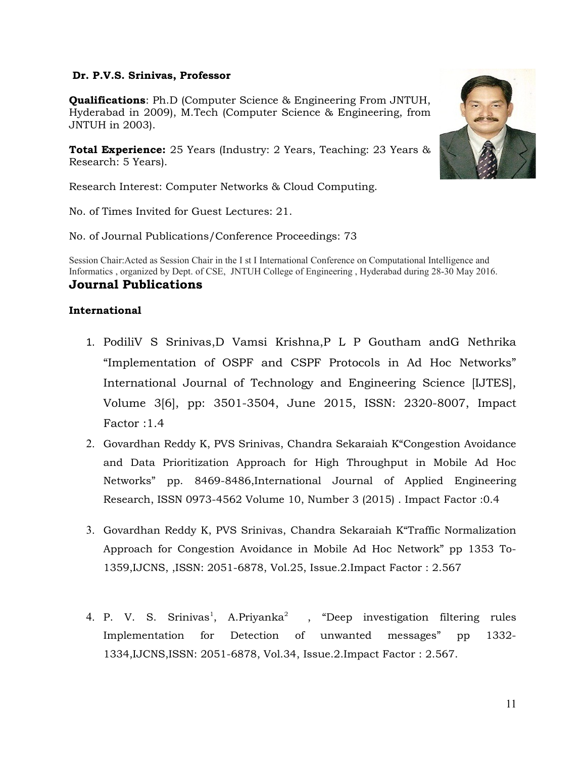**Dr. P.V.S. Srinivas, Professor**

**Qualifications**: Ph.D (Computer Science & Engineering From JNTUH, Hyderabad in 2009), M.Tech (Computer Science & Engineering, from JNTUH in 2003).

**Total Experience:** 25 Years (Industry: 2 Years, Teaching: 23 Years & Research: 5 Years).

Research Interest: Computer Networks & Cloud Computing.

No. of Times Invited for Guest Lectures: 21.

No. of Journal Publications/Conference Proceedings: 73

Session Chair:Acted as Session Chair in the I st I International Conference on Computational Intelligence and Informatics , organized by Dept. of CSE, JNTUH College of Engineering , Hyderabad during 28-30 May 2016.

## Journal Publications

### International

1. PodiliV S Srinivas,D Vamsi Krishna,P L P Goutham andG Nethrika "Implementation of OSPF and CSPF Protocols in Ad Hoc Networks" International Journal of Technology and Engineering Science [IJTES], Volume 3[6], pp: 3501-3504, June 2015, ISSN: 2320-8007, Impact Factor :1.4
2. Govardhan Reddy K, PVS Srinivas, Chandra Sekaraiah K"Congestion Avoidance and Data Prioritization Approach for High Throughput in Mobile Ad Hoc Networks" pp. 8469-8486,International Journal of Applied Engineering Research, ISSN 0973-4562 Volume 10, Number 3 (2015) . Impact Factor :0.4
3. Govardhan Reddy K, PVS Srinivas, Chandra Sekaraiah K"Traffic Normalization Approach for Congestion Avoidance in Mobile Ad Hoc Network" pp 1353 To-1359,IJCNS, ,ISSN: 2051-6878, Vol.25, Issue.2.Impact Factor : 2.567
4. P. V. S. Srinivas[1], A.Priyanka[2] , "Deep investigation filtering rules Implementation for Detection of unwanted messages" pp 1332-1334,IJCNS,ISSN: 2051-6878, Vol.34, Issue.2.Impact Factor : 2.567.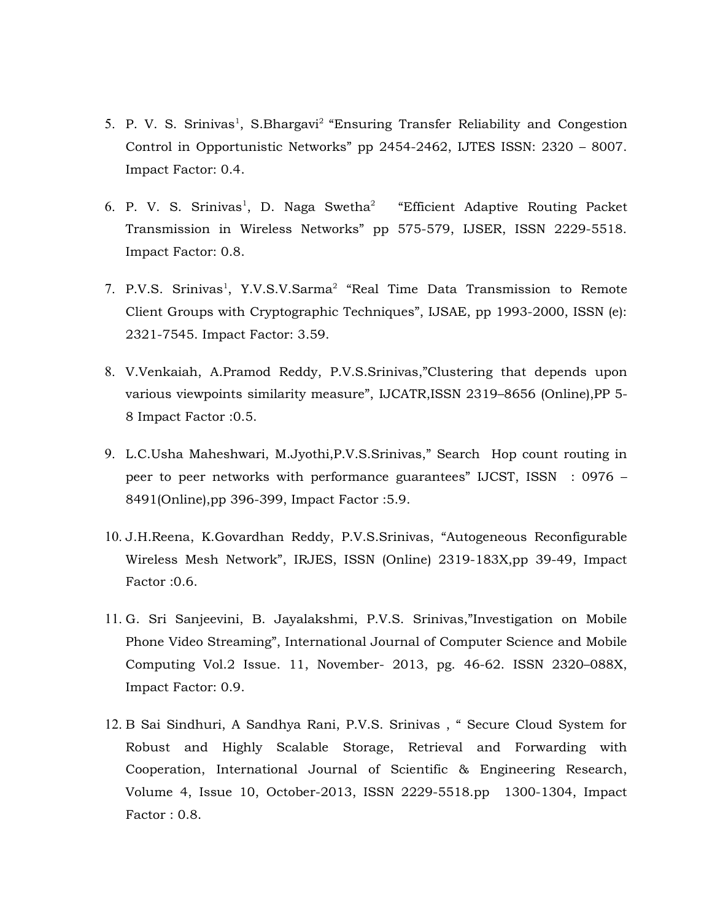5. P. V. S. Srinivas[1], S.Bhargavi[2] "Ensuring Transfer Reliability and Congestion Control in Opportunistic Networks" pp 2454-2462, IJTES ISSN: 2320 – 8007. Impact Factor: 0.4.

6. P. V. S. Srinivas[1], D. Naga Swetha[2] "Efficient Adaptive Routing Packet Transmission in Wireless Networks" pp 575-579, IJSER, ISSN 2229-5518. Impact Factor: 0.8.

7. P.V.S. Srinivas[1], Y.V.S.V.Sarma[2] "Real Time Data Transmission to Remote Client Groups with Cryptographic Techniques", IJSAE, pp 1993-2000, ISSN (e): 2321-7545. Impact Factor: 3.59.

8. V.Venkaiah, A.Pramod Reddy, P.V.S.Srinivas,"Clustering that depends upon various viewpoints similarity measure", IJCATR,ISSN 2319–8656 (Online),PP 5-8 Impact Factor :0.5.

9. L.C.Usha Maheshwari, M.Jyothi,P.V.S.Srinivas," Search Hop count routing in peer to peer networks with performance guarantees" IJCST, ISSN : 0976 – 8491(Online),pp 396-399, Impact Factor :5.9.

10. J.H.Reena, K.Govardhan Reddy, P.V.S.Srinivas, "Autogeneous Reconfigurable Wireless Mesh Network", IRJES, ISSN (Online) 2319-183X,pp 39-49, Impact Factor :0.6.

11. G. Sri Sanjeevini, B. Jayalakshmi, P.V.S. Srinivas,"Investigation on Mobile Phone Video Streaming", International Journal of Computer Science and Mobile Computing Vol.2 Issue. 11, November- 2013, pg. 46-62. ISSN 2320–088X, Impact Factor: 0.9.

12. B Sai Sindhuri, A Sandhya Rani, P.V.S. Srinivas , " Secure Cloud System for Robust and Highly Scalable Storage, Retrieval and Forwarding with Cooperation, International Journal of Scientific & Engineering Research, Volume 4, Issue 10, October-2013, ISSN 2229-5518.pp 1300-1304, Impact Factor : 0.8.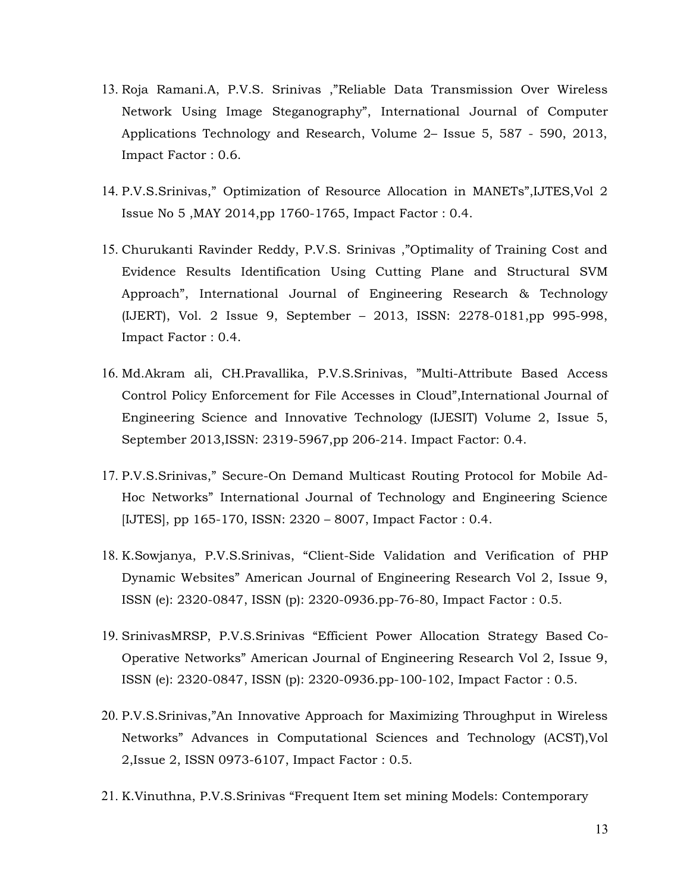13. Roja Ramani.A, P.V.S. Srinivas ,"Reliable Data Transmission Over Wireless Network Using Image Steganography", International Journal of Computer Applications Technology and Research, Volume 2– Issue 5, 587 - 590, 2013, Impact Factor : 0.6.

14. P.V.S.Srinivas," Optimization of Resource Allocation in MANETs",IJTES,Vol 2 Issue No 5 ,MAY 2014,pp 1760-1765, Impact Factor : 0.4.

15. Churukanti Ravinder Reddy, P.V.S. Srinivas ,"Optimality of Training Cost and Evidence Results Identification Using Cutting Plane and Structural SVM Approach", International Journal of Engineering Research & Technology (IJERT), Vol. 2 Issue 9, September – 2013, ISSN: 2278-0181,pp 995-998, Impact Factor : 0.4.

16. Md.Akram ali, CH.Pravallika, P.V.S.Srinivas, "Multi-Attribute Based Access Control Policy Enforcement for File Accesses in Cloud",International Journal of Engineering Science and Innovative Technology (IJESIT) Volume 2, Issue 5, September 2013,ISSN: 2319-5967,pp 206-214. Impact Factor: 0.4.

17. P.V.S.Srinivas," Secure-On Demand Multicast Routing Protocol for Mobile Ad-Hoc Networks" International Journal of Technology and Engineering Science [IJTES], pp 165-170, ISSN: 2320 – 8007, Impact Factor : 0.4.

18. K.Sowjanya, P.V.S.Srinivas, "Client-Side Validation and Verification of PHP Dynamic Websites" American Journal of Engineering Research Vol 2, Issue 9, ISSN (e): 2320-0847, ISSN (p): 2320-0936.pp-76-80, Impact Factor : 0.5.

19. SrinivasMRSP, P.V.S.Srinivas "Efficient Power Allocation Strategy Based Co-Operative Networks" American Journal of Engineering Research Vol 2, Issue 9, ISSN (e): 2320-0847, ISSN (p): 2320-0936.pp-100-102, Impact Factor : 0.5.

20. P.V.S.Srinivas,"An Innovative Approach for Maximizing Throughput in Wireless Networks" Advances in Computational Sciences and Technology (ACST),Vol 2,Issue 2, ISSN 0973-6107, Impact Factor : 0.5.

21. K.Vinuthna, P.V.S.Srinivas "Frequent Item set mining Models: Contemporary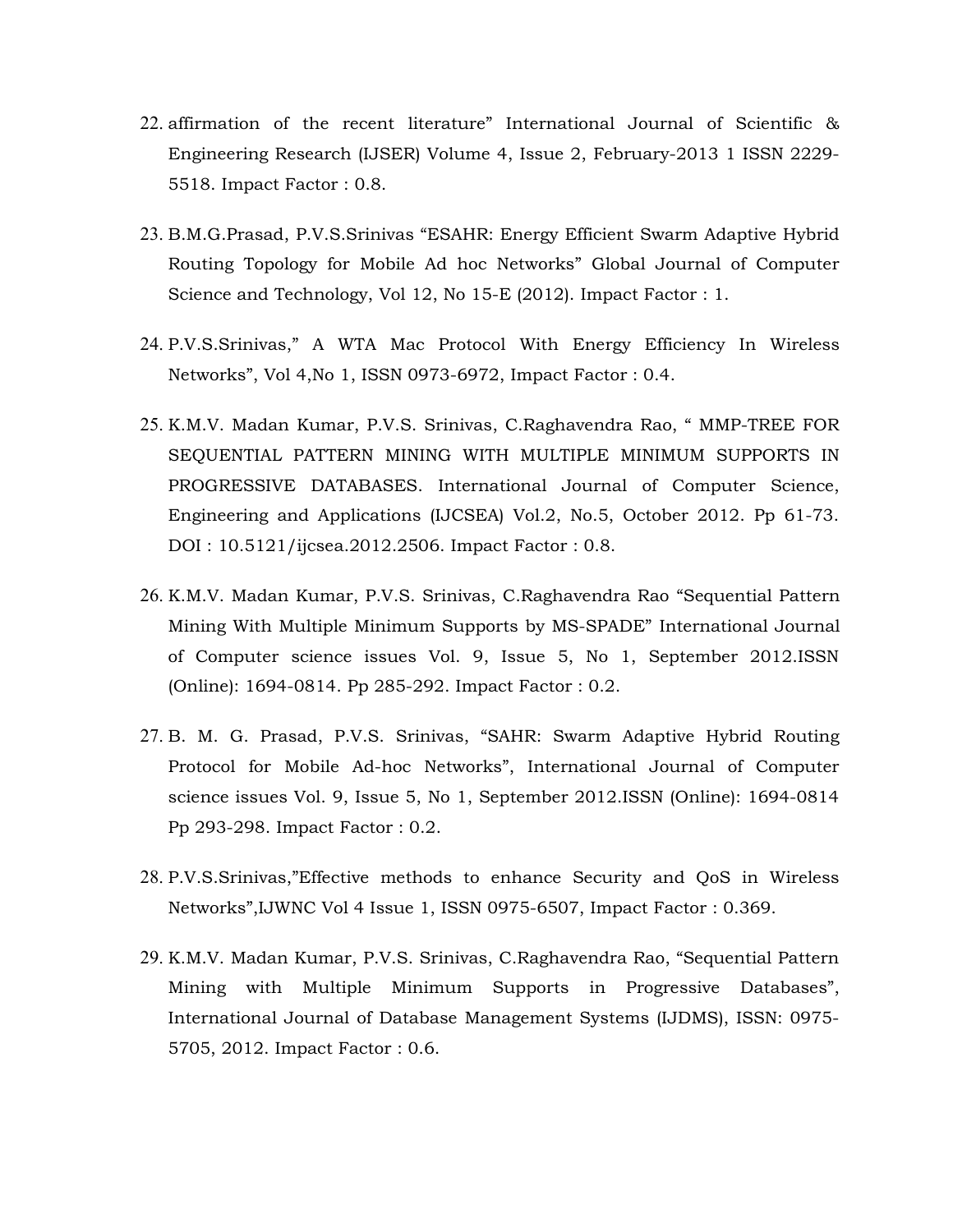22. affirmation of the recent literature" International Journal of Scientific & Engineering Research (IJSER) Volume 4, Issue 2, February-2013 1 ISSN 2229-5518. Impact Factor : 0.8.

23. B.M.G.Prasad, P.V.S.Srinivas "ESAHR: Energy Efficient Swarm Adaptive Hybrid Routing Topology for Mobile Ad hoc Networks" Global Journal of Computer Science and Technology, Vol 12, No 15-E (2012). Impact Factor : 1.

24. P.V.S.Srinivas," A WTA Mac Protocol With Energy Efficiency In Wireless Networks", Vol 4,No 1, ISSN 0973-6972, Impact Factor : 0.4.

25. K.M.V. Madan Kumar, P.V.S. Srinivas, C.Raghavendra Rao, " MMP-TREE FOR SEQUENTIAL PATTERN MINING WITH MULTIPLE MINIMUM SUPPORTS IN PROGRESSIVE DATABASES. International Journal of Computer Science, Engineering and Applications (IJCSEA) Vol.2, No.5, October 2012. Pp 61-73. DOI : 10.5121/ijcsea.2012.2506. Impact Factor : 0.8.

26. K.M.V. Madan Kumar, P.V.S. Srinivas, C.Raghavendra Rao "Sequential Pattern Mining With Multiple Minimum Supports by MS-SPADE" International Journal of Computer science issues Vol. 9, Issue 5, No 1, September 2012.ISSN (Online): 1694-0814. Pp 285-292. Impact Factor : 0.2.

27. B. M. G. Prasad, P.V.S. Srinivas, "SAHR: Swarm Adaptive Hybrid Routing Protocol for Mobile Ad-hoc Networks", International Journal of Computer science issues Vol. 9, Issue 5, No 1, September 2012.ISSN (Online): 1694-0814 Pp 293-298. Impact Factor : 0.2.

28. P.V.S.Srinivas,"Effective methods to enhance Security and QoS in Wireless Networks",IJWNC Vol 4 Issue 1, ISSN 0975-6507, Impact Factor : 0.369.

29. K.M.V. Madan Kumar, P.V.S. Srinivas, C.Raghavendra Rao, "Sequential Pattern Mining with Multiple Minimum Supports in Progressive Databases", International Journal of Database Management Systems (IJDMS), ISSN: 0975-5705, 2012. Impact Factor : 0.6.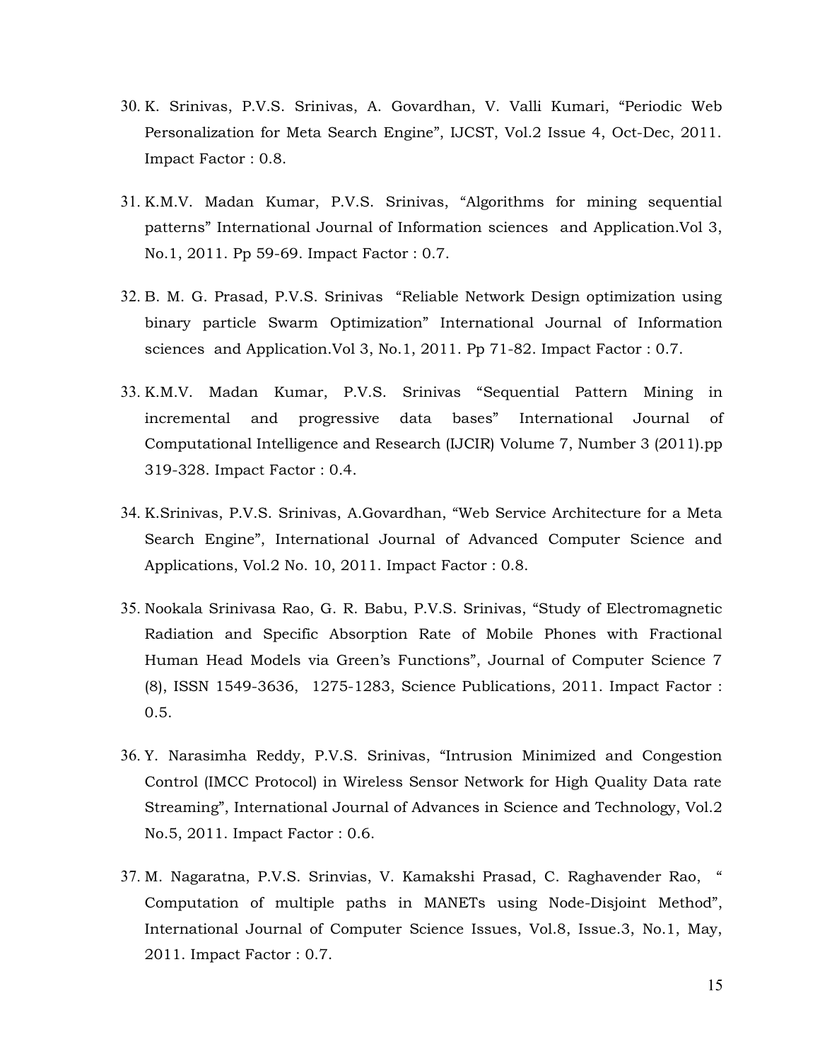30. K. Srinivas, P.V.S. Srinivas, A. Govardhan, V. Valli Kumari, “Periodic Web Personalization for Meta Search Engine”, IJCST, Vol.2 Issue 4, Oct-Dec, 2011. Impact Factor : 0.8.

31. K.M.V. Madan Kumar, P.V.S. Srinivas, “Algorithms for mining sequential patterns” International Journal of Information sciences and Application.Vol 3, No.1, 2011. Pp 59-69. Impact Factor : 0.7.

32. B. M. G. Prasad, P.V.S. Srinivas “Reliable Network Design optimization using binary particle Swarm Optimization” International Journal of Information sciences and Application.Vol 3, No.1, 2011. Pp 71-82. Impact Factor : 0.7.

33. K.M.V. Madan Kumar, P.V.S. Srinivas “Sequential Pattern Mining in incremental and progressive data bases” International Journal of Computational Intelligence and Research (IJCIR) Volume 7, Number 3 (2011).pp 319-328. Impact Factor : 0.4.

34. K.Srinivas, P.V.S. Srinivas, A.Govardhan, “Web Service Architecture for a Meta Search Engine”, International Journal of Advanced Computer Science and Applications, Vol.2 No. 10, 2011. Impact Factor : 0.8.

35. Nookala Srinivasa Rao, G. R. Babu, P.V.S. Srinivas, “Study of Electromagnetic Radiation and Specific Absorption Rate of Mobile Phones with Fractional Human Head Models via Green’s Functions”, Journal of Computer Science 7 (8), ISSN 1549-3636, 1275-1283, Science Publications, 2011. Impact Factor : 0.5.

36. Y. Narasimha Reddy, P.V.S. Srinivas, “Intrusion Minimized and Congestion Control (IMCC Protocol) in Wireless Sensor Network for High Quality Data rate Streaming”, International Journal of Advances in Science and Technology, Vol.2 No.5, 2011. Impact Factor : 0.6.

37. M. Nagaratna, P.V.S. Srinvias, V. Kamakshi Prasad, C. Raghavender Rao, “ Computation of multiple paths in MANETs using Node-Disjoint Method”, International Journal of Computer Science Issues, Vol.8, Issue.3, No.1, May, 2011. Impact Factor : 0.7.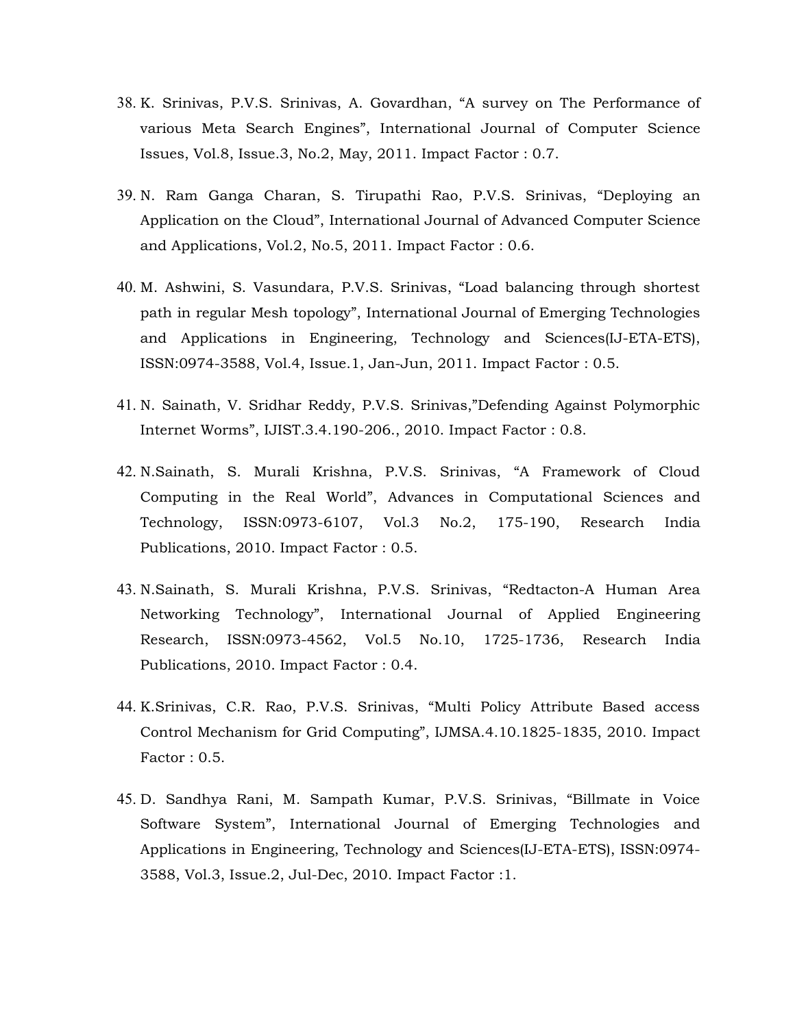38. K. Srinivas, P.V.S. Srinivas, A. Govardhan, “A survey on The Performance of various Meta Search Engines”, International Journal of Computer Science Issues, Vol.8, Issue.3, No.2, May, 2011. Impact Factor : 0.7.

39. N. Ram Ganga Charan, S. Tirupathi Rao, P.V.S. Srinivas, “Deploying an Application on the Cloud”, International Journal of Advanced Computer Science and Applications, Vol.2, No.5, 2011. Impact Factor : 0.6.

40. M. Ashwini, S. Vasundara, P.V.S. Srinivas, “Load balancing through shortest path in regular Mesh topology”, International Journal of Emerging Technologies and Applications in Engineering, Technology and Sciences(IJ-ETA-ETS), ISSN:0974-3588, Vol.4, Issue.1, Jan-Jun, 2011. Impact Factor : 0.5.

41. N. Sainath, V. Sridhar Reddy, P.V.S. Srinivas,”Defending Against Polymorphic Internet Worms”, IJIST.3.4.190-206., 2010. Impact Factor : 0.8.

42. N.Sainath, S. Murali Krishna, P.V.S. Srinivas, “A Framework of Cloud Computing in the Real World”, Advances in Computational Sciences and Technology, ISSN:0973-6107, Vol.3 No.2, 175-190, Research India Publications, 2010. Impact Factor : 0.5.

43. N.Sainath, S. Murali Krishna, P.V.S. Srinivas, “Redtacton-A Human Area Networking Technology”, International Journal of Applied Engineering Research, ISSN:0973-4562, Vol.5 No.10, 1725-1736, Research India Publications, 2010. Impact Factor : 0.4.

44. K.Srinivas, C.R. Rao, P.V.S. Srinivas, “Multi Policy Attribute Based access Control Mechanism for Grid Computing”, IJMSA.4.10.1825-1835, 2010. Impact Factor : 0.5.

45. D. Sandhya Rani, M. Sampath Kumar, P.V.S. Srinivas, “Billmate in Voice Software System”, International Journal of Emerging Technologies and Applications in Engineering, Technology and Sciences(IJ-ETA-ETS), ISSN:0974-3588, Vol.3, Issue.2, Jul-Dec, 2010. Impact Factor :1.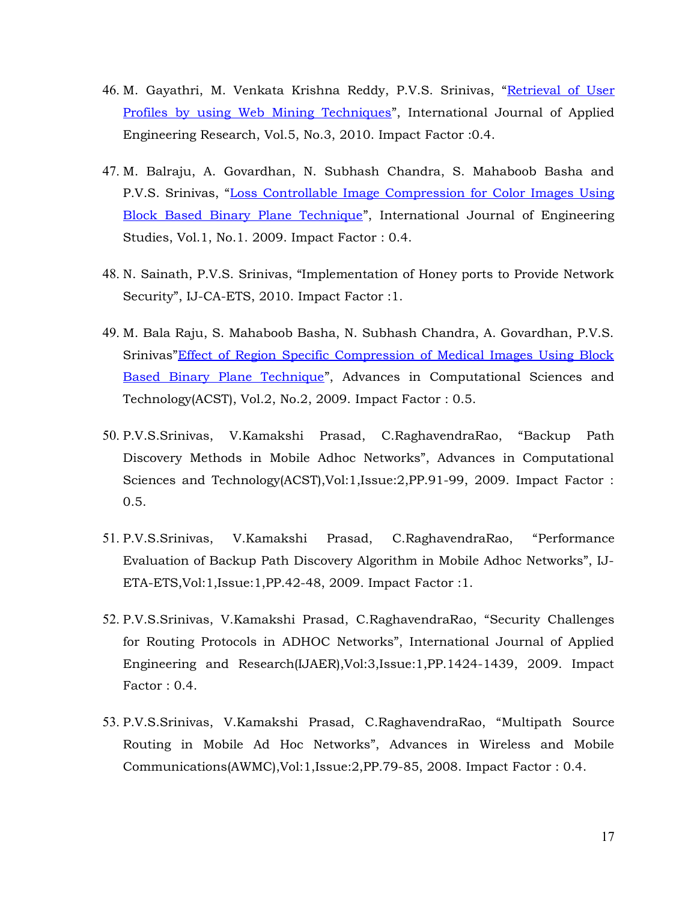46. M. Gayathri, M. Venkata Krishna Reddy, P.V.S. Srinivas, "Retrieval of User Profiles by using Web Mining Techniques", International Journal of Applied Engineering Research, Vol.5, No.3, 2010. Impact Factor :0.4.

47. M. Balraju, A. Govardhan, N. Subhash Chandra, S. Mahaboob Basha and P.V.S. Srinivas, "Loss Controllable Image Compression for Color Images Using Block Based Binary Plane Technique", International Journal of Engineering Studies, Vol.1, No.1. 2009. Impact Factor : 0.4.

48. N. Sainath, P.V.S. Srinivas, "Implementation of Honey ports to Provide Network Security", IJ-CA-ETS, 2010. Impact Factor :1.

49. M. Bala Raju, S. Mahaboob Basha, N. Subhash Chandra, A. Govardhan, P.V.S. Srinivas"Effect of Region Specific Compression of Medical Images Using Block Based Binary Plane Technique", Advances in Computational Sciences and Technology(ACST), Vol.2, No.2, 2009. Impact Factor : 0.5.

50. P.V.S.Srinivas, V.Kamakshi Prasad, C.RaghavendraRao, "Backup Path Discovery Methods in Mobile Adhoc Networks", Advances in Computational Sciences and Technology(ACST),Vol:1,Issue:2,PP.91-99, 2009. Impact Factor : 0.5.

51. P.V.S.Srinivas, V.Kamakshi Prasad, C.RaghavendraRao, "Performance Evaluation of Backup Path Discovery Algorithm in Mobile Adhoc Networks", IJ-ETA-ETS,Vol:1,Issue:1,PP.42-48, 2009. Impact Factor :1.

52. P.V.S.Srinivas, V.Kamakshi Prasad, C.RaghavendraRao, "Security Challenges for Routing Protocols in ADHOC Networks", International Journal of Applied Engineering and Research(IJAER),Vol:3,Issue:1,PP.1424-1439, 2009. Impact Factor : 0.4.

53. P.V.S.Srinivas, V.Kamakshi Prasad, C.RaghavendraRao, "Multipath Source Routing in Mobile Ad Hoc Networks", Advances in Wireless and Mobile Communications(AWMC),Vol:1,Issue:2,PP.79-85, 2008. Impact Factor : 0.4.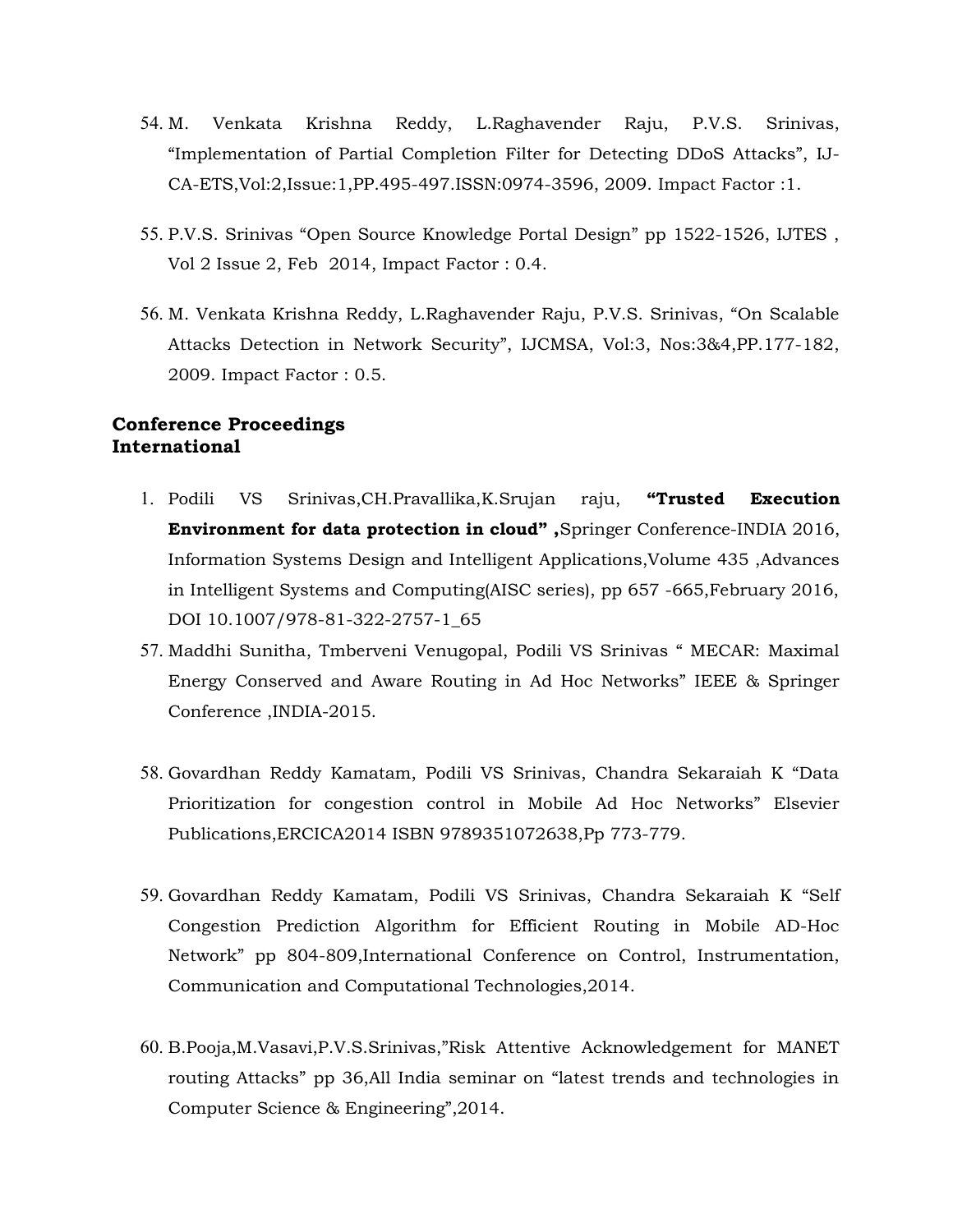54. M. Venkata Krishna Reddy, L.Raghavender Raju, P.V.S. Srinivas, “Implementation of Partial Completion Filter for Detecting DDoS Attacks”, IJ-CA-ETS,Vol:2,Issue:1,PP.495-497.ISSN:0974-3596, 2009. Impact Factor :1.

55. P.V.S. Srinivas “Open Source Knowledge Portal Design” pp 1522-1526, IJTES , Vol 2 Issue 2, Feb 2014, Impact Factor : 0.4.

56. M. Venkata Krishna Reddy, L.Raghavender Raju, P.V.S. Srinivas, “On Scalable Attacks Detection in Network Security”, IJCMSA, Vol:3, Nos:3&4,PP.177-182, 2009. Impact Factor : 0.5.

**Conference Proceedings**
**International**

1. Podili VS Srinivas,CH.Pravallika,K.Srujan raju, **“Trusted Execution Environment for data protection in cloud” ,**Springer Conference-INDIA 2016, Information Systems Design and Intelligent Applications,Volume 435 ,Advances in Intelligent Systems and Computing(AISC series), pp 657 -665,February 2016, DOI 10.1007/978-81-322-2757-1_65

57. Maddhi Sunitha, Tmberveni Venugopal, Podili VS Srinivas “ MECAR: Maximal Energy Conserved and Aware Routing in Ad Hoc Networks” IEEE & Springer Conference ,INDIA-2015.

58. Govardhan Reddy Kamatam, Podili VS Srinivas, Chandra Sekaraiah K “Data Prioritization for congestion control in Mobile Ad Hoc Networks” Elsevier Publications,ERCICA2014 ISBN 9789351072638,Pp 773-779.

59. Govardhan Reddy Kamatam, Podili VS Srinivas, Chandra Sekaraiah K “Self Congestion Prediction Algorithm for Efficient Routing in Mobile AD-Hoc Network” pp 804-809,International Conference on Control, Instrumentation, Communication and Computational Technologies,2014.

60. B.Pooja,M.Vasavi,P.V.S.Srinivas,”Risk Attentive Acknowledgement for MANET routing Attacks” pp 36,All India seminar on “latest trends and technologies in Computer Science & Engineering”,2014.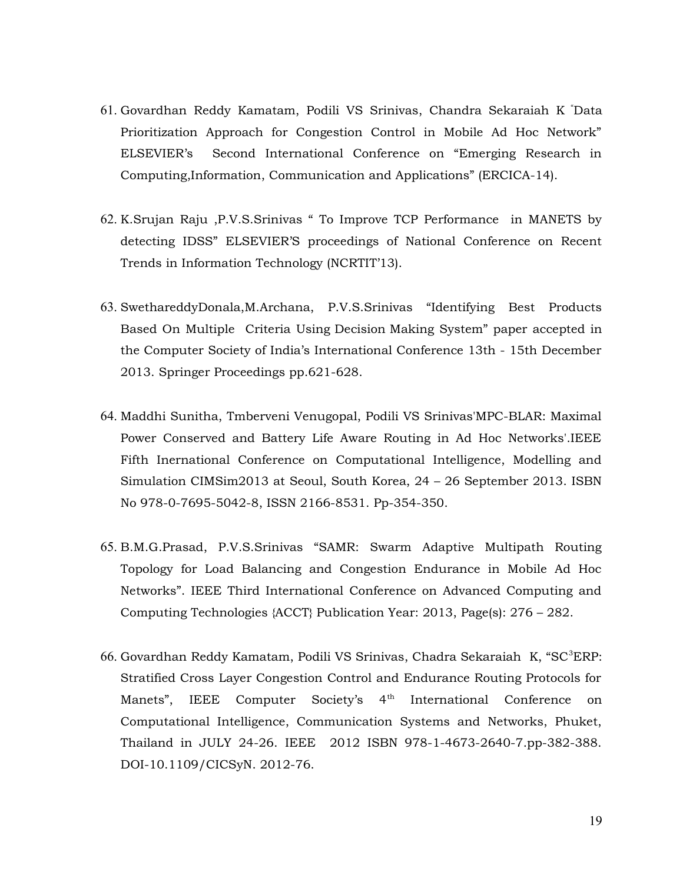61. Govardhan Reddy Kamatam, Podili VS Srinivas, Chandra Sekaraiah K "Data Prioritization Approach for Congestion Control in Mobile Ad Hoc Network" ELSEVIER's Second International Conference on "Emerging Research in Computing,Information, Communication and Applications" (ERCICA-14).

62. K.Srujan Raju ,P.V.S.Srinivas " To Improve TCP Performance in MANETS by detecting IDSS" ELSEVIER'S proceedings of National Conference on Recent Trends in Information Technology (NCRTIT'13).

63. SwethareddyDonala,M.Archana, P.V.S.Srinivas "Identifying Best Products Based On Multiple Criteria Using Decision Making System" paper accepted in the Computer Society of India's International Conference 13th - 15th December 2013. Springer Proceedings pp.621-628.

64. Maddhi Sunitha, Tmberveni Venugopal, Podili VS Srinivas'MPC-BLAR: Maximal Power Conserved and Battery Life Aware Routing in Ad Hoc Networks'.IEEE Fifth Inernational Conference on Computational Intelligence, Modelling and Simulation CIMSim2013 at Seoul, South Korea, 24 – 26 September 2013. ISBN No 978-0-7695-5042-8, ISSN 2166-8531. Pp-354-350.

65. B.M.G.Prasad, P.V.S.Srinivas "SAMR: Swarm Adaptive Multipath Routing Topology for Load Balancing and Congestion Endurance in Mobile Ad Hoc Networks". IEEE Third International Conference on Advanced Computing and Computing Technologies {ACCT} Publication Year: 2013, Page(s): 276 – 282.

66. Govardhan Reddy Kamatam, Podili VS Srinivas, Chadra Sekaraiah K, "SC$^3$ERP: Stratified Cross Layer Congestion Control and Endurance Routing Protocols for Manets", IEEE Computer Society's 4th International Conference on Computational Intelligence, Communication Systems and Networks, Phuket, Thailand in JULY 24-26. IEEE 2012 ISBN 978-1-4673-2640-7.pp-382-388. DOI-10.1109/CICSyN. 2012-76.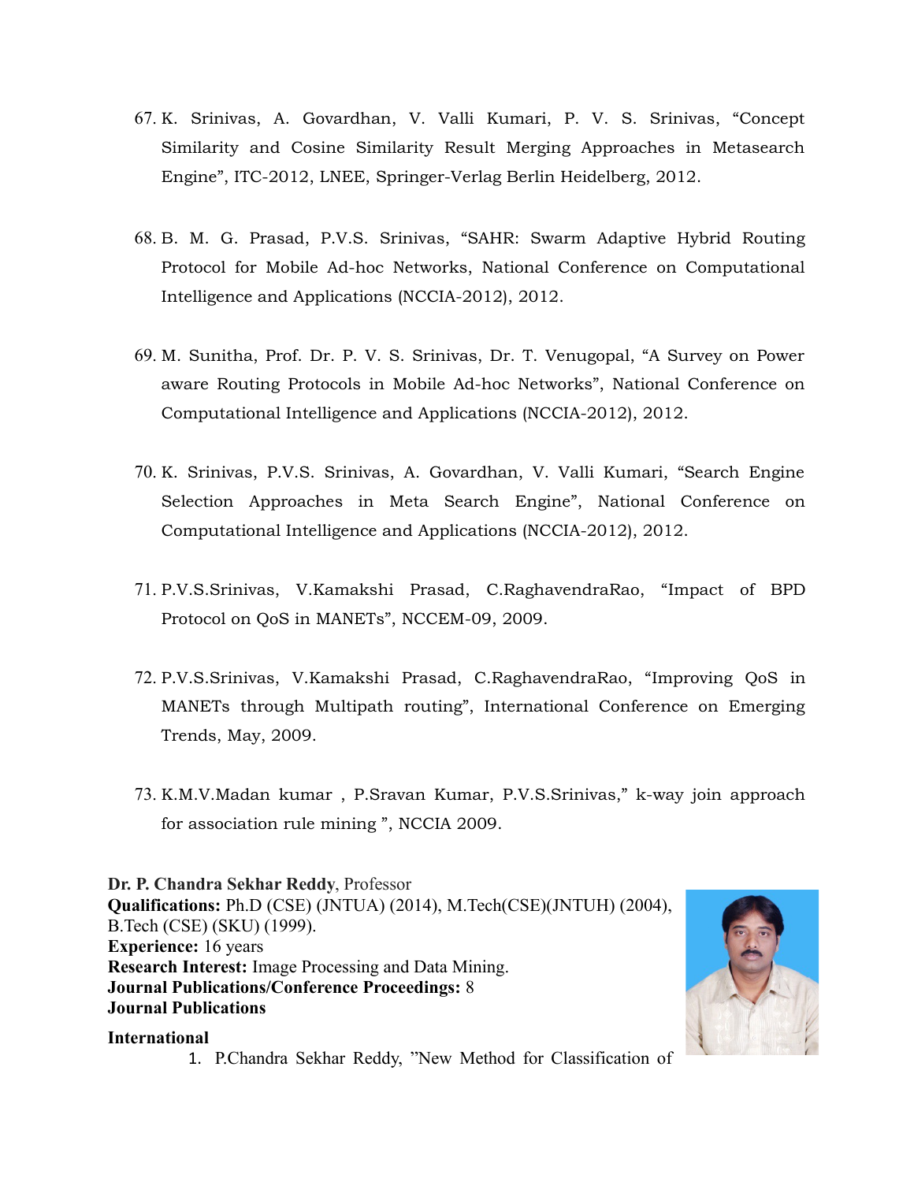67. K. Srinivas, A. Govardhan, V. Valli Kumari, P. V. S. Srinivas, "Concept Similarity and Cosine Similarity Result Merging Approaches in Metasearch Engine", ITC-2012, LNEE, Springer-Verlag Berlin Heidelberg, 2012.

68. B. M. G. Prasad, P.V.S. Srinivas, "SAHR: Swarm Adaptive Hybrid Routing Protocol for Mobile Ad-hoc Networks, National Conference on Computational Intelligence and Applications (NCCIA-2012), 2012.

69. M. Sunitha, Prof. Dr. P. V. S. Srinivas, Dr. T. Venugopal, "A Survey on Power aware Routing Protocols in Mobile Ad-hoc Networks", National Conference on Computational Intelligence and Applications (NCCIA-2012), 2012.

70. K. Srinivas, P.V.S. Srinivas, A. Govardhan, V. Valli Kumari, "Search Engine Selection Approaches in Meta Search Engine", National Conference on Computational Intelligence and Applications (NCCIA-2012), 2012.

71. P.V.S.Srinivas, V.Kamakshi Prasad, C.RaghavendraRao, "Impact of BPD Protocol on QoS in MANETs", NCCEM-09, 2009.

72. P.V.S.Srinivas, V.Kamakshi Prasad, C.RaghavendraRao, "Improving QoS in MANETs through Multipath routing", International Conference on Emerging Trends, May, 2009.

73. K.M.V.Madan kumar , P.Sravan Kumar, P.V.S.Srinivas," k-way join approach for association rule mining ", NCCIA 2009.

**Dr. P. Chandra Sekhar Reddy**, Professor
**Qualifications:** Ph.D (CSE) (JNTUA) (2014), M.Tech(CSE)(JNTUH) (2004), B.Tech (CSE) (SKU) (1999).
**Experience:** 16 years
**Research Interest:** Image Processing and Data Mining.
**Journal Publications/Conference Proceedings:** 8
**Journal Publications**

**International**

1. P.Chandra Sekhar Reddy, "New Method for Classification of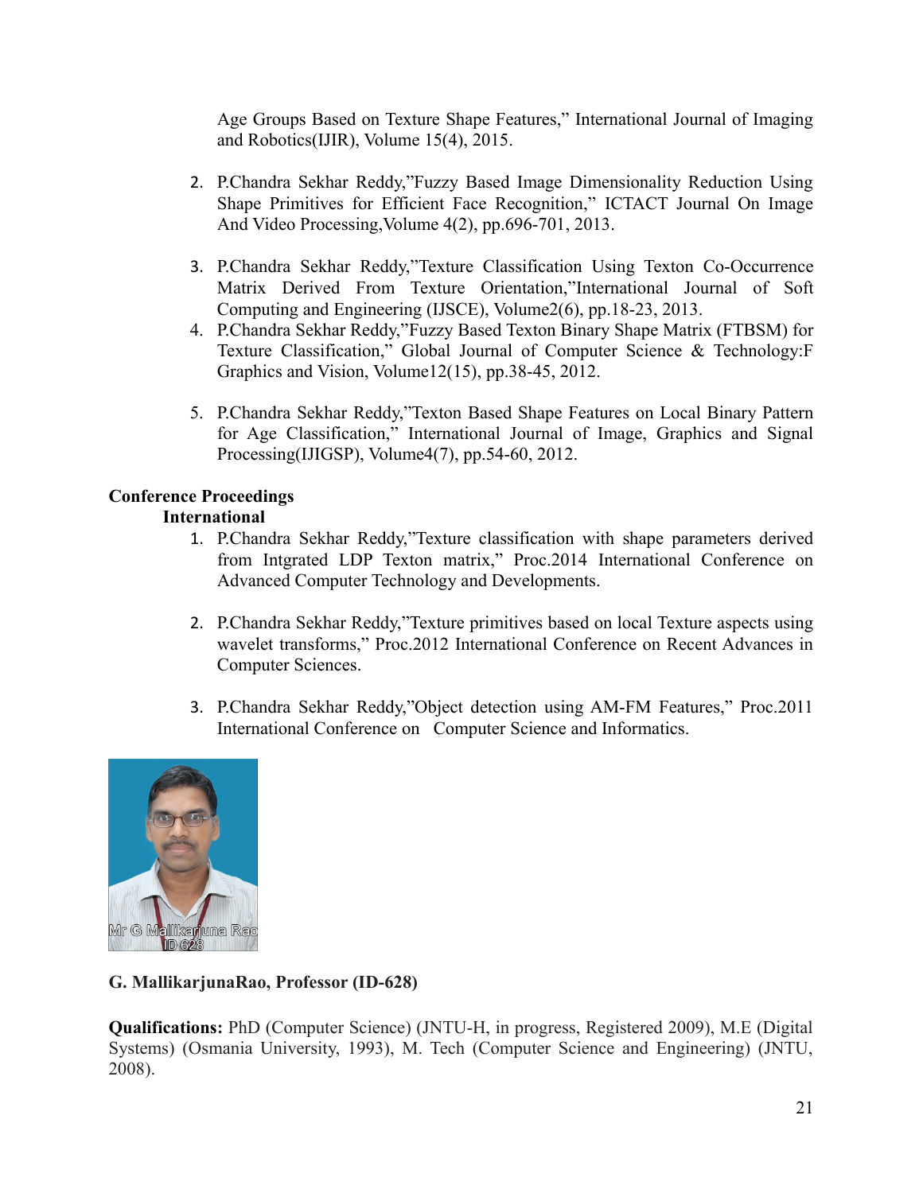Age Groups Based on Texture Shape Features," International Journal of Imaging and Robotics(IJIR), Volume 15(4), 2015.

2. P.Chandra Sekhar Reddy,"Fuzzy Based Image Dimensionality Reduction Using Shape Primitives for Efficient Face Recognition," ICTACT Journal On Image And Video Processing,Volume 4(2), pp.696-701, 2013.

3. P.Chandra Sekhar Reddy,"Texture Classification Using Texton Co-Occurrence Matrix Derived From Texture Orientation,"International Journal of Soft Computing and Engineering (IJSCE), Volume2(6), pp.18-23, 2013.
4. P.Chandra Sekhar Reddy,"Fuzzy Based Texton Binary Shape Matrix (FTBSM) for Texture Classification," Global Journal of Computer Science & Technology:F Graphics and Vision, Volume12(15), pp.38-45, 2012.

5. P.Chandra Sekhar Reddy,"Texton Based Shape Features on Local Binary Pattern for Age Classification," International Journal of Image, Graphics and Signal Processing(IJIGSP), Volume4(7), pp.54-60, 2012.

**Conference Proceedings**

**International**

1. P.Chandra Sekhar Reddy,"Texture classification with shape parameters derived from Intgrated LDP Texton matrix," Proc.2014 International Conference on Advanced Computer Technology and Developments.

2. P.Chandra Sekhar Reddy,"Texture primitives based on local Texture aspects using wavelet transforms," Proc.2012 International Conference on Recent Advances in Computer Sciences.

3. P.Chandra Sekhar Reddy,"Object detection using AM-FM Features," Proc.2011 International Conference on Computer Science and Informatics.

Mr G Mallikarjuna Rao
ID 628

**G. MallikarjunaRao, Professor (ID-628)**

**Qualifications:** PhD (Computer Science) (JNTU-H, in progress, Registered 2009), M.E (Digital Systems) (Osmania University, 1993), M. Tech (Computer Science and Engineering) (JNTU, 2008).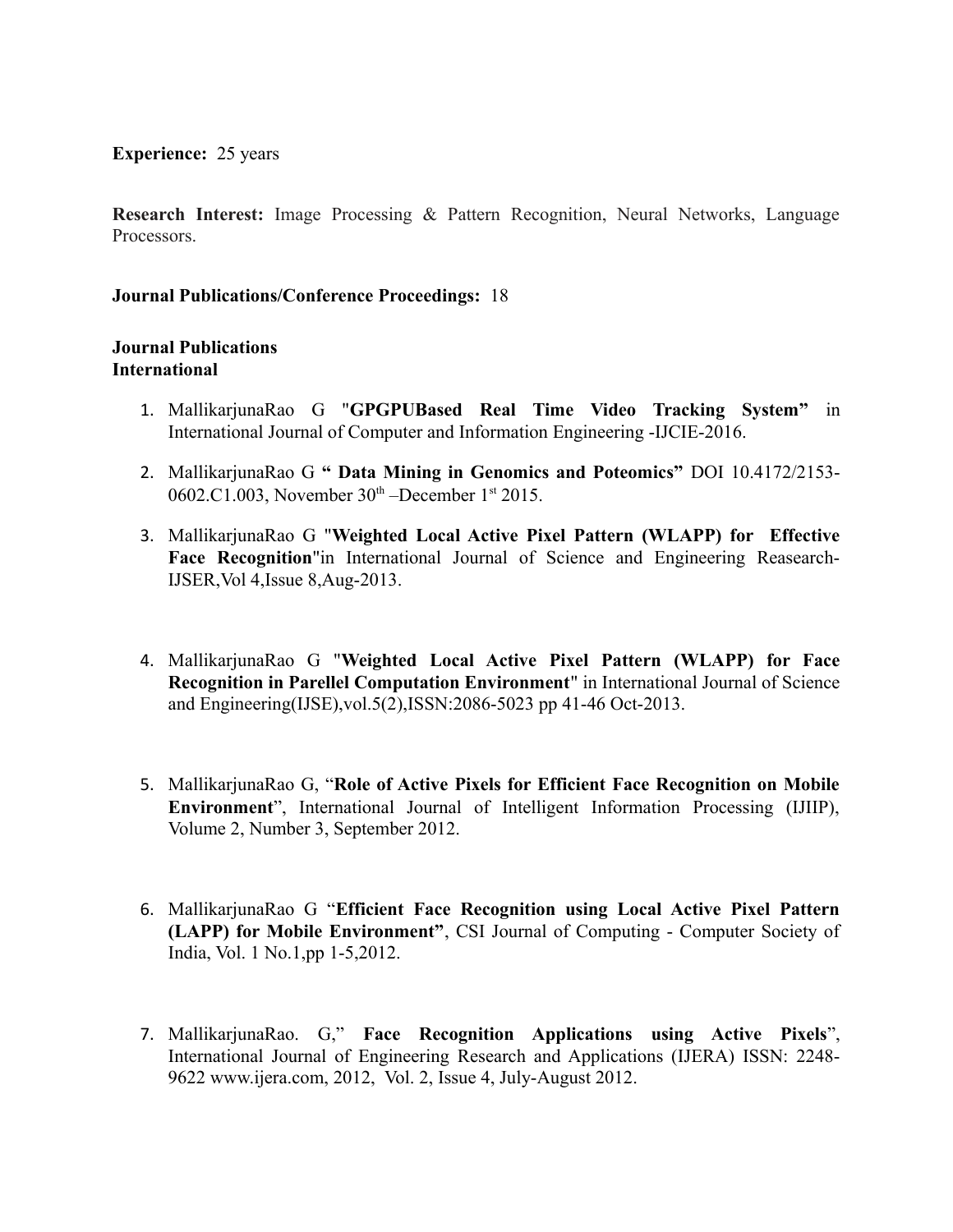**Experience:** 25 years

**Research Interest:** Image Processing & Pattern Recognition, Neural Networks, Language Processors.

**Journal Publications/Conference Proceedings:** 18

**Journal Publications**
**International**

1. MallikarjunaRao G "**GPGPUBased Real Time Video Tracking System"** in International Journal of Computer and Information Engineering -IJCIE-2016.

2. MallikarjunaRao G **" Data Mining in Genomics and Poteomics"** DOI 10.4172/2153-0602.C1.003, November 30th –December 1st 2015.

3. MallikarjunaRao G "**Weighted Local Active Pixel Pattern (WLAPP) for Effective Face Recognition**"in International Journal of Science and Engineering Reasearch-IJSER,Vol 4,Issue 8,Aug-2013.

4. MallikarjunaRao G "**Weighted Local Active Pixel Pattern (WLAPP) for Face Recognition in Parellel Computation Environment**" in International Journal of Science and Engineering(IJSE),vol.5(2),ISSN:2086-5023 pp 41-46 Oct-2013.

5. MallikarjunaRao G, "**Role of Active Pixels for Efficient Face Recognition on Mobile Environment**", International Journal of Intelligent Information Processing (IJIIP), Volume 2, Number 3, September 2012.

6. MallikarjunaRao G "**Efficient Face Recognition using Local Active Pixel Pattern (LAPP) for Mobile Environment"**, CSI Journal of Computing - Computer Society of India, Vol. 1 No.1,pp 1-5,2012.

7. MallikarjunaRao. G," **Face Recognition Applications using Active Pixels**", International Journal of Engineering Research and Applications (IJERA) ISSN: 2248-9622 www.ijera.com, 2012, Vol. 2, Issue 4, July-August 2012.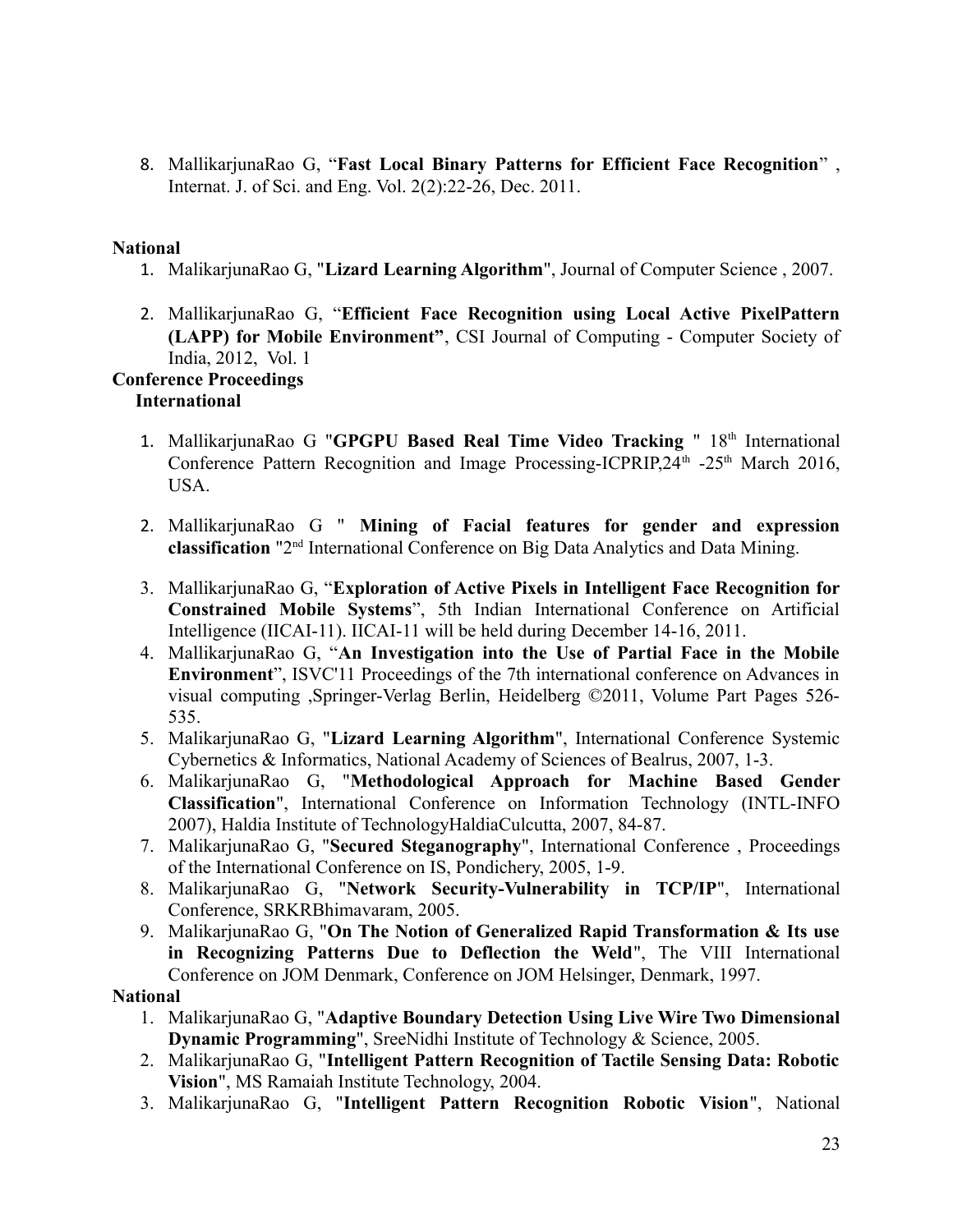8. MallikarjunaRao G, "**Fast Local Binary Patterns for Efficient Face Recognition**" , Internat. J. of Sci. and Eng. Vol. 2(2):22-26, Dec. 2011.

**National**

1. MalikarjunaRao G, "**Lizard Learning Algorithm**", Journal of Computer Science , 2007.

2. MallikarjunaRao G, "**Efficient Face Recognition using Local Active PixelPattern (LAPP) for Mobile Environment**", CSI Journal of Computing - Computer Society of India, 2012, Vol. 1

**Conference Proceedings**

**International**

1. MallikarjunaRao G "**GPGPU Based Real Time Video Tracking** " 18th International Conference Pattern Recognition and Image Processing-ICPRIP,24th -25th March 2016, USA.

2. MallikarjunaRao G " **Mining of Facial features for gender and expression classification** "2nd International Conference on Big Data Analytics and Data Mining.

3. MallikarjunaRao G, "**Exploration of Active Pixels in Intelligent Face Recognition for Constrained Mobile Systems**", 5th Indian International Conference on Artificial Intelligence (IICAI-11). IICAI-11 will be held during December 14-16, 2011.
4. MallikarjunaRao G, "**An Investigation into the Use of Partial Face in the Mobile Environment**", ISVC'11 Proceedings of the 7th international conference on Advances in visual computing ,Springer-Verlag Berlin, Heidelberg ©2011, Volume Part Pages 526-535.
5. MalikarjunaRao G, "**Lizard Learning Algorithm**", International Conference Systemic Cybernetics & Informatics, National Academy of Sciences of Bealrus, 2007, 1-3.
6. MalikarjunaRao G, "**Methodological Approach for Machine Based Gender Classification**", International Conference on Information Technology (INTL-INFO 2007), Haldia Institute of TechnologyHaldiaCulcutta, 2007, 84-87.
7. MalikarjunaRao G, "**Secured Steganography**", International Conference , Proceedings of the International Conference on IS, Pondichery, 2005, 1-9.
8. MalikarjunaRao G, "**Network Security-Vulnerability in TCP/IP**", International Conference, SRKRBhimavaram, 2005.
9. MalikarjunaRao G, "**On The Notion of Generalized Rapid Transformation & Its use in Recognizing Patterns Due to Deflection the Weld**", The VIII International Conference on JOM Denmark, Conference on JOM Helsinger, Denmark, 1997.

**National**

1. MalikarjunaRao G, "**Adaptive Boundary Detection Using Live Wire Two Dimensional Dynamic Programming**", SreeNidhi Institute of Technology & Science, 2005.
2. MalikarjunaRao G, "**Intelligent Pattern Recognition of Tactile Sensing Data: Robotic Vision**", MS Ramaiah Institute Technology, 2004.
3. MalikarjunaRao G, "**Intelligent Pattern Recognition Robotic Vision**", National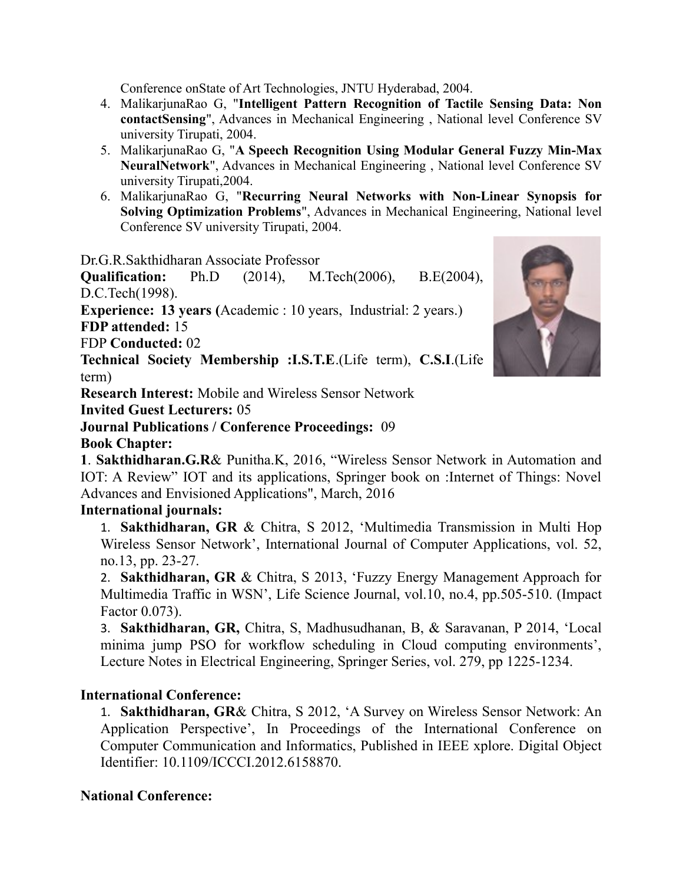Conference onState of Art Technologies, JNTU Hyderabad, 2004.

4. MalikarjunaRao G, "**Intelligent Pattern Recognition of Tactile Sensing Data: Non contactSensing**", Advances in Mechanical Engineering , National level Conference SV university Tirupati, 2004.
5. MalikarjunaRao G, "**A Speech Recognition Using Modular General Fuzzy Min-Max NeuralNetwork**", Advances in Mechanical Engineering , National level Conference SV university Tirupati,2004.
6. MalikarjunaRao G, "**Recurring Neural Networks with Non-Linear Synopsis for Solving Optimization Problems**", Advances in Mechanical Engineering, National level Conference SV university Tirupati, 2004.

Dr.G.R.Sakthidharan Associate Professor

**Qualification:** Ph.D (2014), M.Tech(2006), B.E(2004), D.C.Tech(1998).

**Experience: 13 years (**Academic : 10 years, Industrial: 2 years.)

**FDP attended:** 15

FDP **Conducted:** 02

**Technical Society Membership :I.S.T.E**.(Life term), **C.S.I**.(Life term)

**Research Interest:** Mobile and Wireless Sensor Network

**Invited Guest Lecturers:** 05

**Journal Publications / Conference Proceedings:** 09

**Book Chapter:**

**1**. **Sakthidharan.G.R**& Punitha.K, 2016, "Wireless Sensor Network in Automation and IOT: A Review" IOT and its applications, Springer book on :Internet of Things: Novel Advances and Envisioned Applications", March, 2016

**International journals:**

1. **Sakthidharan, GR** & Chitra, S 2012, 'Multimedia Transmission in Multi Hop Wireless Sensor Network', International Journal of Computer Applications, vol. 52, no.13, pp. 23-27.
2. **Sakthidharan, GR** & Chitra, S 2013, 'Fuzzy Energy Management Approach for Multimedia Traffic in WSN', Life Science Journal, vol.10, no.4, pp.505-510. (Impact Factor 0.073).
3. **Sakthidharan, GR,** Chitra, S, Madhusudhanan, B, & Saravanan, P 2014, 'Local minima jump PSO for workflow scheduling in Cloud computing environments', Lecture Notes in Electrical Engineering, Springer Series, vol. 279, pp 1225-1234.

**International Conference:**

1. **Sakthidharan, GR**& Chitra, S 2012, 'A Survey on Wireless Sensor Network: An Application Perspective', In Proceedings of the International Conference on Computer Communication and Informatics, Published in IEEE xplore. Digital Object Identifier: 10.1109/ICCCI.2012.6158870.

**National Conference:**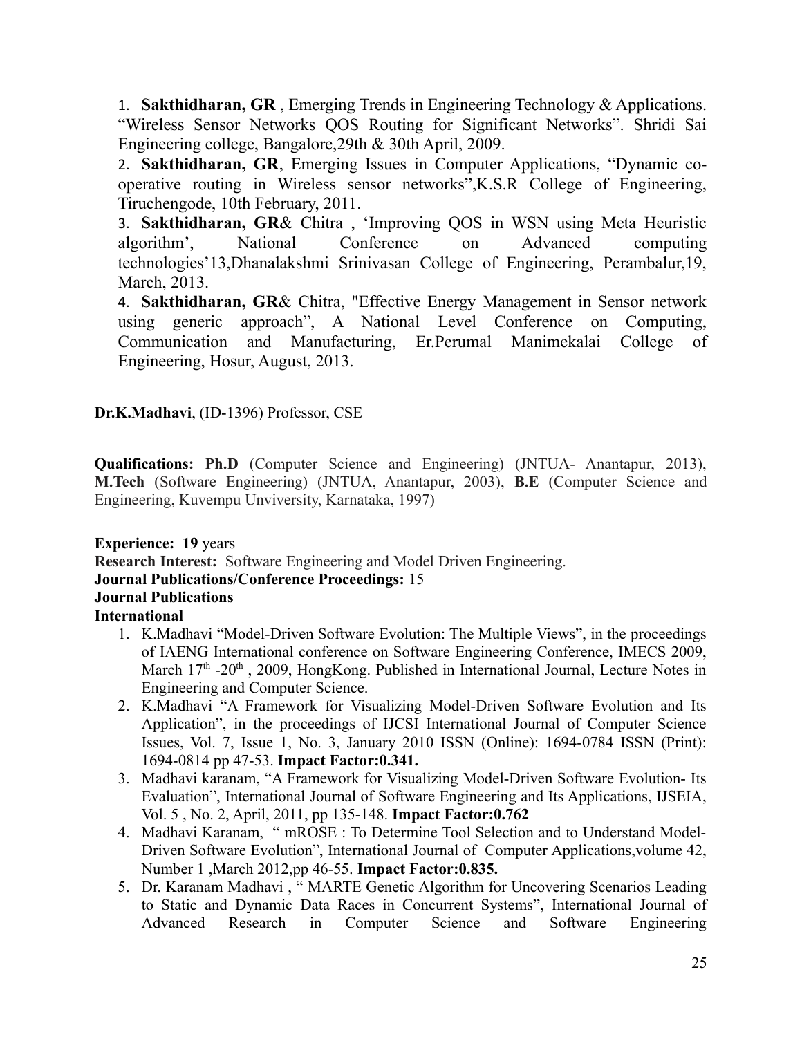1. **Sakthidharan, GR** , Emerging Trends in Engineering Technology & Applications. "Wireless Sensor Networks QOS Routing for Significant Networks". Shridi Sai Engineering college, Bangalore,29th & 30th April, 2009.
2. **Sakthidharan, GR**, Emerging Issues in Computer Applications, "Dynamic co-operative routing in Wireless sensor networks",K.S.R College of Engineering, Tiruchengode, 10th February, 2011.
3. **Sakthidharan, GR**& Chitra , 'Improving QOS in WSN using Meta Heuristic algorithm', National Conference on Advanced computing technologies'13,Dhanalakshmi Srinivasan College of Engineering, Perambalur,19, March, 2013.
4. **Sakthidharan, GR**& Chitra, "Effective Energy Management in Sensor network using generic approach", A National Level Conference on Computing, Communication and Manufacturing, Er.Perumal Manimekalai College of Engineering, Hosur, August, 2013.

**Dr.K.Madhavi**, (ID-1396) Professor, CSE

**Qualifications: Ph.D** (Computer Science and Engineering) (JNTUA- Anantapur, 2013), **M.Tech** (Software Engineering) (JNTUA, Anantapur, 2003), **B.E** (Computer Science and Engineering, Kuvempu Unviversity, Karnataka, 1997)

**Experience: 19** years

**Research Interest:** Software Engineering and Model Driven Engineering.

**Journal Publications/Conference Proceedings:** 15

**Journal Publications**

**International**

1. K.Madhavi "Model-Driven Software Evolution: The Multiple Views", in the proceedings of IAENG International conference on Software Engineering Conference, IMECS 2009, March 17th -20th , 2009, HongKong. Published in International Journal, Lecture Notes in Engineering and Computer Science.
2. K.Madhavi "A Framework for Visualizing Model-Driven Software Evolution and Its Application", in the proceedings of IJCSI International Journal of Computer Science Issues, Vol. 7, Issue 1, No. 3, January 2010 ISSN (Online): 1694-0784 ISSN (Print): 1694-0814 pp 47-53. **Impact Factor:0.341.**
3. Madhavi karanam, "A Framework for Visualizing Model-Driven Software Evolution- Its Evaluation", International Journal of Software Engineering and Its Applications, IJSEIA, Vol. 5 , No. 2, April, 2011, pp 135-148. **Impact Factor:0.762**
4. Madhavi Karanam, " mROSE : To Determine Tool Selection and to Understand Model-Driven Software Evolution", International Journal of Computer Applications,volume 42, Number 1 ,March 2012,pp 46-55. **Impact Factor:0.835.**
5. Dr. Karanam Madhavi , " MARTE Genetic Algorithm for Uncovering Scenarios Leading to Static and Dynamic Data Races in Concurrent Systems", International Journal of Advanced Research in Computer Science and Software Engineering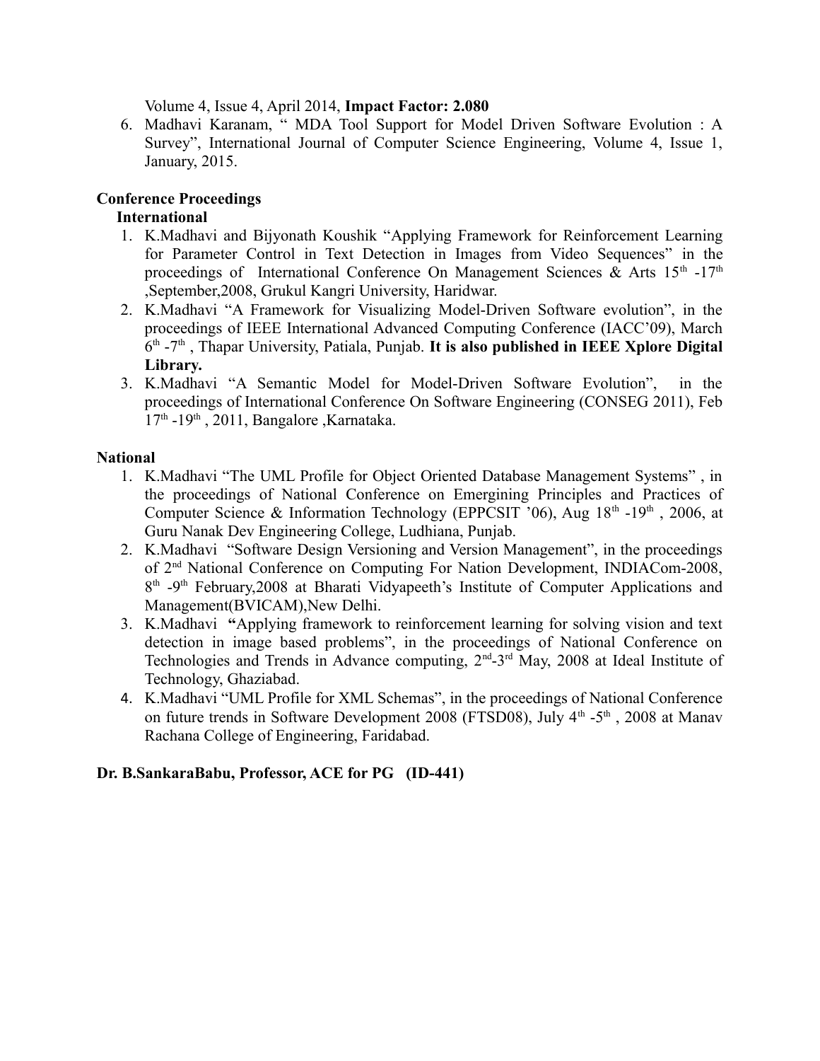Volume 4, Issue 4, April 2014, **Impact Factor: 2.080**

6. Madhavi Karanam, " MDA Tool Support for Model Driven Software Evolution : A Survey", International Journal of Computer Science Engineering, Volume 4, Issue 1, January, 2015.

**Conference Proceedings**

**International**

1. K.Madhavi and Bijyonath Koushik "Applying Framework for Reinforcement Learning for Parameter Control in Text Detection in Images from Video Sequences" in the proceedings of International Conference On Management Sciences & Arts 15th -17th ,September,2008, Grukul Kangri University, Haridwar.
2. K.Madhavi "A Framework for Visualizing Model-Driven Software evolution", in the proceedings of IEEE International Advanced Computing Conference (IACC'09), March 6th -7th , Thapar University, Patiala, Punjab. **It is also published in IEEE Xplore Digital Library.**
3. K.Madhavi "A Semantic Model for Model-Driven Software Evolution", in the proceedings of International Conference On Software Engineering (CONSEG 2011), Feb 17th -19th , 2011, Bangalore ,Karnataka.

**National**

1. K.Madhavi "The UML Profile for Object Oriented Database Management Systems" , in the proceedings of National Conference on Emergining Principles and Practices of Computer Science & Information Technology (EPPCSIT '06), Aug 18th -19th , 2006, at Guru Nanak Dev Engineering College, Ludhiana, Punjab.
2. K.Madhavi "Software Design Versioning and Version Management", in the proceedings of 2nd National Conference on Computing For Nation Development, INDIACom-2008, 8th -9th February,2008 at Bharati Vidyapeeth's Institute of Computer Applications and Management(BVICAM),New Delhi.
3. K.Madhavi **"**Applying framework to reinforcement learning for solving vision and text detection in image based problems", in the proceedings of National Conference on Technologies and Trends in Advance computing, 2nd-3rd May, 2008 at Ideal Institute of Technology, Ghaziabad.
4. K.Madhavi "UML Profile for XML Schemas", in the proceedings of National Conference on future trends in Software Development 2008 (FTSD08), July 4th -5th , 2008 at Manav Rachana College of Engineering, Faridabad.

**Dr. B.SankaraBabu, Professor, ACE for PG (ID-441)**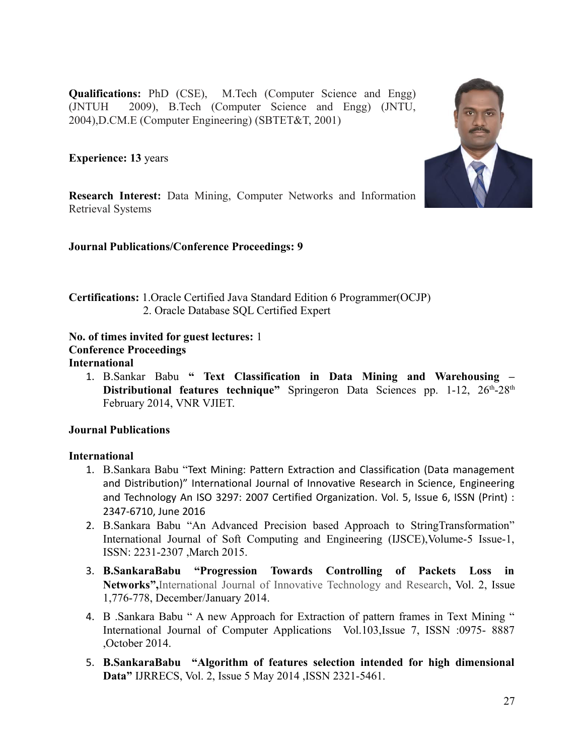**Qualifications:** PhD (CSE), M.Tech (Computer Science and Engg) (JNTUH 2009), B.Tech (Computer Science and Engg) (JNTU, 2004),D.CM.E (Computer Engineering) (SBTET&T, 2001)

**Experience: 13** years

**Research Interest:** Data Mining, Computer Networks and Information Retrieval Systems

**Journal Publications/Conference Proceedings: 9**

**Certifications:** 1.Oracle Certified Java Standard Edition 6 Programmer(OCJP)
2. Oracle Database SQL Certified Expert

**No. of times invited for guest lectures:** 1

**Conference Proceedings**

**International**

1. B.Sankar Babu **" Text Classification in Data Mining and Warehousing – Distributional features technique"** Springeron Data Sciences pp. 1-12, 26th-28th February 2014, VNR VJIET.

**Journal Publications**

**International**

1. B.Sankara Babu "Text Mining: Pattern Extraction and Classification (Data management and Distribution)" International Journal of Innovative Research in Science, Engineering and Technology An ISO 3297: 2007 Certified Organization. Vol. 5, Issue 6, ISSN (Print) : 2347-6710, June 2016
2. B.Sankara Babu "An Advanced Precision based Approach to StringTransformation" International Journal of Soft Computing and Engineering (IJSCE),Volume-5 Issue-1, ISSN: 2231-2307 ,March 2015.
3. **B.SankaraBabu "Progression Towards Controlling of Packets Loss in Networks",**International Journal of Innovative Technology and Research, Vol. 2, Issue 1,776-778, December/January 2014.
4. B .Sankara Babu " A new Approach for Extraction of pattern frames in Text Mining " International Journal of Computer Applications Vol.103,Issue 7, ISSN :0975- 8887 ,October 2014.
5. **B.SankaraBabu "Algorithm of features selection intended for high dimensional Data"** IJRRECS, Vol. 2, Issue 5 May 2014 ,ISSN 2321-5461.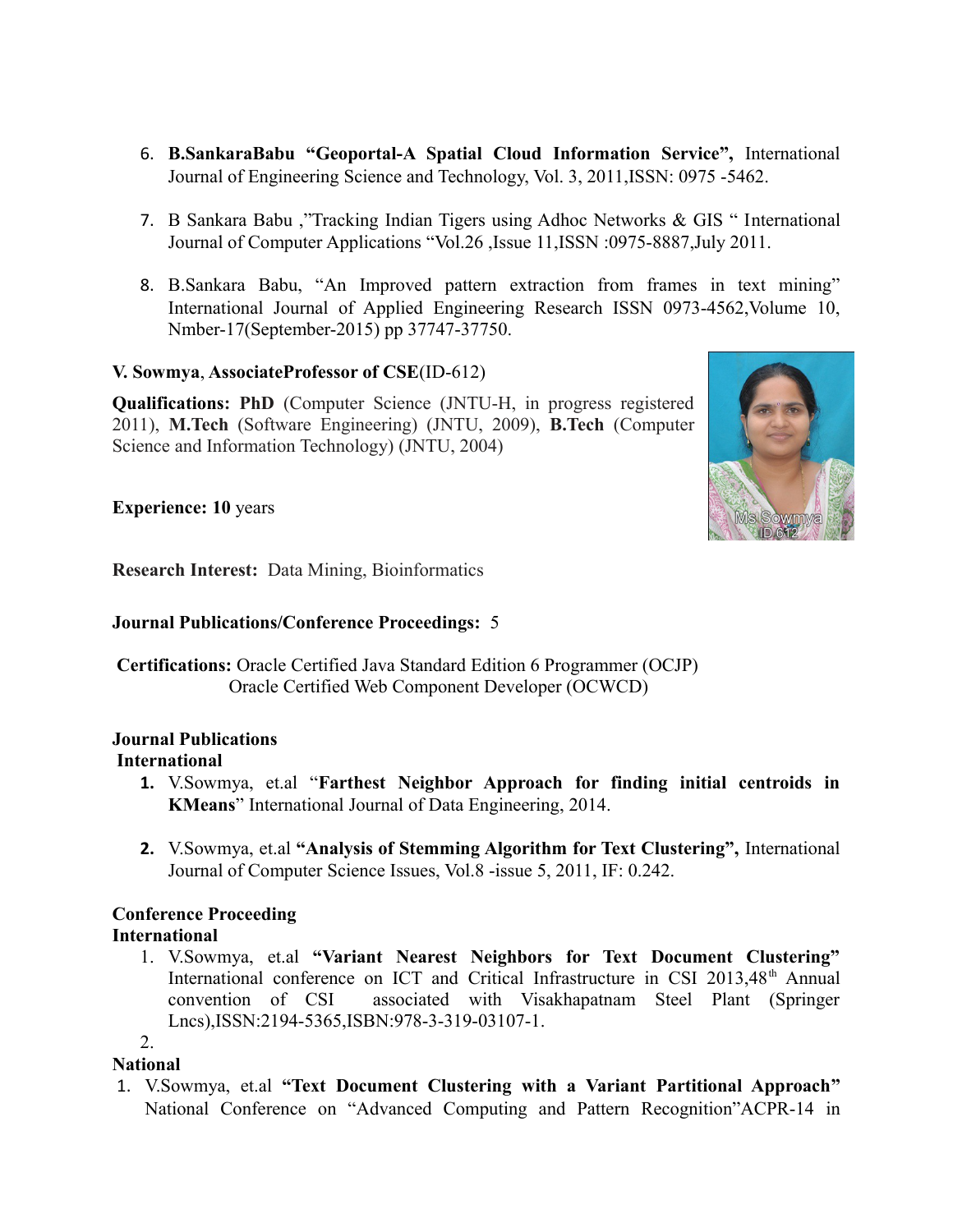6. **B.SankaraBabu "Geoportal-A Spatial Cloud Information Service",** International Journal of Engineering Science and Technology, Vol. 3, 2011,ISSN: 0975 -5462.

7. B Sankara Babu ,"Tracking Indian Tigers using Adhoc Networks & GIS " International Journal of Computer Applications "Vol.26 ,Issue 11,ISSN :0975-8887,July 2011.

8. B.Sankara Babu, "An Improved pattern extraction from frames in text mining" International Journal of Applied Engineering Research ISSN 0973-4562,Volume 10, Nmber-17(September-2015) pp 37747-37750.

**V. Sowmya**, **AssociateProfessor of CSE**(ID-612)

**Qualifications: PhD** (Computer Science (JNTU-H, in progress registered 2011), **M.Tech** (Software Engineering) (JNTU, 2009), **B.Tech** (Computer Science and Information Technology) (JNTU, 2004)

**Experience: 10** years

**Research Interest:** Data Mining, Bioinformatics

**Journal Publications/Conference Proceedings:** 5

**Certifications:** Oracle Certified Java Standard Edition 6 Programmer (OCJP)
Oracle Certified Web Component Developer (OCWCD)

**Journal Publications**

**International**

1. V.Sowmya, et.al "**Farthest Neighbor Approach for finding initial centroids in KMeans**" International Journal of Data Engineering, 2014.

2. V.Sowmya, et.al **"Analysis of Stemming Algorithm for Text Clustering",** International Journal of Computer Science Issues, Vol.8 -issue 5, 2011, IF: 0.242.

**Conference Proceeding**

**International**

1. V.Sowmya, et.al **"Variant Nearest Neighbors for Text Document Clustering"** International conference on ICT and Critical Infrastructure in CSI 2013,48th Annual convention of CSI associated with Visakhapatnam Steel Plant (Springer Lncs),ISSN:2194-5365,ISBN:978-3-319-03107-1.
2.

**National**

1. V.Sowmya, et.al **"Text Document Clustering with a Variant Partitional Approach"** National Conference on "Advanced Computing and Pattern Recognition"ACPR-14 in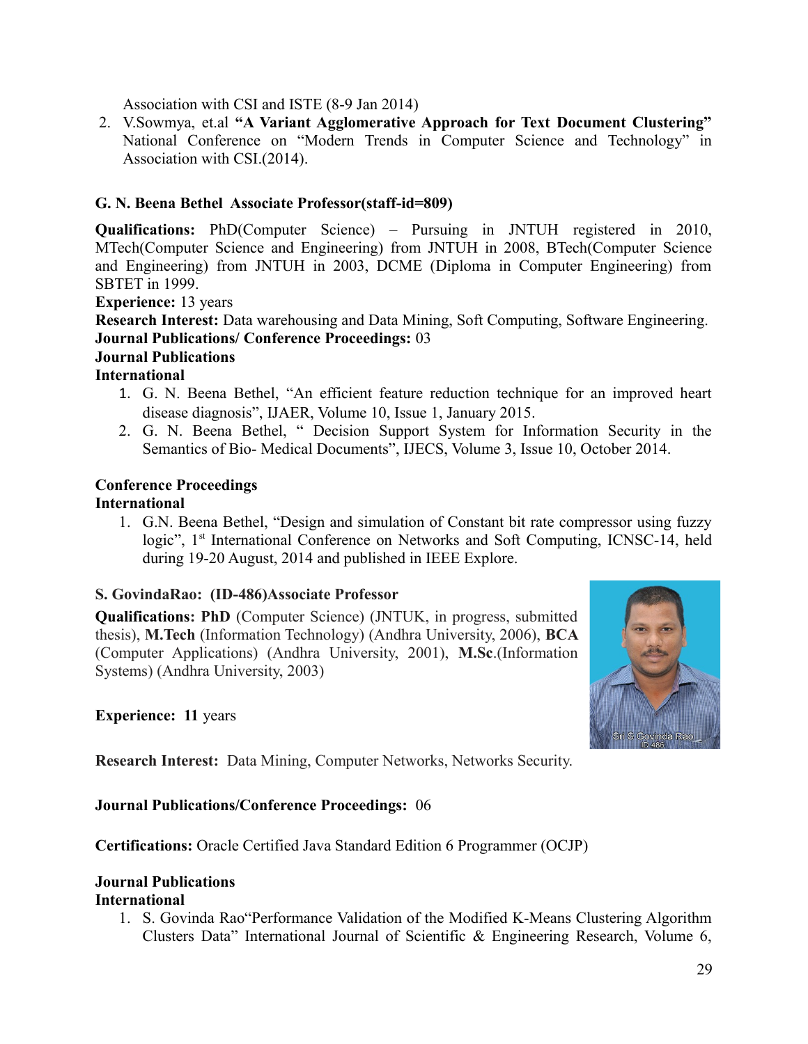Association with CSI and ISTE (8-9 Jan 2014)

2. V.Sowmya, et.al **"A Variant Agglomerative Approach for Text Document Clustering"** National Conference on "Modern Trends in Computer Science and Technology" in Association with CSI.(2014).

**G. N. Beena Bethel Associate Professor(staff-id=809)**

**Qualifications:** PhD(Computer Science) – Pursuing in JNTUH registered in 2010, MTech(Computer Science and Engineering) from JNTUH in 2008, BTech(Computer Science and Engineering) from JNTUH in 2003, DCME (Diploma in Computer Engineering) from SBTET in 1999.

**Experience:** 13 years

**Research Interest:** Data warehousing and Data Mining, Soft Computing, Software Engineering.

**Journal Publications/ Conference Proceedings:** 03

**Journal Publications**

**International**

1. G. N. Beena Bethel, "An efficient feature reduction technique for an improved heart disease diagnosis", IJAER, Volume 10, Issue 1, January 2015.
2. G. N. Beena Bethel, " Decision Support System for Information Security in the Semantics of Bio- Medical Documents", IJECS, Volume 3, Issue 10, October 2014.

**Conference Proceedings**

**International**

1. G.N. Beena Bethel, "Design and simulation of Constant bit rate compressor using fuzzy logic", 1st International Conference on Networks and Soft Computing, ICNSC-14, held during 19-20 August, 2014 and published in IEEE Explore.

**S. GovindaRao: (ID-486)Associate Professor**

**Qualifications: PhD** (Computer Science) (JNTUK, in progress, submitted thesis), **M.Tech** (Information Technology) (Andhra University, 2006), **BCA** (Computer Applications) (Andhra University, 2001), **M.Sc**.(Information Systems) (Andhra University, 2003)

**Experience: 11** years

**Research Interest:** Data Mining, Computer Networks, Networks Security.

**Journal Publications/Conference Proceedings:** 06

**Certifications:** Oracle Certified Java Standard Edition 6 Programmer (OCJP)

**Journal Publications**

**International**

1. S. Govinda Rao"Performance Validation of the Modified K-Means Clustering Algorithm Clusters Data" International Journal of Scientific & Engineering Research, Volume 6,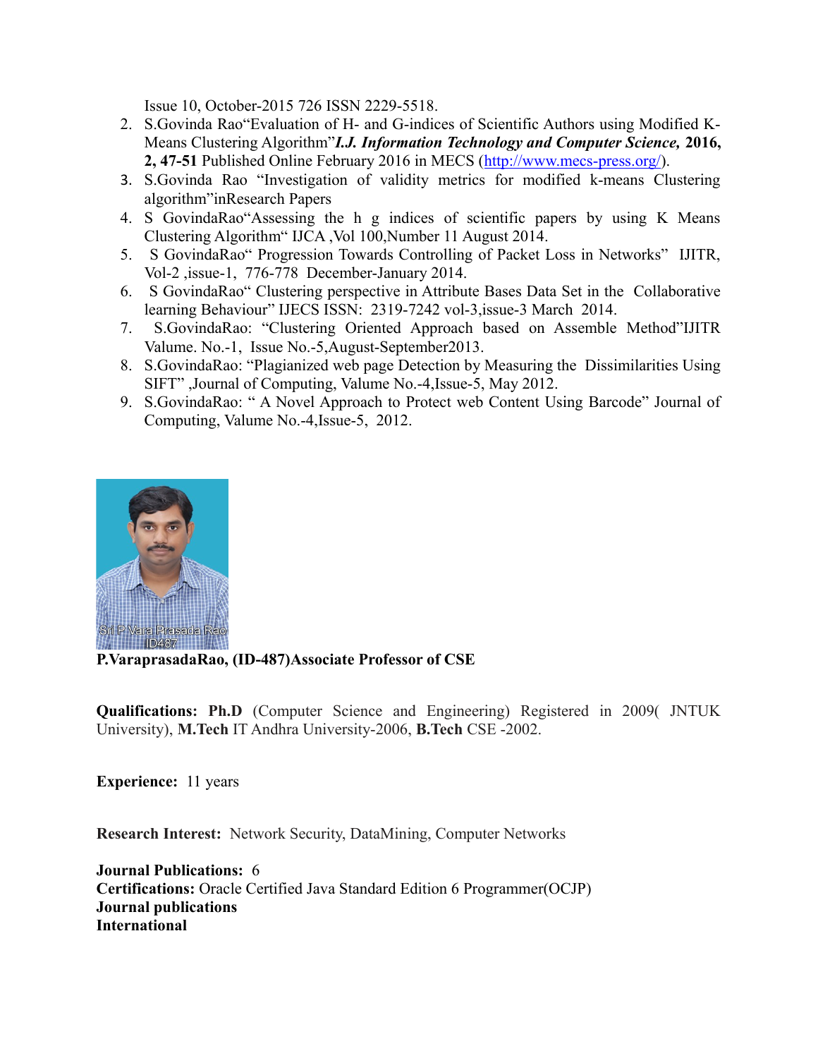Issue 10, October-2015 726 ISSN 2229-5518.

2. S.Govinda Rao"Evaluation of H- and G-indices of Scientific Authors using Modified K-Means Clustering Algorithm"***I.J. Information Technology and Computer Science,*** **2016, 2, 47-51** Published Online February 2016 in MECS (http://www.mecs-press.org/).
3. S.Govinda Rao "Investigation of validity metrics for modified k-means Clustering algorithm"inResearch Papers
4. S GovindaRao"Assessing the h g indices of scientific papers by using K Means Clustering Algorithm" IJCA ,Vol 100,Number 11 August 2014.
5. S GovindaRao" Progression Towards Controlling of Packet Loss in Networks" IJITR, Vol-2 ,issue-1, 776-778 December-January 2014.
6. S GovindaRao" Clustering perspective in Attribute Bases Data Set in the Collaborative learning Behaviour" IJECS ISSN: 2319-7242 vol-3,issue-3 March 2014.
7. S.GovindaRao: "Clustering Oriented Approach based on Assemble Method"IJITR Valume. No.-1, Issue No.-5,August-September2013.
8. S.GovindaRao: "Plagianized web page Detection by Measuring the Dissimilarities Using SIFT" ,Journal of Computing, Valume No.-4,Issue-5, May 2012.
9. S.GovindaRao: " A Novel Approach to Protect web Content Using Barcode" Journal of Computing, Valume No.-4,Issue-5, 2012.

Sri P Vara Prasada Rao ID487

**P.VaraprasadaRao, (ID-487)Associate Professor of CSE**

**Qualifications: Ph.D** (Computer Science and Engineering) Registered in 2009( JNTUK University), **M.Tech** IT Andhra University-2006, **B.Tech** CSE -2002.

**Experience:** 11 years

**Research Interest:** Network Security, DataMining, Computer Networks

**Journal Publications:** 6
**Certifications:** Oracle Certified Java Standard Edition 6 Programmer(OCJP)
**Journal publications**
**International**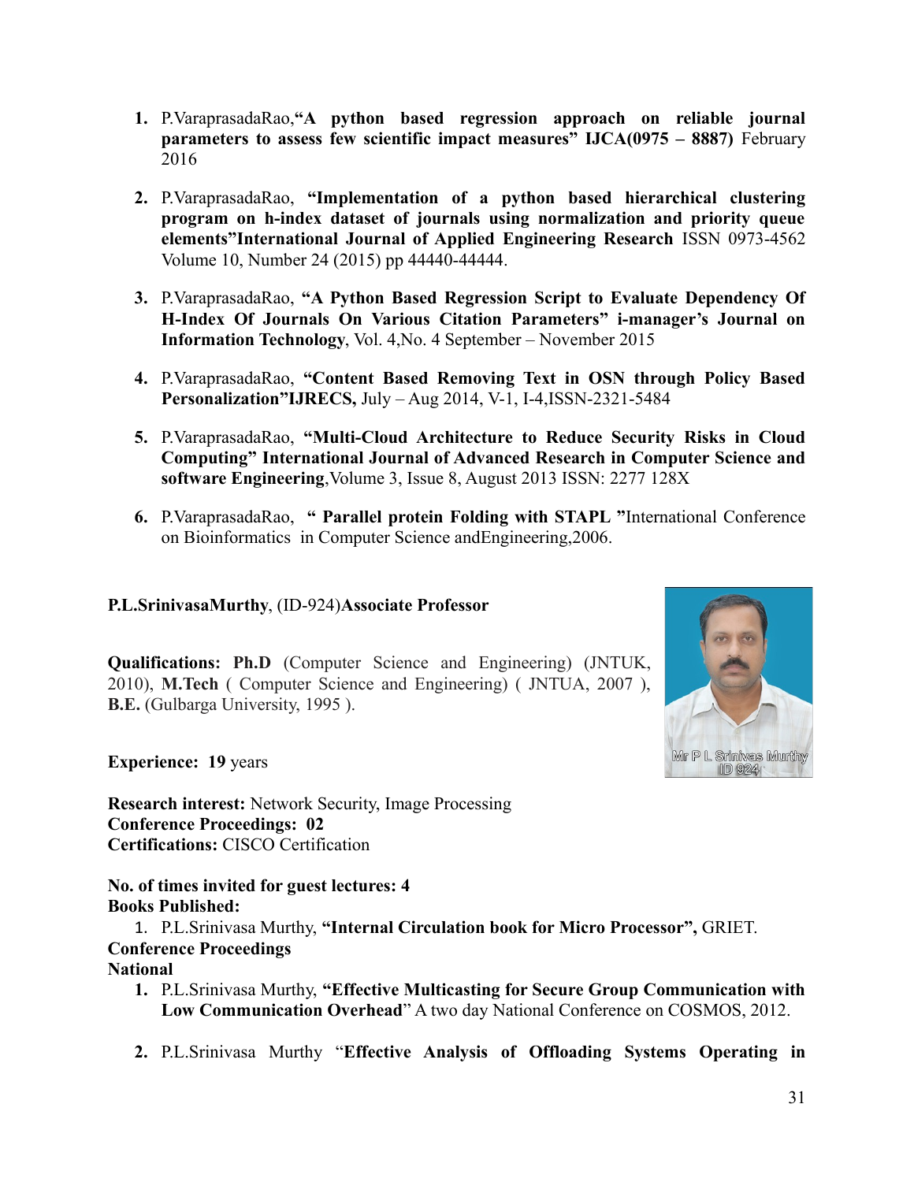1. P.VaraprasadaRao,**"A python based regression approach on reliable journal parameters to assess few scientific impact measures" IJCA(0975 – 8887)** February 2016

2. P.VaraprasadaRao, **"Implementation of a python based hierarchical clustering program on h-index dataset of journals using normalization and priority queue elements"International Journal of Applied Engineering Research** ISSN 0973-4562 Volume 10, Number 24 (2015) pp 44440-44444.

3. P.VaraprasadaRao, **"A Python Based Regression Script to Evaluate Dependency Of H-Index Of Journals On Various Citation Parameters" i-manager's Journal on Information Technology**, Vol. 4,No. 4 September – November 2015

4. P.VaraprasadaRao, **"Content Based Removing Text in OSN through Policy Based Personalization"IJRECS,** July – Aug 2014, V-1, I-4,ISSN-2321-5484

5. P.VaraprasadaRao, **"Multi-Cloud Architecture to Reduce Security Risks in Cloud Computing" International Journal of Advanced Research in Computer Science and software Engineering**,Volume 3, Issue 8, August 2013 ISSN: 2277 128X

6. P.VaraprasadaRao, **" Parallel protein Folding with STAPL "**International Conference on Bioinformatics in Computer Science andEngineering,2006.

**P.L.SrinivasaMurthy**, (ID-924)**Associate Professor**

Mr P L Srinivas Murthy ID 924

**Qualifications: Ph.D** (Computer Science and Engineering) (JNTUK, 2010), **M.Tech** ( Computer Science and Engineering) ( JNTUA, 2007 ), **B.E.** (Gulbarga University, 1995 ).

**Experience: 19** years

**Research interest:** Network Security, Image Processing
**Conference Proceedings: 02**
**Certifications:** CISCO Certification

**No. of times invited for guest lectures: 4**
**Books Published:**

1. P.L.Srinivasa Murthy, **"Internal Circulation book for Micro Processor",** GRIET.

**Conference Proceedings**
**National**

1. P.L.Srinivasa Murthy, **"Effective Multicasting for Secure Group Communication with Low Communication Overhead**" A two day National Conference on COSMOS, 2012.

2. P.L.Srinivasa Murthy "**Effective Analysis of Offloading Systems Operating in**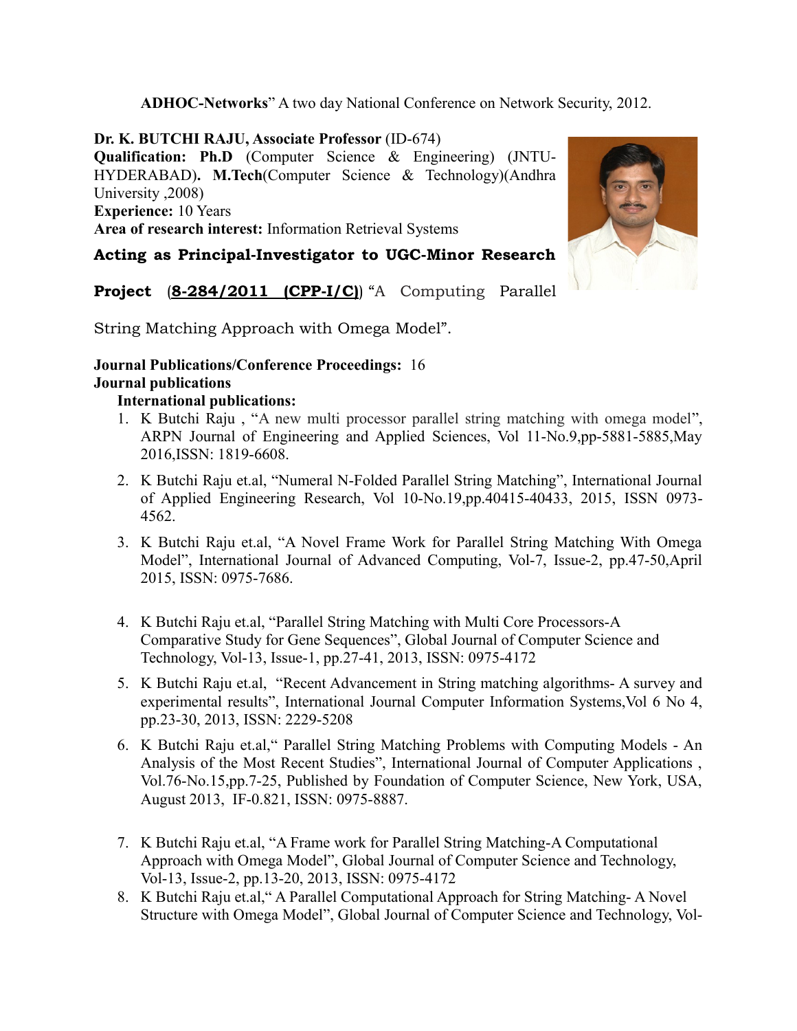**ADHOC-Networks**" A two day National Conference on Network Security, 2012.

**Dr. K. BUTCHI RAJU, Associate Professor** (ID-674)
**Qualification: Ph.D** (Computer Science & Engineering) (JNTU-HYDERABAD)**. M.Tech**(Computer Science & Technology)(Andhra University ,2008)
**Experience:** 10 Years
**Area of research interest:** Information Retrieval Systems

**Acting as Principal-Investigator to UGC-Minor Research Project** (**8-284/2011 (CPP-I/C)**) "A Computing Parallel String Matching Approach with Omega Model".

**Journal Publications/Conference Proceedings:** 16
**Journal publications**

**International publications:**

1. K Butchi Raju , "A new multi processor parallel string matching with omega model", ARPN Journal of Engineering and Applied Sciences, Vol 11-No.9,pp-5881-5885,May 2016,ISSN: 1819-6608.
2. K Butchi Raju et.al, "Numeral N-Folded Parallel String Matching", International Journal of Applied Engineering Research, Vol 10-No.19,pp.40415-40433, 2015, ISSN 0973-4562.
3. K Butchi Raju et.al, "A Novel Frame Work for Parallel String Matching With Omega Model", International Journal of Advanced Computing, Vol-7, Issue-2, pp.47-50,April 2015, ISSN: 0975-7686.
4. K Butchi Raju et.al, "Parallel String Matching with Multi Core Processors-A Comparative Study for Gene Sequences", Global Journal of Computer Science and Technology, Vol-13, Issue-1, pp.27-41, 2013, ISSN: 0975-4172
5. K Butchi Raju et.al, "Recent Advancement in String matching algorithms- A survey and experimental results", International Journal Computer Information Systems,Vol 6 No 4, pp.23-30, 2013, ISSN: 2229-5208
6. K Butchi Raju et.al," Parallel String Matching Problems with Computing Models - An Analysis of the Most Recent Studies", International Journal of Computer Applications , Vol.76-No.15,pp.7-25, Published by Foundation of Computer Science, New York, USA, August 2013, IF-0.821, ISSN: 0975-8887.
7. K Butchi Raju et.al, "A Frame work for Parallel String Matching-A Computational Approach with Omega Model", Global Journal of Computer Science and Technology, Vol-13, Issue-2, pp.13-20, 2013, ISSN: 0975-4172
8. K Butchi Raju et.al," A Parallel Computational Approach for String Matching- A Novel Structure with Omega Model", Global Journal of Computer Science and Technology, Vol-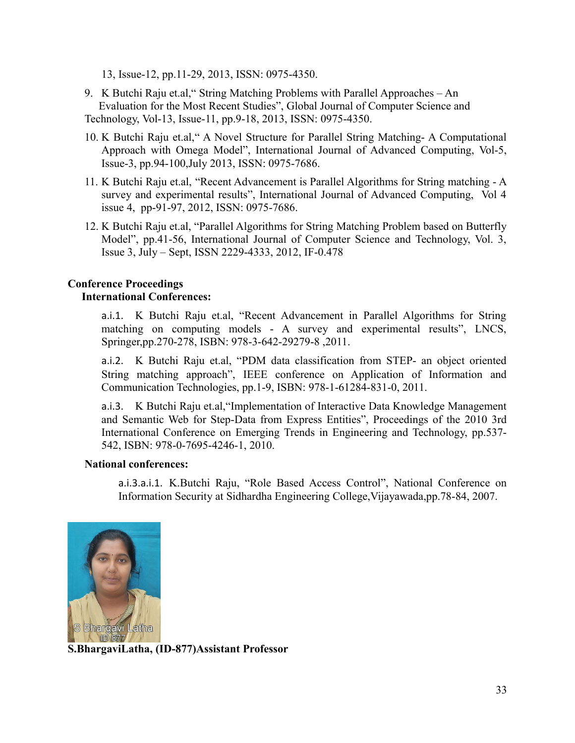13, Issue-12, pp.11-29, 2013, ISSN: 0975-4350.

9. K Butchi Raju et.al," String Matching Problems with Parallel Approaches – An Evaluation for the Most Recent Studies", Global Journal of Computer Science and Technology, Vol-13, Issue-11, pp.9-18, 2013, ISSN: 0975-4350.

10. K Butchi Raju et.al," A Novel Structure for Parallel String Matching- A Computational Approach with Omega Model", International Journal of Advanced Computing, Vol-5, Issue-3, pp.94-100,July 2013, ISSN: 0975-7686.

11. K Butchi Raju et.al, "Recent Advancement is Parallel Algorithms for String matching - A survey and experimental results", International Journal of Advanced Computing, Vol 4 issue 4, pp-91-97, 2012, ISSN: 0975-7686.

12. K Butchi Raju et.al, "Parallel Algorithms for String Matching Problem based on Butterfly Model", pp.41-56, International Journal of Computer Science and Technology, Vol. 3, Issue 3, July – Sept, ISSN 2229-4333, 2012, IF-0.478

**Conference Proceedings**

**International Conferences:**

a.i.1. K Butchi Raju et.al, "Recent Advancement in Parallel Algorithms for String matching on computing models - A survey and experimental results", LNCS, Springer,pp.270-278, ISBN: 978-3-642-29279-8 ,2011.

a.i.2. K Butchi Raju et.al, "PDM data classification from STEP- an object oriented String matching approach", IEEE conference on Application of Information and Communication Technologies, pp.1-9, ISBN: 978-1-61284-831-0, 2011.

a.i.3. K Butchi Raju et.al,"Implementation of Interactive Data Knowledge Management and Semantic Web for Step-Data from Express Entities", Proceedings of the 2010 3rd International Conference on Emerging Trends in Engineering and Technology, pp.537-542, ISBN: 978-0-7695-4246-1, 2010.

**National conferences:**

a.i.3.a.i.1. K.Butchi Raju, "Role Based Access Control", National Conference on Information Security at Sidhardha Engineering College,Vijayawada,pp.78-84, 2007.

S Bhargavi Latha
ID 877

**S.BhargaviLatha, (ID-877)Assistant Professor**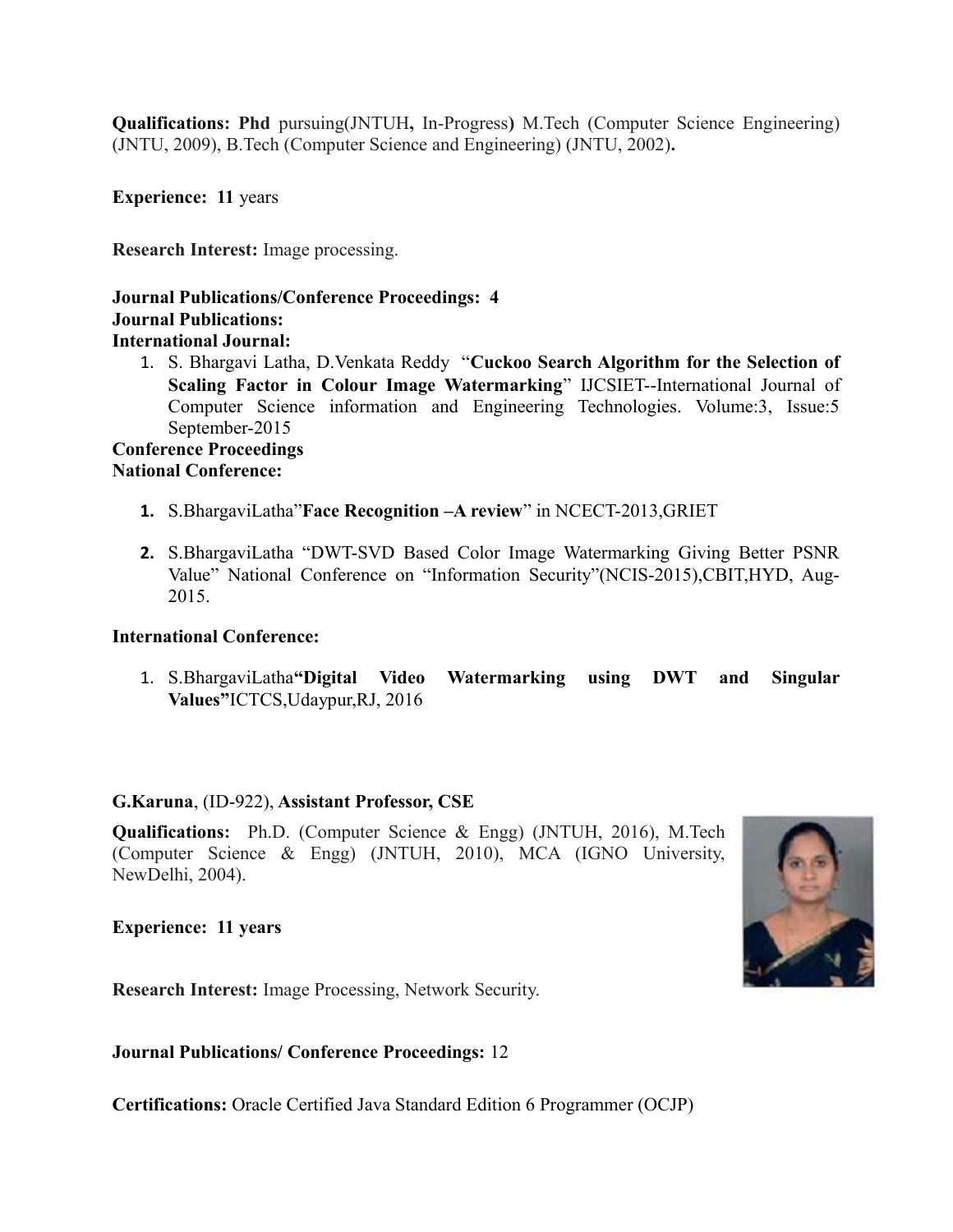**Qualifications: Phd** pursuing(JNTUH**,** In-Progress**)** M.Tech (Computer Science Engineering) (JNTU, 2009), B.Tech (Computer Science and Engineering) (JNTU, 2002)**.**

**Experience: 11** years

**Research Interest:** Image processing.

**Journal Publications/Conference Proceedings: 4**
**Journal Publications:**
**International Journal:**

1. S. Bhargavi Latha, D.Venkata Reddy "**Cuckoo Search Algorithm for the Selection of Scaling Factor in Colour Image Watermarking**" IJCSIET--International Journal of Computer Science information and Engineering Technologies. Volume:3, Issue:5 September-2015

**Conference Proceedings**
**National Conference:**

1. S.BhargaviLatha"**Face Recognition –A review**" in NCECT-2013,GRIET
2. S.BhargaviLatha "DWT-SVD Based Color Image Watermarking Giving Better PSNR Value" National Conference on "Information Security"(NCIS-2015),CBIT,HYD, Aug-2015.

**International Conference:**

1. S.BhargaviLatha**"Digital Video Watermarking using DWT and Singular Values"**ICTCS,Udaypur,RJ, 2016

**G.Karuna**, (ID-922), **Assistant Professor, CSE**

**Qualifications:** Ph.D. (Computer Science & Engg) (JNTUH, 2016), M.Tech (Computer Science & Engg) (JNTUH, 2010), MCA (IGNO University, NewDelhi, 2004).

**Experience: 11 years**

**Research Interest:** Image Processing, Network Security.

**Journal Publications/ Conference Proceedings:** 12

**Certifications:** Oracle Certified Java Standard Edition 6 Programmer (OCJP)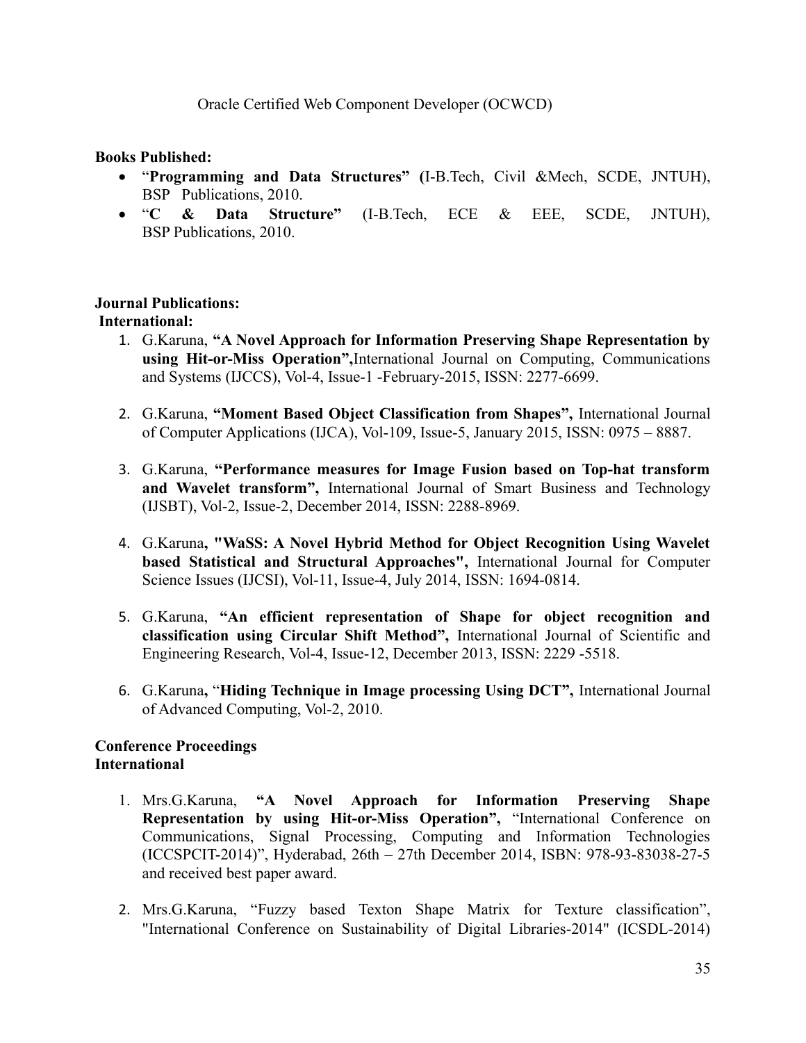Oracle Certified Web Component Developer (OCWCD)

**Books Published:**

- "**Programming and Data Structures" (**I-B.Tech, Civil &Mech, SCDE, JNTUH), BSP Publications, 2010.
- "**C & Data Structure"** (I-B.Tech, ECE & EEE, SCDE, JNTUH), BSP Publications, 2010.

**Journal Publications:**

**International:**

1. G.Karuna, **"A Novel Approach for Information Preserving Shape Representation by using Hit-or-Miss Operation",**International Journal on Computing, Communications and Systems (IJCCS), Vol-4, Issue-1 -February-2015, ISSN: 2277-6699.

2. G.Karuna, **"Moment Based Object Classification from Shapes",** International Journal of Computer Applications (IJCA), Vol-109, Issue-5, January 2015, ISSN: 0975 – 8887.

3. G.Karuna, **"Performance measures for Image Fusion based on Top-hat transform and Wavelet transform",** International Journal of Smart Business and Technology (IJSBT), Vol-2, Issue-2, December 2014, ISSN: 2288-8969.

4. G.Karuna**, "WaSS: A Novel Hybrid Method for Object Recognition Using Wavelet based Statistical and Structural Approaches",** International Journal for Computer Science Issues (IJCSI), Vol-11, Issue-4, July 2014, ISSN: 1694-0814.

5. G.Karuna, **"An efficient representation of Shape for object recognition and classification using Circular Shift Method",** International Journal of Scientific and Engineering Research, Vol-4, Issue-12, December 2013, ISSN: 2229 -5518.

6. G.Karuna**,** "**Hiding Technique in Image processing Using DCT",** International Journal of Advanced Computing, Vol-2, 2010.

**Conference Proceedings**
**International**

1. Mrs.G.Karuna, **"A Novel Approach for Information Preserving Shape Representation by using Hit-or-Miss Operation",** "International Conference on Communications, Signal Processing, Computing and Information Technologies (ICCSPCIT-2014)", Hyderabad, 26th – 27th December 2014, ISBN: 978-93-83038-27-5 and received best paper award.

2. Mrs.G.Karuna, "Fuzzy based Texton Shape Matrix for Texture classification", "International Conference on Sustainability of Digital Libraries-2014" (ICSDL-2014)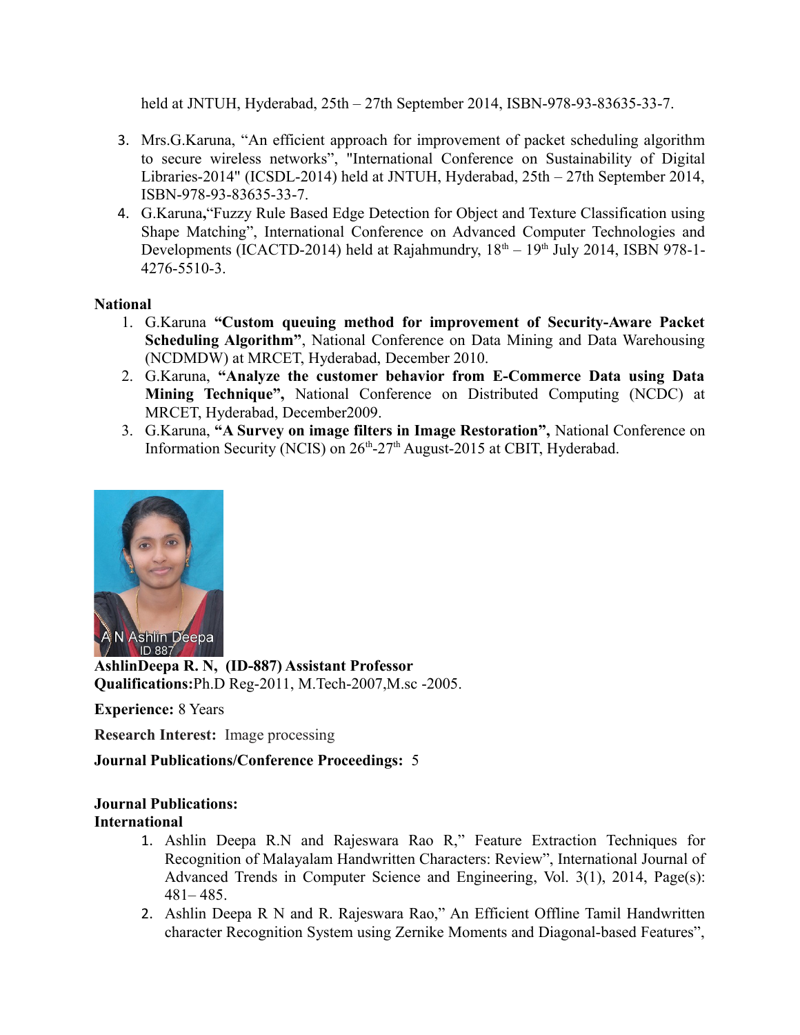held at JNTUH, Hyderabad, 25th – 27th September 2014, ISBN-978-93-83635-33-7.

3. Mrs.G.Karuna, "An efficient approach for improvement of packet scheduling algorithm to secure wireless networks", "International Conference on Sustainability of Digital Libraries-2014" (ICSDL-2014) held at JNTUH, Hyderabad, 25th – 27th September 2014, ISBN-978-93-83635-33-7.
4. G.Karuna,"Fuzzy Rule Based Edge Detection for Object and Texture Classification using Shape Matching", International Conference on Advanced Computer Technologies and Developments (ICACTD-2014) held at Rajahmundry, 18th – 19th July 2014, ISBN 978-1-4276-5510-3.

**National**

1. G.Karuna **"Custom queuing method for improvement of Security-Aware Packet Scheduling Algorithm"**, National Conference on Data Mining and Data Warehousing (NCDMDW) at MRCET, Hyderabad, December 2010.
2. G.Karuna, **"Analyze the customer behavior from E-Commerce Data using Data Mining Technique",** National Conference on Distributed Computing (NCDC) at MRCET, Hyderabad, December2009.
3. G.Karuna, **"A Survey on image filters in Image Restoration",** National Conference on Information Security (NCIS) on 26th-27th August-2015 at CBIT, Hyderabad.

A N Ashlin Deepa
ID 887

**AshlinDeepa R. N, (ID-887) Assistant Professor**
**Qualifications:**Ph.D Reg-2011, M.Tech-2007,M.sc -2005.

**Experience:** 8 Years

**Research Interest:** Image processing

**Journal Publications/Conference Proceedings:** 5

**Journal Publications:**
**International**

1. Ashlin Deepa R.N and Rajeswara Rao R," Feature Extraction Techniques for Recognition of Malayalam Handwritten Characters: Review", International Journal of Advanced Trends in Computer Science and Engineering, Vol. 3(1), 2014, Page(s): 481– 485.
2. Ashlin Deepa R N and R. Rajeswara Rao," An Efficient Offline Tamil Handwritten character Recognition System using Zernike Moments and Diagonal-based Features",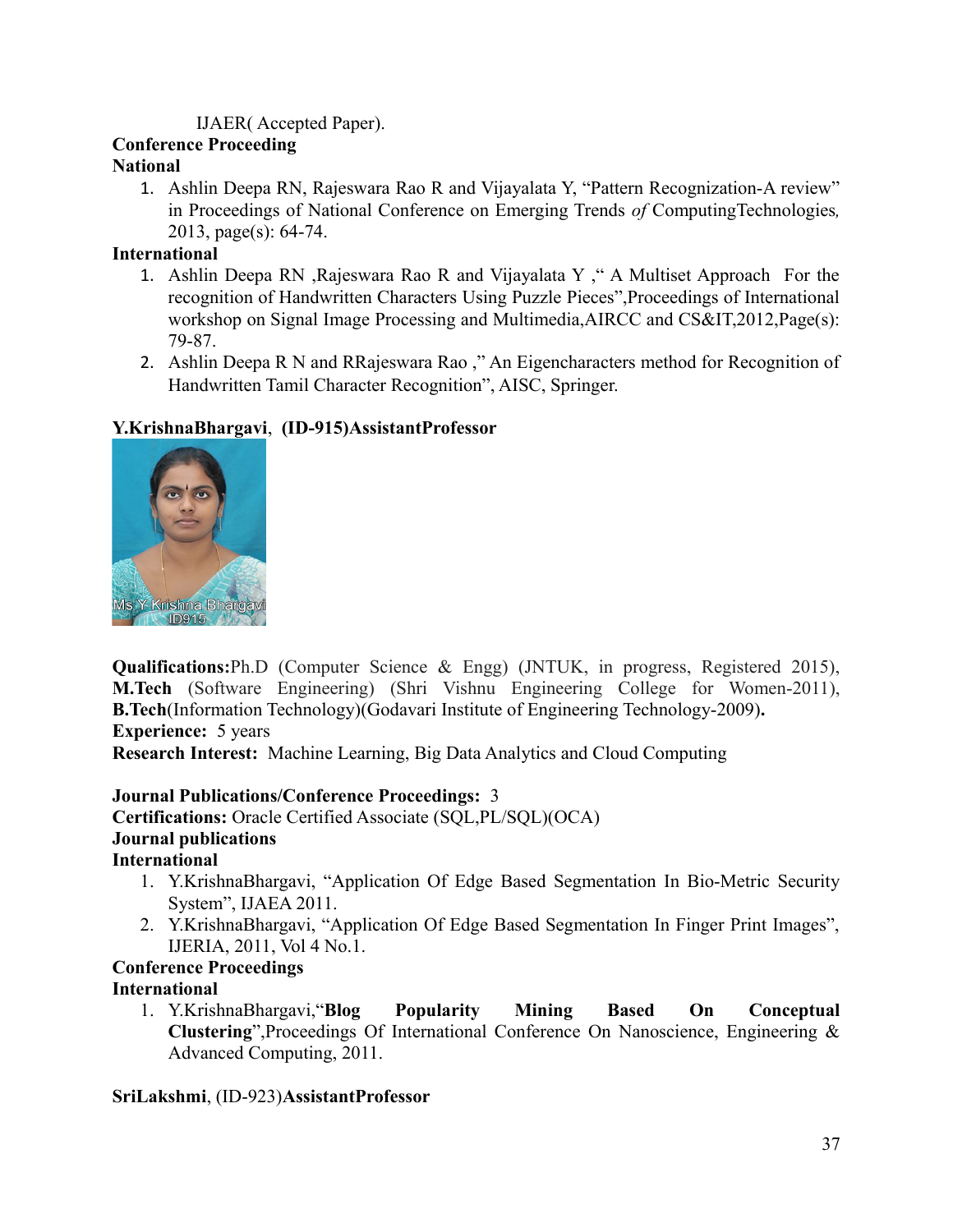IJAER( Accepted Paper).

**Conference Proceeding**

**National**

1. Ashlin Deepa RN, Rajeswara Rao R and Vijayalata Y, "Pattern Recognization-A review" in Proceedings of National Conference on Emerging Trends *of* ComputingTechnologies*,* 2013, page(s): 64-74.

**International**

1. Ashlin Deepa RN ,Rajeswara Rao R and Vijayalata Y ," A Multiset Approach For the recognition of Handwritten Characters Using Puzzle Pieces",Proceedings of International workshop on Signal Image Processing and Multimedia,AIRCC and CS&IT,2012,Page(s): 79-87.
2. Ashlin Deepa R N and RRajeswara Rao ," An Eigencharacters method for Recognition of Handwritten Tamil Character Recognition", AISC, Springer.

**Y.KrishnaBhargavi**, **(ID-915)AssistantProfessor**

**Qualifications:**Ph.D (Computer Science & Engg) (JNTUK, in progress, Registered 2015), **M.Tech** (Software Engineering) (Shri Vishnu Engineering College for Women-2011), **B.Tech**(Information Technology)(Godavari Institute of Engineering Technology-2009)**.**

**Experience:** 5 years

**Research Interest:** Machine Learning, Big Data Analytics and Cloud Computing

**Journal Publications/Conference Proceedings:** 3

**Certifications:** Oracle Certified Associate (SQL,PL/SQL)(OCA)

**Journal publications**

**International**

1. Y.KrishnaBhargavi, "Application Of Edge Based Segmentation In Bio-Metric Security System", IJAEA 2011.
2. Y.KrishnaBhargavi, "Application Of Edge Based Segmentation In Finger Print Images", IJERIA, 2011, Vol 4 No.1.

**Conference Proceedings**

**International**

1. Y.KrishnaBhargavi,"**Blog Popularity Mining Based On Conceptual Clustering**",Proceedings Of International Conference On Nanoscience, Engineering & Advanced Computing, 2011.

**SriLakshmi**, (ID-923)**AssistantProfessor**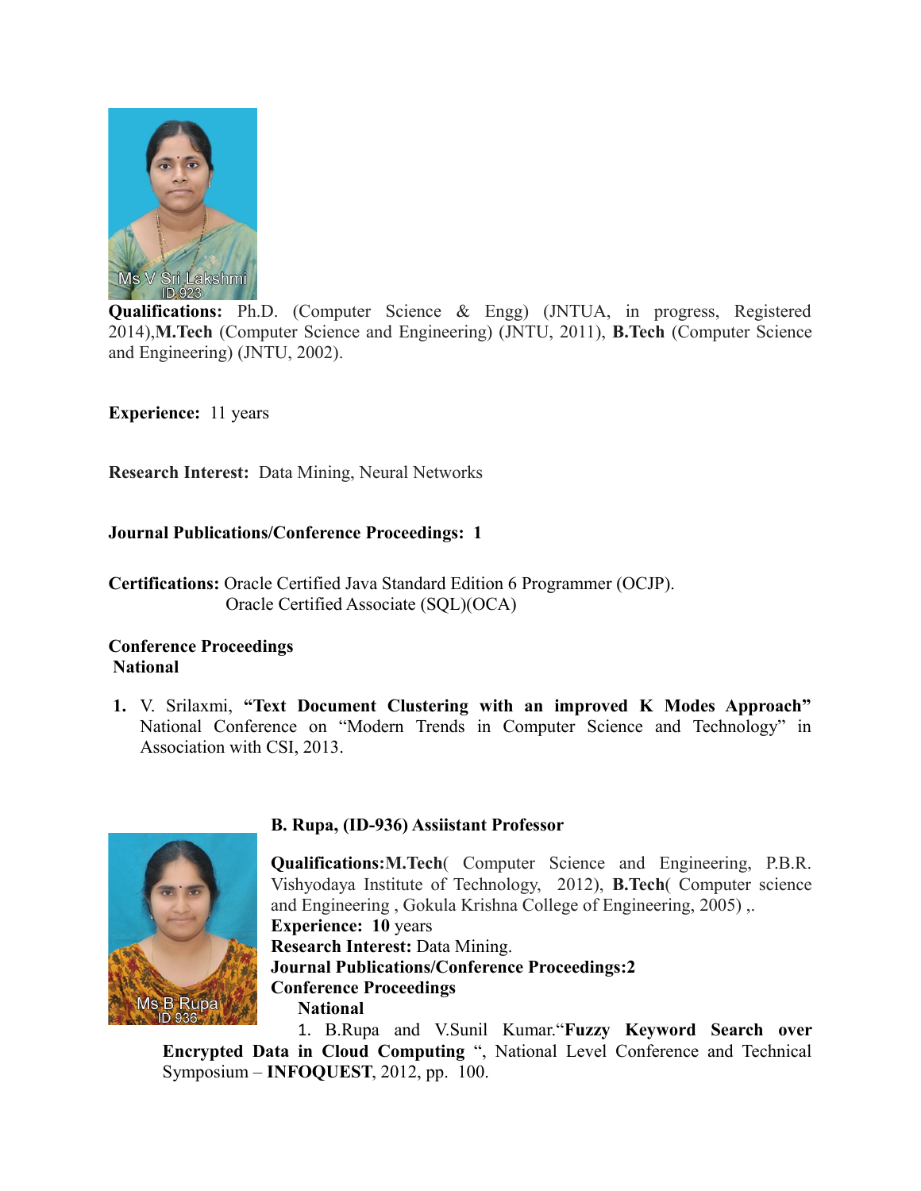Ms V Sri Lakshmi
ID 923

**Qualifications:** Ph.D. (Computer Science & Engg) (JNTUA, in progress, Registered 2014),**M.Tech** (Computer Science and Engineering) (JNTU, 2011), **B.Tech** (Computer Science and Engineering) (JNTU, 2002).

**Experience:** 11 years

**Research Interest:** Data Mining, Neural Networks

**Journal Publications/Conference Proceedings: 1**

**Certifications:** Oracle Certified Java Standard Edition 6 Programmer (OCJP).
Oracle Certified Associate (SQL)(OCA)

**Conference Proceedings**

**National**

1. V. Srilaxmi, **"Text Document Clustering with an improved K Modes Approach"** National Conference on "Modern Trends in Computer Science and Technology" in Association with CSI, 2013.

Ms B Rupa
ID 936

**B. Rupa, (ID-936) Assiistant Professor**

**Qualifications:M.Tech**( Computer Science and Engineering, P.B.R. Vishyodaya Institute of Technology, 2012), **B.Tech**( Computer science and Engineering , Gokula Krishna College of Engineering, 2005) ,.
**Experience: 10** years
**Research Interest:** Data Mining.
**Journal Publications/Conference Proceedings:2**
**Conference Proceedings**

**National**

1. B.Rupa and V.Sunil Kumar."**Fuzzy Keyword Search over Encrypted Data in Cloud Computing** ", National Level Conference and Technical Symposium – **INFOQUEST**, 2012, pp. 100.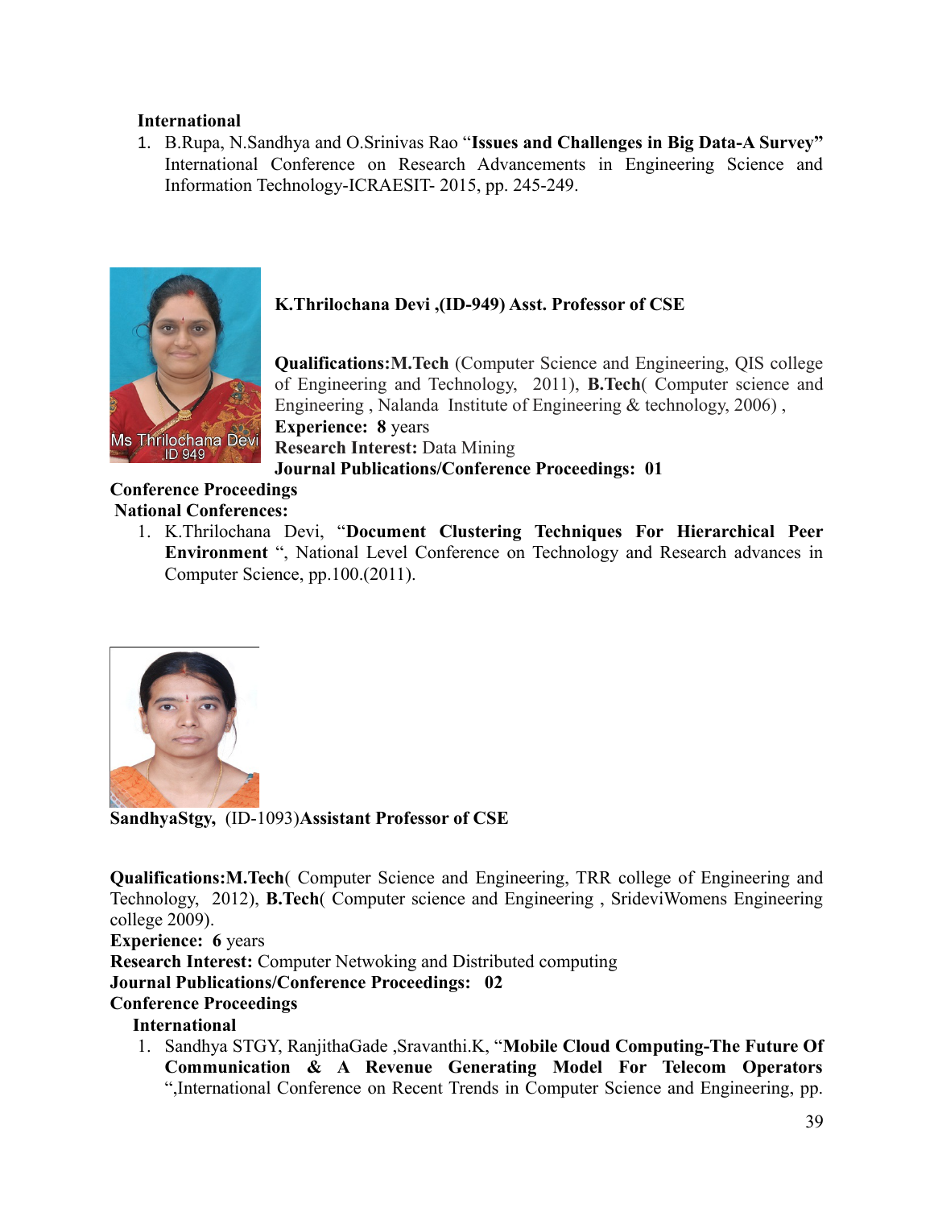**International**

1. B.Rupa, N.Sandhya and O.Srinivas Rao "**Issues and Challenges in Big Data-A Survey"** International Conference on Research Advancements in Engineering Science and Information Technology-ICRAESIT- 2015, pp. 245-249.

**K.Thrilochana Devi ,(ID-949) Asst. Professor of CSE**

**Qualifications:M.Tech** (Computer Science and Engineering, QIS college of Engineering and Technology, 2011), **B.Tech**( Computer science and Engineering , Nalanda Institute of Engineering & technology, 2006) ,
**Experience: 8** years
**Research Interest:** Data Mining
**Journal Publications/Conference Proceedings: 01**

**Conference Proceedings**

**National Conferences:**

1. K.Thrilochana Devi, "**Document Clustering Techniques For Hierarchical Peer Environment** ", National Level Conference on Technology and Research advances in Computer Science, pp.100.(2011).

**SandhyaStgy,** (ID-1093)**Assistant Professor of CSE**

**Qualifications:M.Tech**( Computer Science and Engineering, TRR college of Engineering and Technology, 2012), **B.Tech**( Computer science and Engineering , SrideviWomens Engineering college 2009).
**Experience: 6** years
**Research Interest:** Computer Netwoking and Distributed computing
**Journal Publications/Conference Proceedings: 02**

**Conference Proceedings**

**International**

1. Sandhya STGY, RanjithaGade ,Sravanthi.K, "**Mobile Cloud Computing-The Future Of Communication & A Revenue Generating Model For Telecom Operators** ",International Conference on Recent Trends in Computer Science and Engineering, pp.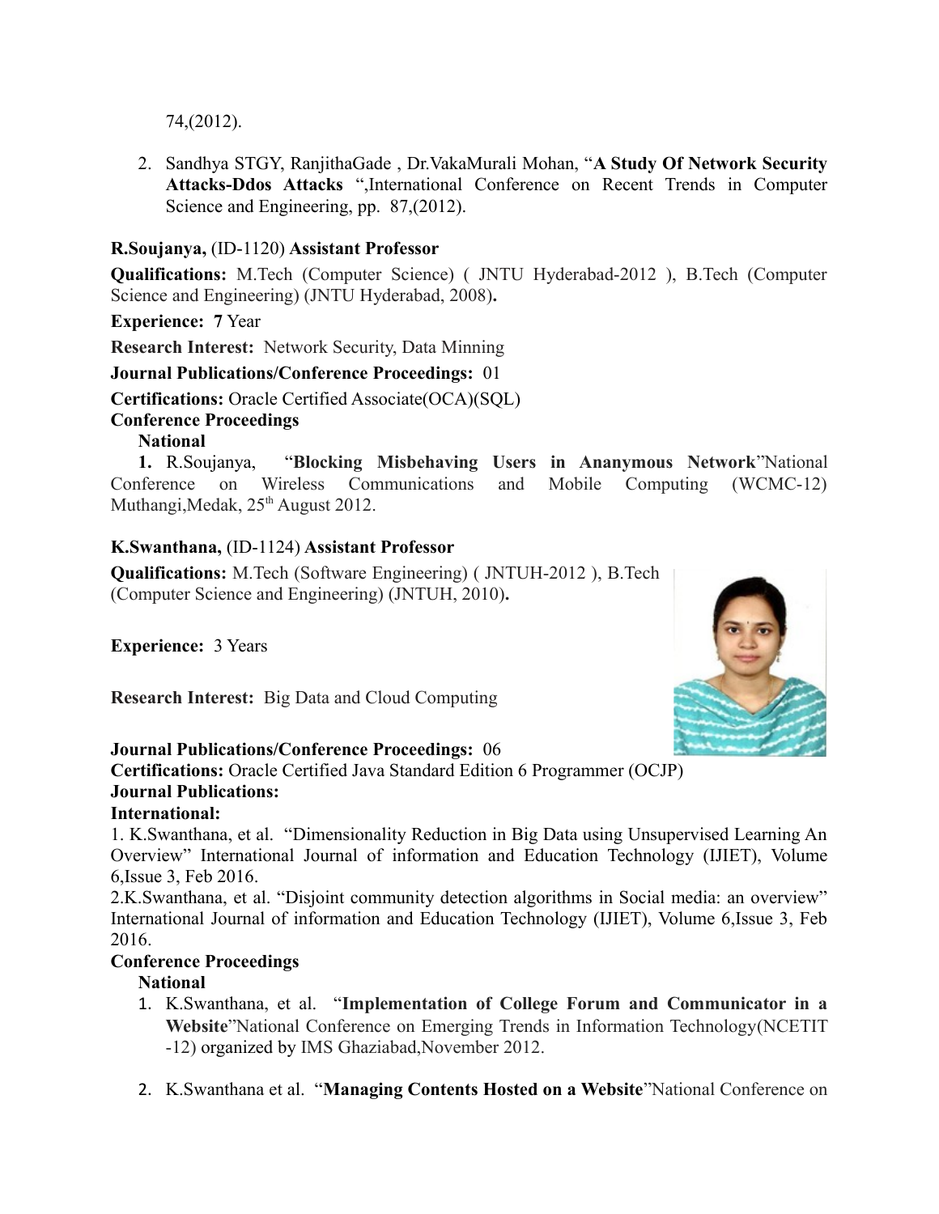74,(2012).

2. Sandhya STGY, RanjithaGade , Dr.VakaMurali Mohan, "**A Study Of Network Security Attacks-Ddos Attacks** ",International Conference on Recent Trends in Computer Science and Engineering, pp. 87,(2012).

**R.Soujanya,** (ID-1120) **Assistant Professor**

**Qualifications:** M.Tech (Computer Science) ( JNTU Hyderabad-2012 ), B.Tech (Computer Science and Engineering) (JNTU Hyderabad, 2008)**.**

**Experience: 7** Year

**Research Interest:** Network Security, Data Minning

**Journal Publications/Conference Proceedings:** 01

**Certifications:** Oracle Certified Associate(OCA)(SQL)

**Conference Proceedings**

**National**

**1.** R.Soujanya, "**Blocking Misbehaving Users in Ananymous Network**"National Conference on Wireless Communications and Mobile Computing (WCMC-12) Muthangi,Medak, 25th August 2012.

**K.Swanthana,** (ID-1124) **Assistant Professor**

**Qualifications:** M.Tech (Software Engineering) ( JNTUH-2012 ), B.Tech (Computer Science and Engineering) (JNTUH, 2010)**.**

**Experience:** 3 Years

**Research Interest:** Big Data and Cloud Computing

**Journal Publications/Conference Proceedings:** 06

**Certifications:** Oracle Certified Java Standard Edition 6 Programmer (OCJP)

**Journal Publications:**

**International:**

1. K.Swanthana, et al. "Dimensionality Reduction in Big Data using Unsupervised Learning An Overview" International Journal of information and Education Technology (IJIET), Volume 6,Issue 3, Feb 2016.

2.K.Swanthana, et al. "Disjoint community detection algorithms in Social media: an overview" International Journal of information and Education Technology (IJIET), Volume 6,Issue 3, Feb 2016.

**Conference Proceedings**

**National**

1. K.Swanthana, et al. "**Implementation of College Forum and Communicator in a Website**"National Conference on Emerging Trends in Information Technology(NCETIT -12) organized by IMS Ghaziabad,November 2012.

2. K.Swanthana et al. "**Managing Contents Hosted on a Website**"National Conference on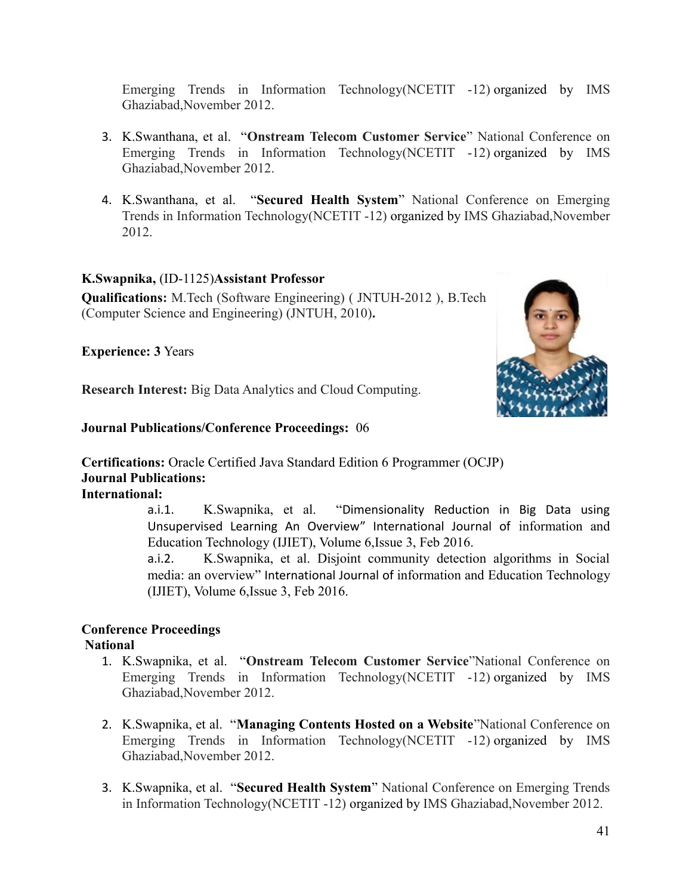Emerging Trends in Information Technology(NCETIT -12) organized by IMS Ghaziabad,November 2012.

3. K.Swanthana, et al. "**Onstream Telecom Customer Service**" National Conference on Emerging Trends in Information Technology(NCETIT -12) organized by IMS Ghaziabad,November 2012.

4. K.Swanthana, et al. "**Secured Health System**" National Conference on Emerging Trends in Information Technology(NCETIT -12) organized by IMS Ghaziabad,November 2012.

**K.Swapnika,** (ID-1125)**Assistant Professor**

**Qualifications:** M.Tech (Software Engineering) ( JNTUH-2012 ), B.Tech (Computer Science and Engineering) (JNTUH, 2010)**.**

**Experience: 3** Years

**Research Interest:** Big Data Analytics and Cloud Computing.

**Journal Publications/Conference Proceedings:** 06

**Certifications:** Oracle Certified Java Standard Edition 6 Programmer (OCJP)

**Journal Publications:**

**International:**

a.i.1. K.Swapnika, et al. "Dimensionality Reduction in Big Data using Unsupervised Learning An Overview" International Journal of information and Education Technology (IJIET), Volume 6,Issue 3, Feb 2016.

a.i.2. K.Swapnika, et al. Disjoint community detection algorithms in Social media: an overview" International Journal of information and Education Technology (IJIET), Volume 6,Issue 3, Feb 2016.

**Conference Proceedings**

**National**

1. K.Swapnika, et al. "**Onstream Telecom Customer Service**"National Conference on Emerging Trends in Information Technology(NCETIT -12) organized by IMS Ghaziabad,November 2012.

2. K.Swapnika, et al. "**Managing Contents Hosted on a Website**"National Conference on Emerging Trends in Information Technology(NCETIT -12) organized by IMS Ghaziabad,November 2012.

3. K.Swapnika, et al. "**Secured Health System**" National Conference on Emerging Trends in Information Technology(NCETIT -12) organized by IMS Ghaziabad,November 2012.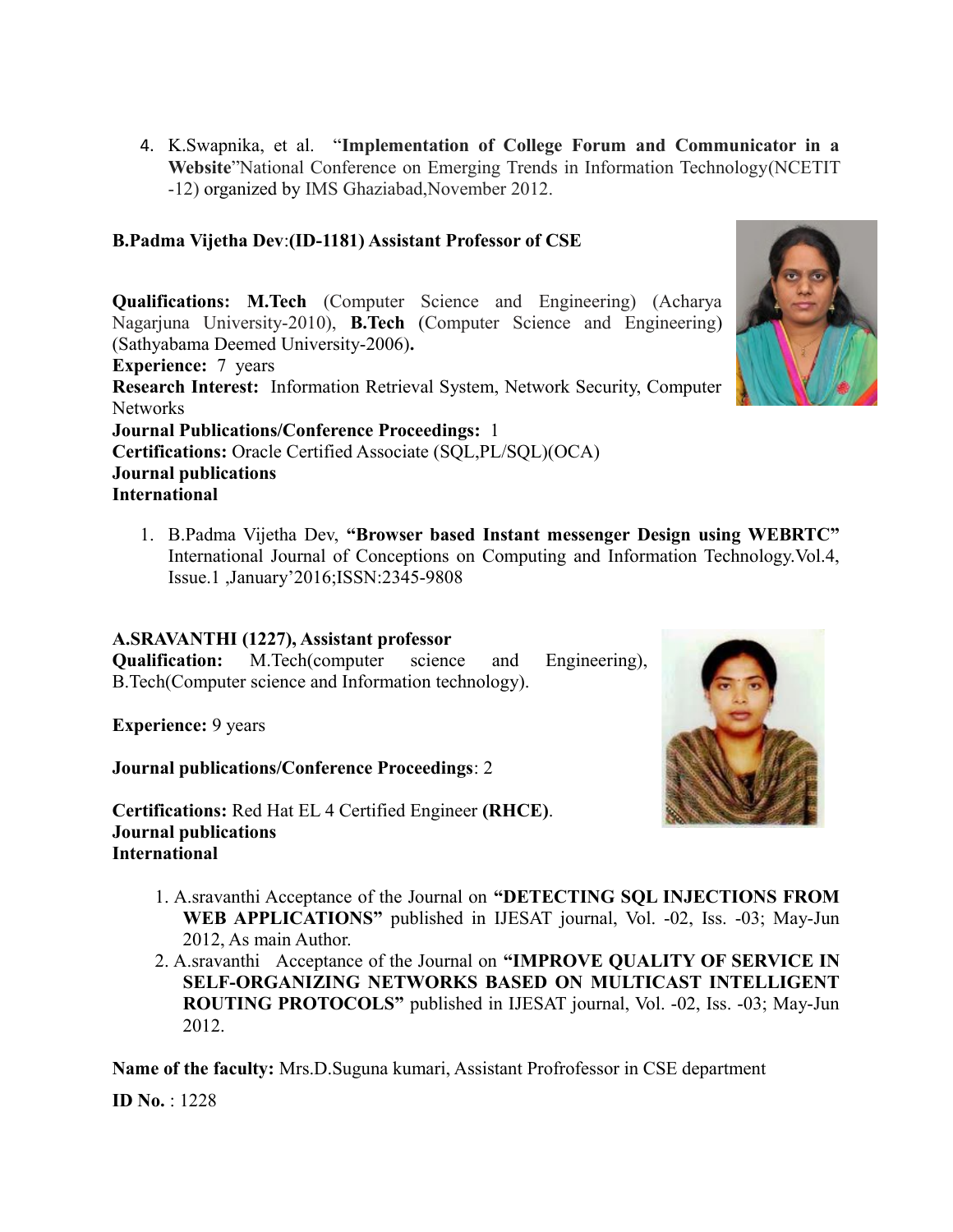4. K.Swapnika, et al. "**Implementation of College Forum and Communicator in a Website**"National Conference on Emerging Trends in Information Technology(NCETIT -12) organized by IMS Ghaziabad,November 2012.

**B.Padma Vijetha Dev**:**(ID-1181) Assistant Professor of CSE**

**Qualifications: M.Tech** (Computer Science and Engineering) (Acharya Nagarjuna University-2010), **B.Tech** (Computer Science and Engineering) (Sathyabama Deemed University-2006)**.**
**Experience:** 7 years
**Research Interest:** Information Retrieval System, Network Security, Computer Networks
**Journal Publications/Conference Proceedings:** 1
**Certifications:** Oracle Certified Associate (SQL,PL/SQL)(OCA)
**Journal publications**
**International**

1. B.Padma Vijetha Dev, **"Browser based Instant messenger Design using WEBRTC"** International Journal of Conceptions on Computing and Information Technology.Vol.4, Issue.1 ,January'2016;ISSN:2345-9808

**A.SRAVANTHI (1227), Assistant professor**
**Qualification:** M.Tech(computer science and Engineering), B.Tech(Computer science and Information technology).

**Experience:** 9 years

**Journal publications/Conference Proceedings**: 2

**Certifications:** Red Hat EL 4 Certified Engineer **(RHCE)**.
**Journal publications**
**International**

1. A.sravanthi Acceptance of the Journal on **"DETECTING SQL INJECTIONS FROM WEB APPLICATIONS"** published in IJESAT journal, Vol. -02, Iss. -03; May-Jun 2012, As main Author.
2. A.sravanthi Acceptance of the Journal on **"IMPROVE QUALITY OF SERVICE IN SELF-ORGANIZING NETWORKS BASED ON MULTICAST INTELLIGENT ROUTING PROTOCOLS"** published in IJESAT journal, Vol. -02, Iss. -03; May-Jun 2012.

**Name of the faculty:** Mrs.D.Suguna kumari, Assistant Profrofessor in CSE department

**ID No.** : 1228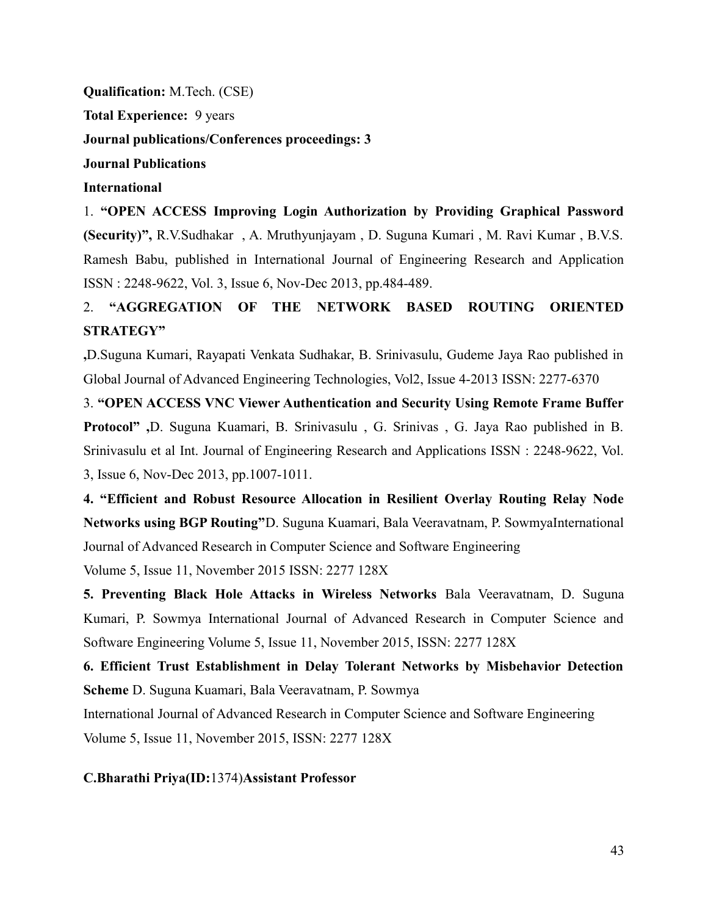**Qualification:** M.Tech. (CSE)

**Total Experience:** 9 years

**Journal publications/Conferences proceedings: 3**

**Journal Publications**

**International**

1. **"OPEN ACCESS Improving Login Authorization by Providing Graphical Password (Security)",** R.V.Sudhakar , A. Mruthyunjayam , D. Suguna Kumari , M. Ravi Kumar , B.V.S. Ramesh Babu, published in International Journal of Engineering Research and Application ISSN : 2248-9622, Vol. 3, Issue 6, Nov-Dec 2013, pp.484-489.

2. **"AGGREGATION OF THE NETWORK BASED ROUTING ORIENTED STRATEGY"**

**,**D.Suguna Kumari, Rayapati Venkata Sudhakar, B. Srinivasulu, Gudeme Jaya Rao published in Global Journal of Advanced Engineering Technologies, Vol2, Issue 4-2013 ISSN: 2277-6370

3. **"OPEN ACCESS VNC Viewer Authentication and Security Using Remote Frame Buffer Protocol" ,**D. Suguna Kuamari, B. Srinivasulu , G. Srinivas , G. Jaya Rao published in B. Srinivasulu et al Int. Journal of Engineering Research and Applications ISSN : 2248-9622, Vol. 3, Issue 6, Nov-Dec 2013, pp.1007-1011.

**4. "Efficient and Robust Resource Allocation in Resilient Overlay Routing Relay Node Networks using BGP Routing"**D. Suguna Kuamari, Bala Veeravatnam, P. SowmyaInternational Journal of Advanced Research in Computer Science and Software Engineering

Volume 5, Issue 11, November 2015 ISSN: 2277 128X

**5. Preventing Black Hole Attacks in Wireless Networks** Bala Veeravatnam, D. Suguna Kumari, P. Sowmya International Journal of Advanced Research in Computer Science and Software Engineering Volume 5, Issue 11, November 2015, ISSN: 2277 128X

**6. Efficient Trust Establishment in Delay Tolerant Networks by Misbehavior Detection Scheme** D. Suguna Kuamari, Bala Veeravatnam, P. Sowmya

International Journal of Advanced Research in Computer Science and Software Engineering

Volume 5, Issue 11, November 2015, ISSN: 2277 128X

**C.Bharathi Priya(ID:**1374)**Assistant Professor**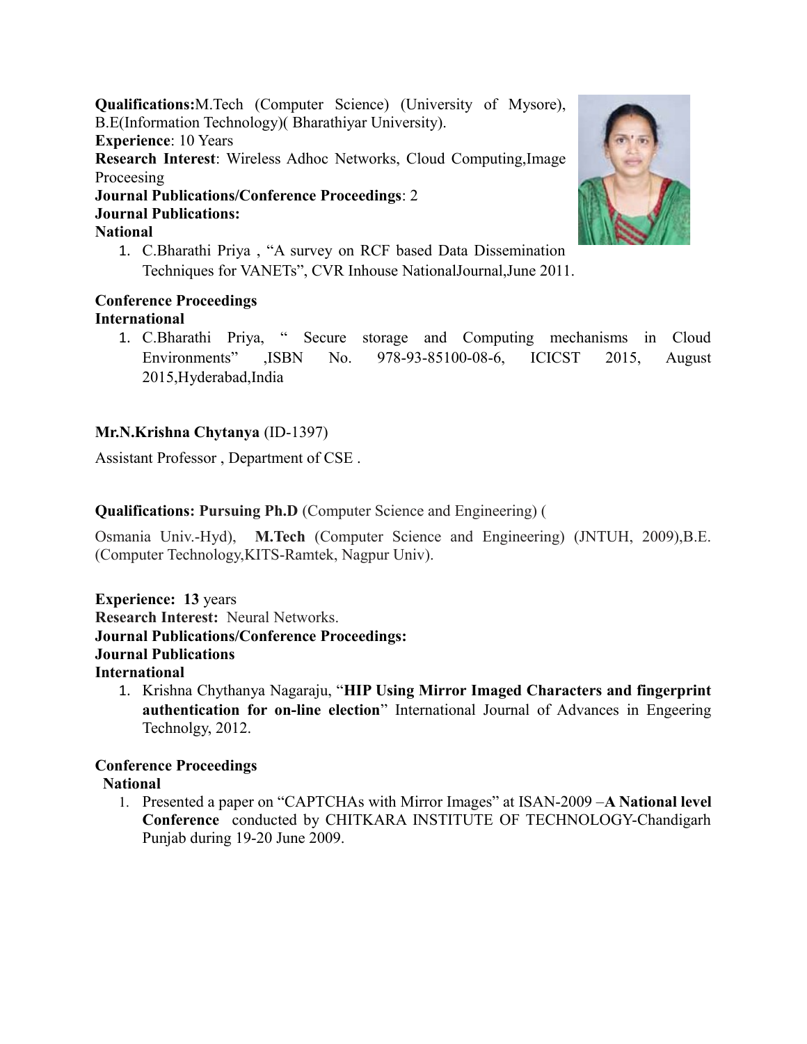**Qualifications:**M.Tech (Computer Science) (University of Mysore), B.E(Information Technology)( Bharathiyar University).
**Experience**: 10 Years
**Research Interest**: Wireless Adhoc Networks, Cloud Computing,Image Proceesing
**Journal Publications/Conference Proceedings**: 2
**Journal Publications:**
**National**

1. C.Bharathi Priya , "A survey on RCF based Data Dissemination Techniques for VANETs", CVR Inhouse NationalJournal,June 2011.

**Conference Proceedings**
**International**

1. C.Bharathi Priya, " Secure storage and Computing mechanisms in Cloud Environments" ,ISBN No. 978-93-85100-08-6, ICICST 2015, August 2015,Hyderabad,India

**Mr.N.Krishna Chytanya** (ID-1397)

Assistant Professor , Department of CSE .

**Qualifications: Pursuing Ph.D** (Computer Science and Engineering) (

Osmania Univ.-Hyd), **M.Tech** (Computer Science and Engineering) (JNTUH, 2009),B.E.(Computer Technology,KITS-Ramtek, Nagpur Univ).

**Experience: 13** years
**Research Interest:** Neural Networks.
**Journal Publications/Conference Proceedings:**
**Journal Publications**
**International**

1. Krishna Chythanya Nagaraju, "**HIP Using Mirror Imaged Characters and fingerprint authentication for on-line election**" International Journal of Advances in Engeering Technolgy, 2012.

**Conference Proceedings**
**National**

1. Presented a paper on "CAPTCHAs with Mirror Images" at ISAN-2009 –**A National level Conference** conducted by CHITKARA INSTITUTE OF TECHNOLOGY-Chandigarh Punjab during 19-20 June 2009.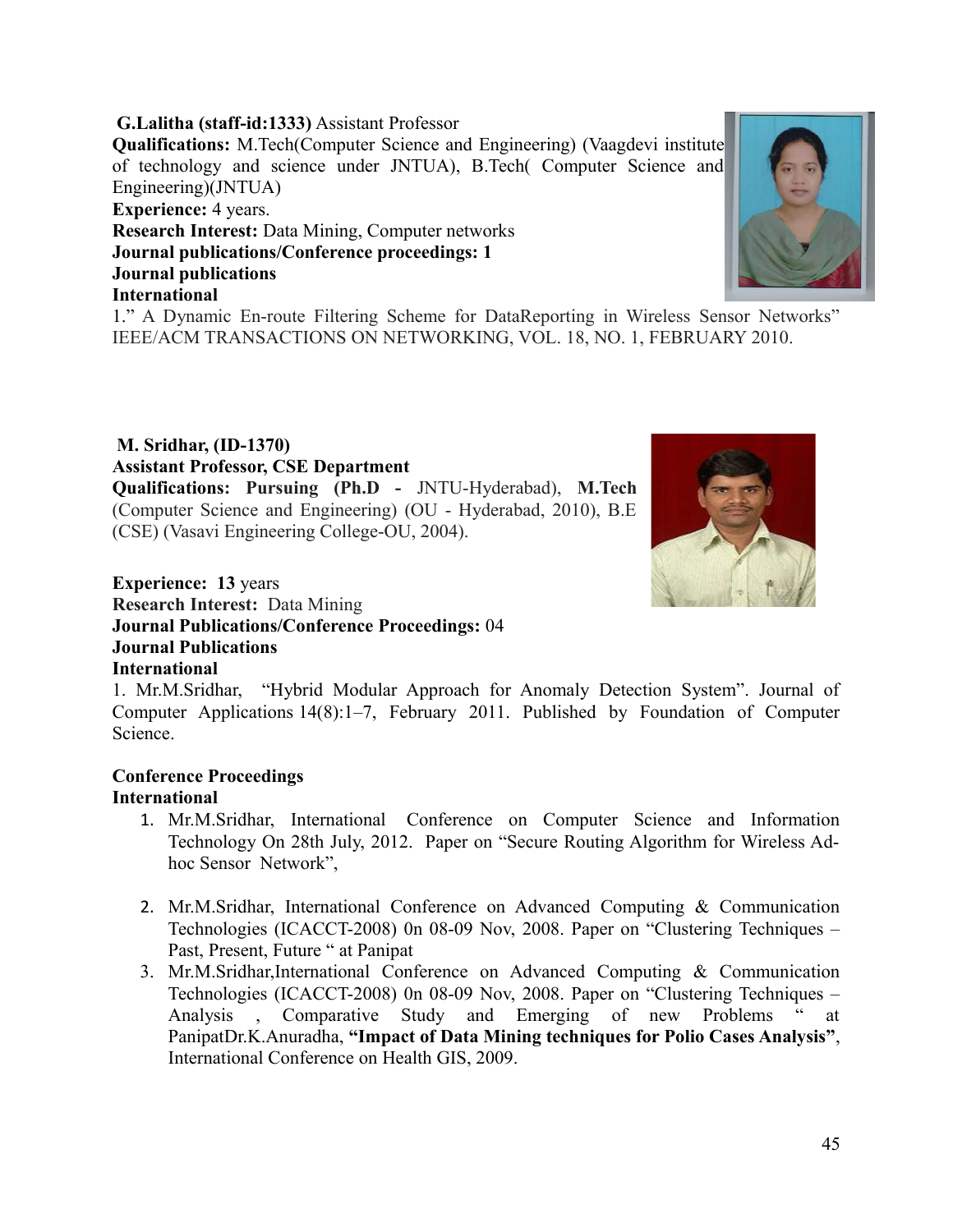**G.Lalitha (staff-id:1333)** Assistant Professor
**Qualifications:** M.Tech(Computer Science and Engineering) (Vaagdevi institute of technology and science under JNTUA), B.Tech( Computer Science and Engineering)(JNTUA)
**Experience:** 4 years.
**Research Interest:** Data Mining, Computer networks
**Journal publications/Conference proceedings: 1**
**Journal publications**
**International**
1." A Dynamic En-route Filtering Scheme for DataReporting in Wireless Sensor Networks" IEEE/ACM TRANSACTIONS ON NETWORKING, VOL. 18, NO. 1, FEBRUARY 2010.

**M. Sridhar, (ID-1370)**
**Assistant Professor, CSE Department**
**Qualifications: Pursuing (Ph.D -** JNTU-Hyderabad), **M.Tech** (Computer Science and Engineering) (OU - Hyderabad, 2010), B.E (CSE) (Vasavi Engineering College-OU, 2004).

**Experience:** 13 years
**Research Interest:** Data Mining
**Journal Publications/Conference Proceedings:** 04
**Journal Publications**
**International**
1. Mr.M.Sridhar, "Hybrid Modular Approach for Anomaly Detection System". Journal of Computer Applications 14(8):1–7, February 2011. Published by Foundation of Computer Science.

**Conference Proceedings**
**International**

1. Mr.M.Sridhar, International Conference on Computer Science and Information Technology On 28th July, 2012. Paper on "Secure Routing Algorithm for Wireless Ad-hoc Sensor Network",
2. Mr.M.Sridhar, International Conference on Advanced Computing & Communication Technologies (ICACCT-2008) 0n 08-09 Nov, 2008. Paper on "Clustering Techniques – Past, Present, Future " at Panipat
3. Mr.M.Sridhar,International Conference on Advanced Computing & Communication Technologies (ICACCT-2008) 0n 08-09 Nov, 2008. Paper on "Clustering Techniques – Analysis , Comparative Study and Emerging of new Problems " at PanipatDr.K.Anuradha, **"Impact of Data Mining techniques for Polio Cases Analysis"**, International Conference on Health GIS, 2009.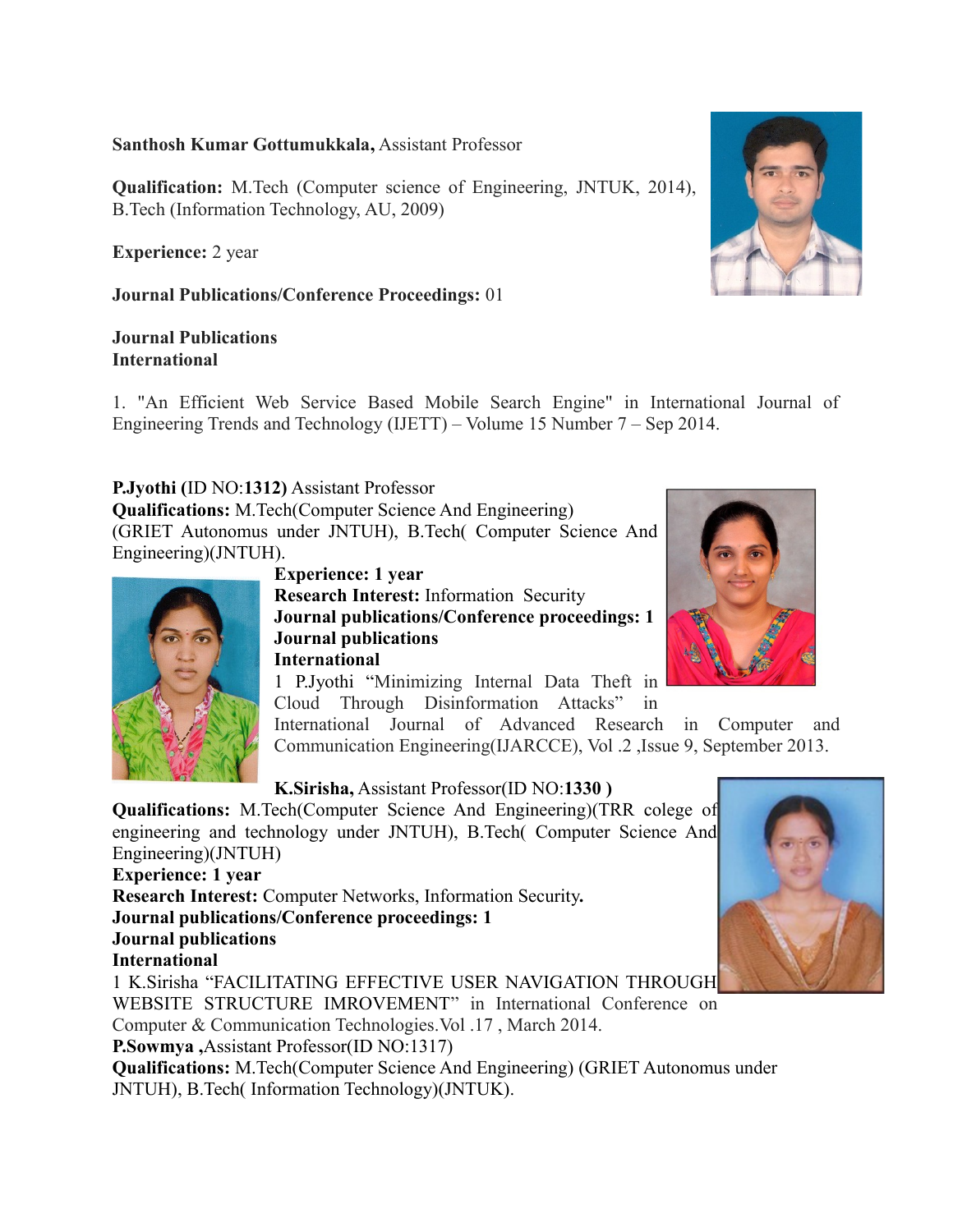**Santhosh Kumar Gottumukkala,** Assistant Professor

**Qualification:** M.Tech (Computer science of Engineering, JNTUK, 2014), B.Tech (Information Technology, AU, 2009)

**Experience:** 2 year

**Journal Publications/Conference Proceedings:** 01

**Journal Publications**
**International**

1. "An Efficient Web Service Based Mobile Search Engine" in International Journal of Engineering Trends and Technology (IJETT) – Volume 15 Number 7 – Sep 2014.

**P.Jyothi (**ID NO:**1312)** Assistant Professor
**Qualifications:** M.Tech(Computer Science And Engineering) (GRIET Autonomus under JNTUH), B.Tech( Computer Science And Engineering)(JNTUH).
**Experience: 1 year**
**Research Interest:** Information Security
**Journal publications/Conference proceedings: 1**
**Journal publications**
**International**
1 P.Jyothi "Minimizing Internal Data Theft in Cloud Through Disinformation Attacks" in International Journal of Advanced Research in Computer and Communication Engineering(IJARCCE), Vol .2 ,Issue 9, September 2013.

**K.Sirisha,** Assistant Professor(ID NO:**1330 )**
**Qualifications:** M.Tech(Computer Science And Engineering)(TRR colege of engineering and technology under JNTUH), B.Tech( Computer Science And Engineering)(JNTUH)
**Experience: 1 year**
**Research Interest:** Computer Networks, Information Security**.**
**Journal publications/Conference proceedings: 1**
**Journal publications**
**International**
1 K.Sirisha "FACILITATING EFFECTIVE USER NAVIGATION THROUGH WEBSITE STRUCTURE IMROVEMENT" in International Conference on Computer & Communication Technologies.Vol .17 , March 2014.
**P.Sowmya ,**Assistant Professor(ID NO:1317)
**Qualifications:** M.Tech(Computer Science And Engineering) (GRIET Autonomus under JNTUH), B.Tech( Information Technology)(JNTUK).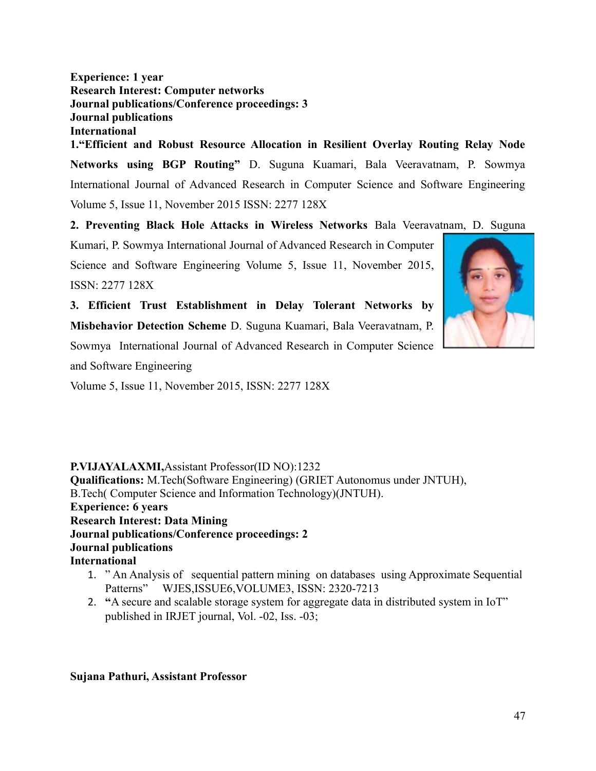**Experience: 1 year**
**Research Interest: Computer networks**
**Journal publications/Conference proceedings: 3**
**Journal publications**
**International**

**1."Efficient and Robust Resource Allocation in Resilient Overlay Routing Relay Node Networks using BGP Routing"** D. Suguna Kuamari, Bala Veeravatnam, P. Sowmya International Journal of Advanced Research in Computer Science and Software Engineering Volume 5, Issue 11, November 2015 ISSN: 2277 128X

**2. Preventing Black Hole Attacks in Wireless Networks** Bala Veeravatnam, D. Suguna Kumari, P. Sowmya International Journal of Advanced Research in Computer Science and Software Engineering Volume 5, Issue 11, November 2015, ISSN: 2277 128X

**3. Efficient Trust Establishment in Delay Tolerant Networks by Misbehavior Detection Scheme** D. Suguna Kuamari, Bala Veeravatnam, P. Sowmya International Journal of Advanced Research in Computer Science and Software Engineering

Volume 5, Issue 11, November 2015, ISSN: 2277 128X

**P.VIJAYALAXMI,**Assistant Professor(ID NO):1232
**Qualifications:** M.Tech(Software Engineering) (GRIET Autonomus under JNTUH),
B.Tech( Computer Science and Information Technology)(JNTUH).
**Experience: 6 years**
**Research Interest: Data Mining**
**Journal publications/Conference proceedings: 2**
**Journal publications**
**International**

1. " An Analysis of sequential pattern mining on databases using Approximate Sequential Patterns" WJES,ISSUE6,VOLUME3, ISSN: 2320-7213
2. **"**A secure and scalable storage system for aggregate data in distributed system in IoT" published in IRJET journal, Vol. -02, Iss. -03;

**Sujana Pathuri, Assistant Professor**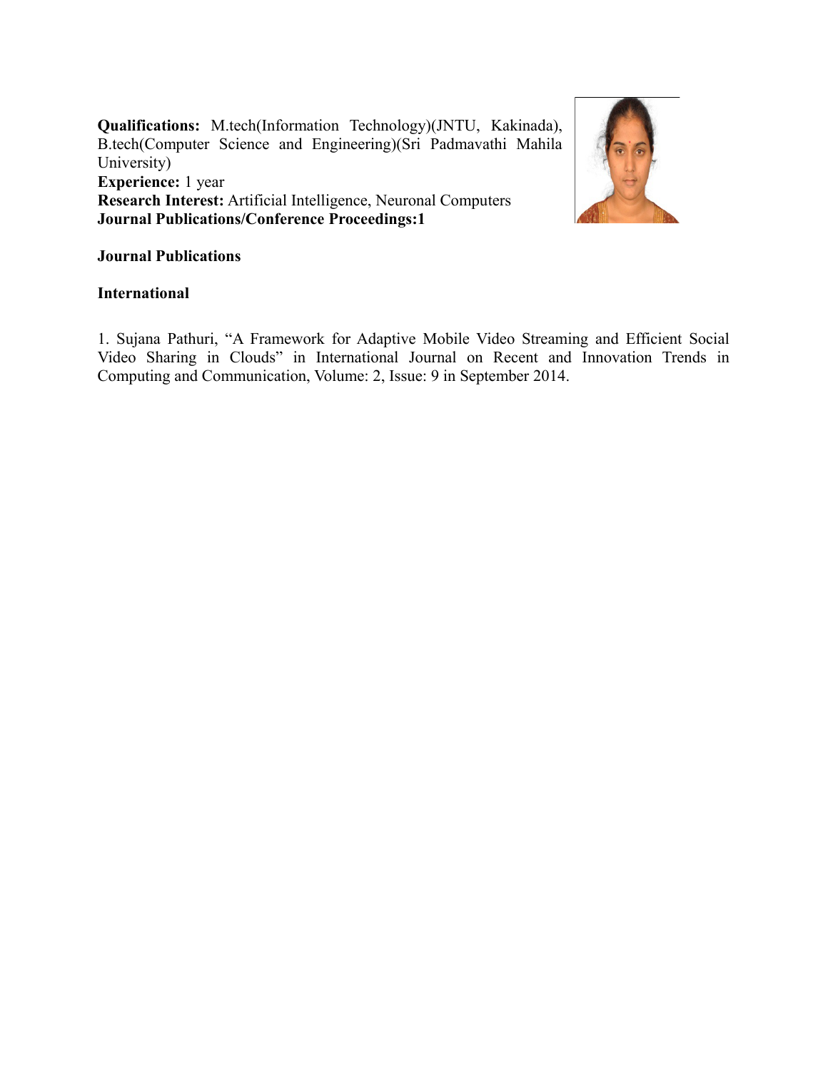**Qualifications:** M.tech(Information Technology)(JNTU, Kakinada), B.tech(Computer Science and Engineering)(Sri Padmavathi Mahila University)
**Experience:** 1 year
**Research Interest:** Artificial Intelligence, Neuronal Computers
**Journal Publications/Conference Proceedings:1**

**Journal Publications**

**International**

1. Sujana Pathuri, “A Framework for Adaptive Mobile Video Streaming and Efficient Social Video Sharing in Clouds” in International Journal on Recent and Innovation Trends in Computing and Communication, Volume: 2, Issue: 9 in September 2014.